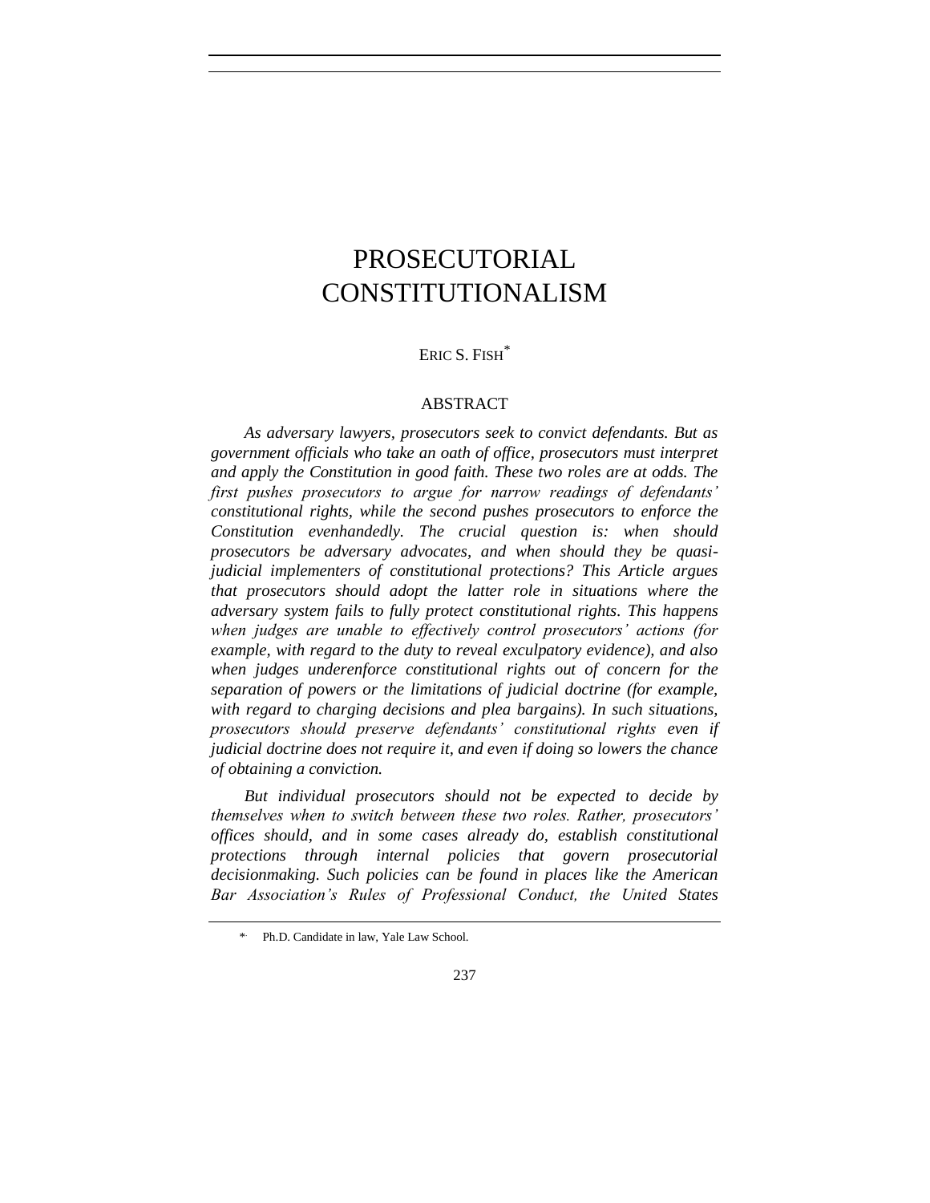# PROSECUTORIAL CONSTITUTIONALISM

ERIC S. FISH[*]

## ABSTRACT

*As adversary lawyers, prosecutors seek to convict defendants. But as government officials who take an oath of office, prosecutors must interpret and apply the Constitution in good faith. These two roles are at odds. The first pushes prosecutors to argue for narrow readings of defendants' constitutional rights, while the second pushes prosecutors to enforce the Constitution evenhandedly. The crucial question is: when should prosecutors be adversary advocates, and when should they be quasi-judicial implementers of constitutional protections? This Article argues that prosecutors should adopt the latter role in situations where the adversary system fails to fully protect constitutional rights. This happens when judges are unable to effectively control prosecutors' actions (for example, with regard to the duty to reveal exculpatory evidence), and also when judges underenforce constitutional rights out of concern for the separation of powers or the limitations of judicial doctrine (for example, with regard to charging decisions and plea bargains). In such situations, prosecutors should preserve defendants' constitutional rights even if judicial doctrine does not require it, and even if doing so lowers the chance of obtaining a conviction.*

*But individual prosecutors should not be expected to decide by themselves when to switch between these two roles. Rather, prosecutors' offices should, and in some cases already do, establish constitutional protections through internal policies that govern prosecutorial decisionmaking. Such policies can be found in places like the American Bar Association's Rules of Professional Conduct, the United States*

---

[*] Ph.D. Candidate in law, Yale Law School.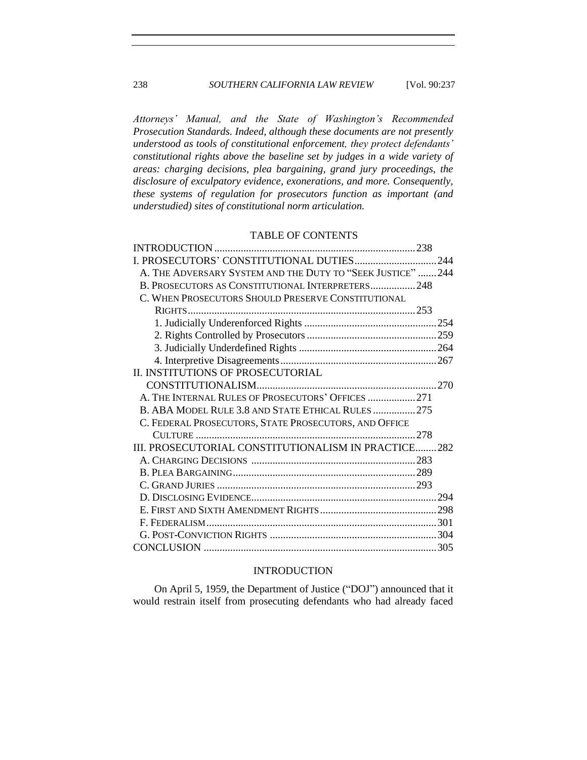*Attorneys' Manual, and the State of Washington's Recommended Prosecution Standards. Indeed, although these documents are not presently understood as tools of constitutional enforcement, they protect defendants' constitutional rights above the baseline set by judges in a wide variety of areas: charging decisions, plea bargaining, grand jury proceedings, the disclosure of exculpatory evidence, exonerations, and more. Consequently, these systems of regulation for prosecutors function as important (and understudied) sites of constitutional norm articulation.*

TABLE OF CONTENTS

| | |
|---|---|
| INTRODUCTION | 238 |
| I. PROSECUTORS' CONSTITUTIONAL DUTIES | 244 |
| A. THE ADVERSARY SYSTEM AND THE DUTY TO "SEEK JUSTICE" | 244 |
| B. PROSECUTORS AS CONSTITUTIONAL INTERPRETERS | 248 |
| C. WHEN PROSECUTORS SHOULD PRESERVE CONSTITUTIONAL RIGHTS | 253 |
| 1. Judicially Underenforced Rights | 254 |
| 2. Rights Controlled by Prosecutors | 259 |
| 3. Judicially Underdefined Rights | 264 |
| 4. Interpretive Disagreements | 267 |
| II. INSTITUTIONS OF PROSECUTORIAL CONSTITUTIONALISM | 270 |
| A. THE INTERNAL RULES OF PROSECUTORS' OFFICES | 271 |
| B. ABA MODEL RULE 3.8 AND STATE ETHICAL RULES | 275 |
| C. FEDERAL PROSECUTORS, STATE PROSECUTORS, AND OFFICE CULTURE | 278 |
| III. PROSECUTORIAL CONSTITUTIONALISM IN PRACTICE | 282 |
| A. CHARGING DECISIONS | 283 |
| B. PLEA BARGAINING | 289 |
| C. GRAND JURIES | 293 |
| D. DISCLOSING EVIDENCE | 294 |
| E. FIRST AND SIXTH AMENDMENT RIGHTS | 298 |
| F. FEDERALISM | 301 |
| G. POST-CONVICTION RIGHTS | 304 |
| CONCLUSION | 305 |

## INTRODUCTION

On April 5, 1959, the Department of Justice ("DOJ") announced that it would restrain itself from prosecuting defendants who had already faced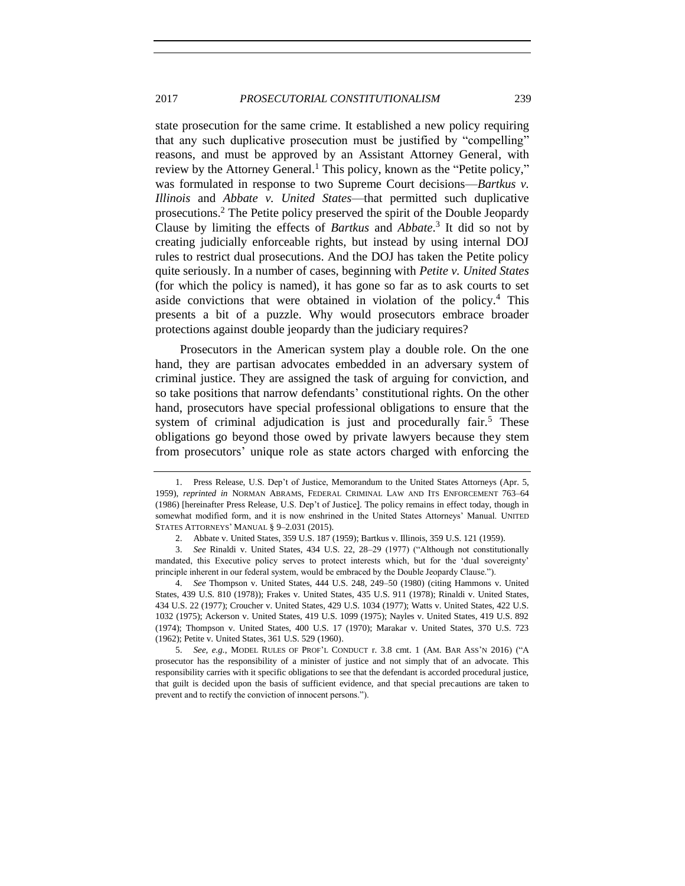state prosecution for the same crime. It established a new policy requiring that any such duplicative prosecution must be justified by "compelling" reasons, and must be approved by an Assistant Attorney General, with review by the Attorney General.[1] This policy, known as the "Petite policy," was formulated in response to two Supreme Court decisions—*Bartkus v. Illinois* and *Abbate v. United States*—that permitted such duplicative prosecutions.[2] The Petite policy preserved the spirit of the Double Jeopardy Clause by limiting the effects of *Bartkus* and *Abbate*.[3] It did so not by creating judicially enforceable rights, but instead by using internal DOJ rules to restrict dual prosecutions. And the DOJ has taken the Petite policy quite seriously. In a number of cases, beginning with *Petite v. United States* (for which the policy is named), it has gone so far as to ask courts to set aside convictions that were obtained in violation of the policy.[4] This presents a bit of a puzzle. Why would prosecutors embrace broader protections against double jeopardy than the judiciary requires?

Prosecutors in the American system play a double role. On the one hand, they are partisan advocates embedded in an adversary system of criminal justice. They are assigned the task of arguing for conviction, and so take positions that narrow defendants' constitutional rights. On the other hand, prosecutors have special professional obligations to ensure that the system of criminal adjudication is just and procedurally fair.[5] These obligations go beyond those owed by private lawyers because they stem from prosecutors' unique role as state actors charged with enforcing the

---

1. Press Release, U.S. Dep't of Justice, Memorandum to the United States Attorneys (Apr. 5, 1959), *reprinted in* NORMAN ABRAMS, FEDERAL CRIMINAL LAW AND ITS ENFORCEMENT 763–64 (1986) [hereinafter Press Release, U.S. Dep't of Justice]. The policy remains in effect today, though in somewhat modified form, and it is now enshrined in the United States Attorneys' Manual. UNITED STATES ATTORNEYS' MANUAL § 9–2.031 (2015).

2. Abbate v. United States, 359 U.S. 187 (1959); Bartkus v. Illinois, 359 U.S. 121 (1959).

3. *See* Rinaldi v. United States, 434 U.S. 22, 28–29 (1977) ("Although not constitutionally mandated, this Executive policy serves to protect interests which, but for the 'dual sovereignty' principle inherent in our federal system, would be embraced by the Double Jeopardy Clause.").

4. *See* Thompson v. United States, 444 U.S. 248, 249–50 (1980) (citing Hammons v. United States, 439 U.S. 810 (1978)); Frakes v. United States, 435 U.S. 911 (1978); Rinaldi v. United States, 434 U.S. 22 (1977); Croucher v. United States, 429 U.S. 1034 (1977); Watts v. United States, 422 U.S. 1032 (1975); Ackerson v. United States, 419 U.S. 1099 (1975); Nayles v. United States, 419 U.S. 892 (1974); Thompson v. United States, 400 U.S. 17 (1970); Marakar v. United States, 370 U.S. 723 (1962); Petite v. United States, 361 U.S. 529 (1960).

5. *See, e.g.*, MODEL RULES OF PROF'L CONDUCT r. 3.8 cmt. 1 (AM. BAR ASS'N 2016) ("A prosecutor has the responsibility of a minister of justice and not simply that of an advocate. This responsibility carries with it specific obligations to see that the defendant is accorded procedural justice, that guilt is decided upon the basis of sufficient evidence, and that special precautions are taken to prevent and to rectify the conviction of innocent persons.").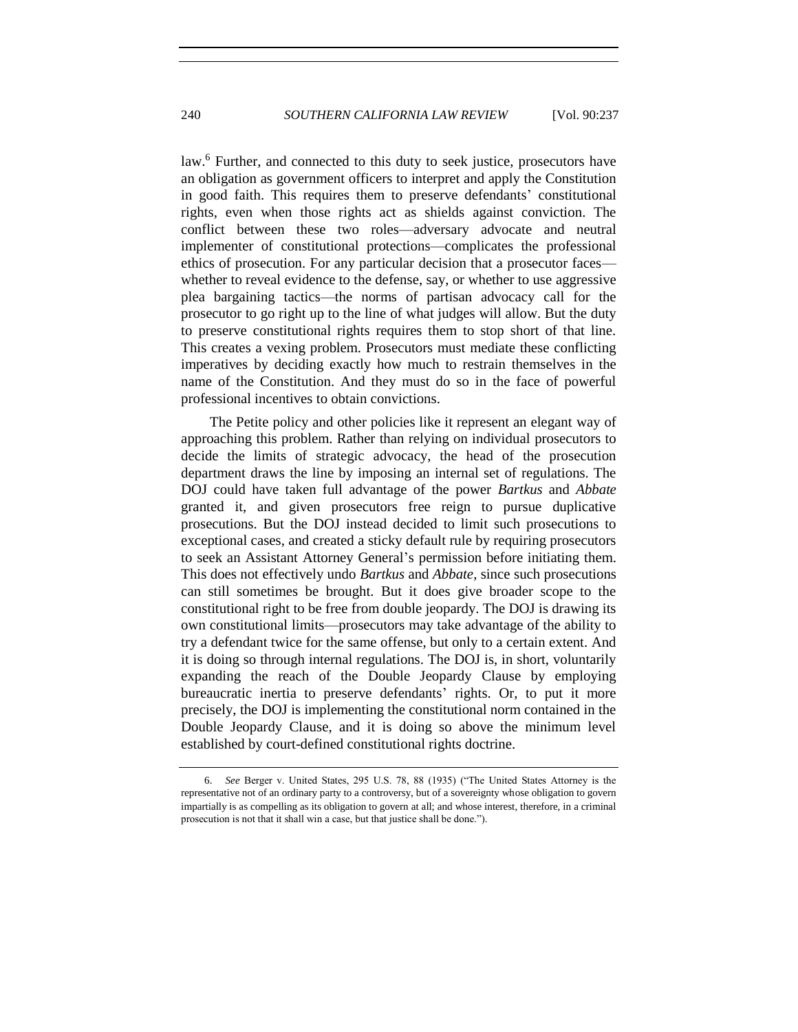law.[6] Further, and connected to this duty to seek justice, prosecutors have an obligation as government officers to interpret and apply the Constitution in good faith. This requires them to preserve defendants' constitutional rights, even when those rights act as shields against conviction. The conflict between these two roles—adversary advocate and neutral implementer of constitutional protections—complicates the professional ethics of prosecution. For any particular decision that a prosecutor faces—whether to reveal evidence to the defense, say, or whether to use aggressive plea bargaining tactics—the norms of partisan advocacy call for the prosecutor to go right up to the line of what judges will allow. But the duty to preserve constitutional rights requires them to stop short of that line. This creates a vexing problem. Prosecutors must mediate these conflicting imperatives by deciding exactly how much to restrain themselves in the name of the Constitution. And they must do so in the face of powerful professional incentives to obtain convictions.

The Petite policy and other policies like it represent an elegant way of approaching this problem. Rather than relying on individual prosecutors to decide the limits of strategic advocacy, the head of the prosecution department draws the line by imposing an internal set of regulations. The DOJ could have taken full advantage of the power *Bartkus* and *Abbate* granted it, and given prosecutors free reign to pursue duplicative prosecutions. But the DOJ instead decided to limit such prosecutions to exceptional cases, and created a sticky default rule by requiring prosecutors to seek an Assistant Attorney General's permission before initiating them. This does not effectively undo *Bartkus* and *Abbate*, since such prosecutions can still sometimes be brought. But it does give broader scope to the constitutional right to be free from double jeopardy. The DOJ is drawing its own constitutional limits—prosecutors may take advantage of the ability to try a defendant twice for the same offense, but only to a certain extent. And it is doing so through internal regulations. The DOJ is, in short, voluntarily expanding the reach of the Double Jeopardy Clause by employing bureaucratic inertia to preserve defendants' rights. Or, to put it more precisely, the DOJ is implementing the constitutional norm contained in the Double Jeopardy Clause, and it is doing so above the minimum level established by court-defined constitutional rights doctrine.

---

6. *See* Berger v. United States, 295 U.S. 78, 88 (1935) ("The United States Attorney is the representative not of an ordinary party to a controversy, but of a sovereignty whose obligation to govern impartially is as compelling as its obligation to govern at all; and whose interest, therefore, in a criminal prosecution is not that it shall win a case, but that justice shall be done.").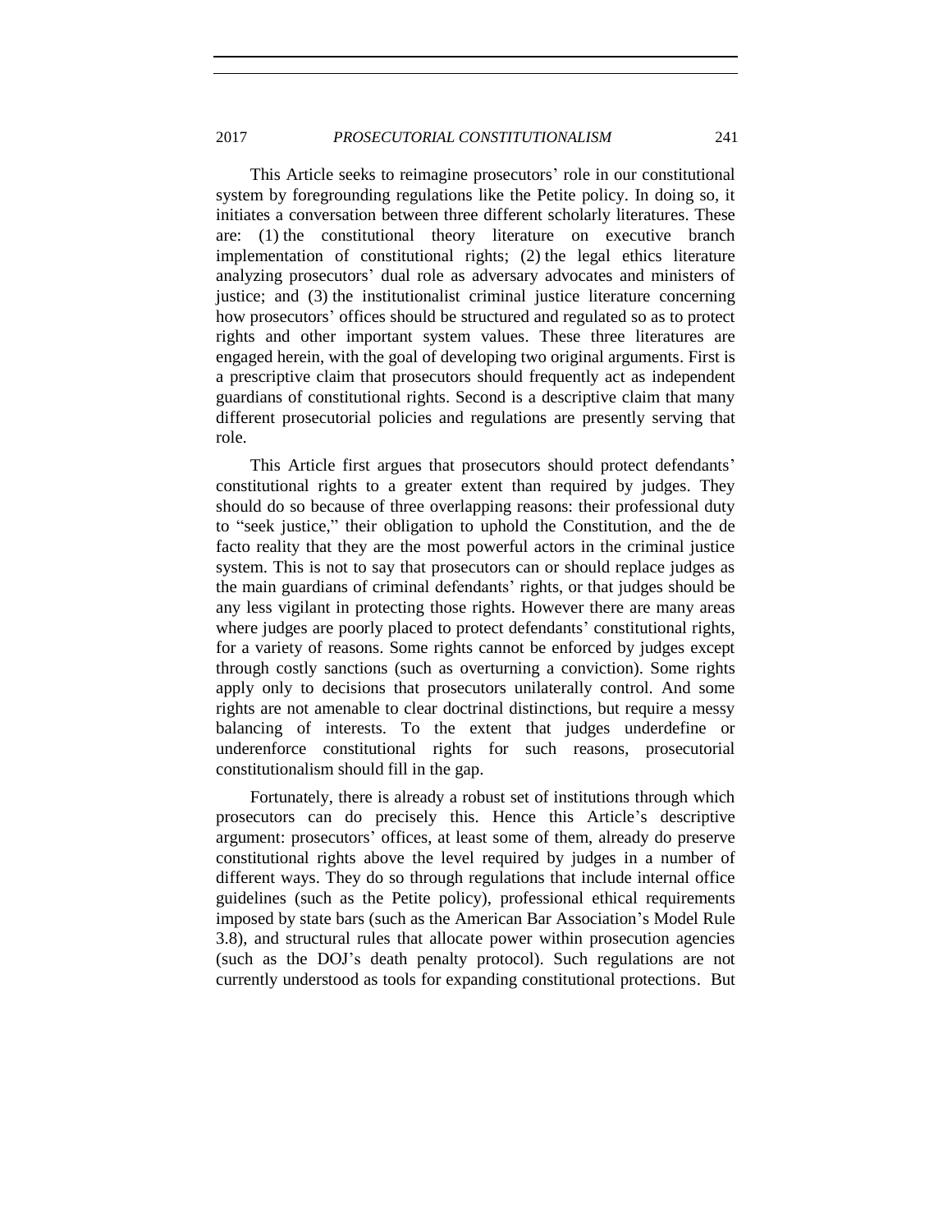This Article seeks to reimagine prosecutors' role in our constitutional system by foregrounding regulations like the Petite policy. In doing so, it initiates a conversation between three different scholarly literatures. These are: (1) the constitutional theory literature on executive branch implementation of constitutional rights; (2) the legal ethics literature analyzing prosecutors' dual role as adversary advocates and ministers of justice; and (3) the institutionalist criminal justice literature concerning how prosecutors' offices should be structured and regulated so as to protect rights and other important system values. These three literatures are engaged herein, with the goal of developing two original arguments. First is a prescriptive claim that prosecutors should frequently act as independent guardians of constitutional rights. Second is a descriptive claim that many different prosecutorial policies and regulations are presently serving that role.

This Article first argues that prosecutors should protect defendants' constitutional rights to a greater extent than required by judges. They should do so because of three overlapping reasons: their professional duty to "seek justice," their obligation to uphold the Constitution, and the de facto reality that they are the most powerful actors in the criminal justice system. This is not to say that prosecutors can or should replace judges as the main guardians of criminal defendants' rights, or that judges should be any less vigilant in protecting those rights. However there are many areas where judges are poorly placed to protect defendants' constitutional rights, for a variety of reasons. Some rights cannot be enforced by judges except through costly sanctions (such as overturning a conviction). Some rights apply only to decisions that prosecutors unilaterally control. And some rights are not amenable to clear doctrinal distinctions, but require a messy balancing of interests. To the extent that judges underdefine or underenforce constitutional rights for such reasons, prosecutorial constitutionalism should fill in the gap.

Fortunately, there is already a robust set of institutions through which prosecutors can do precisely this. Hence this Article's descriptive argument: prosecutors' offices, at least some of them, already do preserve constitutional rights above the level required by judges in a number of different ways. They do so through regulations that include internal office guidelines (such as the Petite policy), professional ethical requirements imposed by state bars (such as the American Bar Association's Model Rule 3.8), and structural rules that allocate power within prosecution agencies (such as the DOJ's death penalty protocol). Such regulations are not currently understood as tools for expanding constitutional protections. But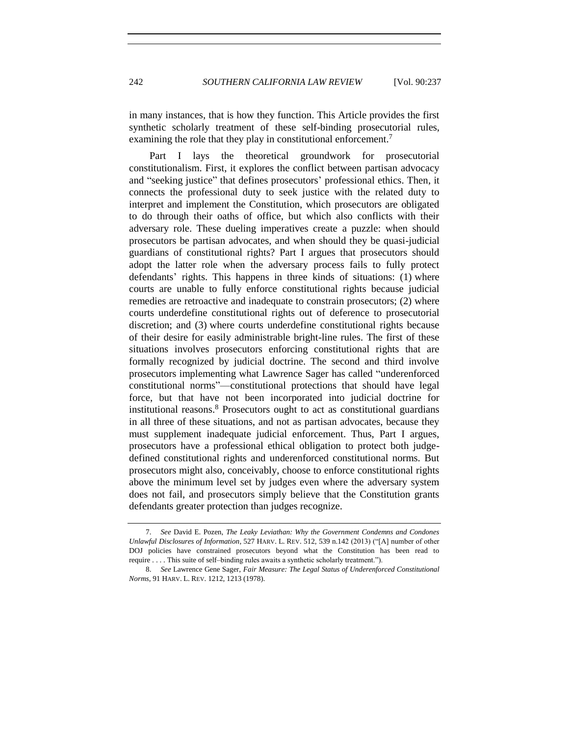in many instances, that is how they function. This Article provides the first synthetic scholarly treatment of these self-binding prosecutorial rules, examining the role that they play in constitutional enforcement.[7]

Part I lays the theoretical groundwork for prosecutorial constitutionalism. First, it explores the conflict between partisan advocacy and "seeking justice" that defines prosecutors' professional ethics. Then, it connects the professional duty to seek justice with the related duty to interpret and implement the Constitution, which prosecutors are obligated to do through their oaths of office, but which also conflicts with their adversary role. These dueling imperatives create a puzzle: when should prosecutors be partisan advocates, and when should they be quasi-judicial guardians of constitutional rights? Part I argues that prosecutors should adopt the latter role when the adversary process fails to fully protect defendants' rights. This happens in three kinds of situations: (1) where courts are unable to fully enforce constitutional rights because judicial remedies are retroactive and inadequate to constrain prosecutors; (2) where courts underdefine constitutional rights out of deference to prosecutorial discretion; and (3) where courts underdefine constitutional rights because of their desire for easily administrable bright-line rules. The first of these situations involves prosecutors enforcing constitutional rights that are formally recognized by judicial doctrine. The second and third involve prosecutors implementing what Lawrence Sager has called "underenforced constitutional norms"—constitutional protections that should have legal force, but that have not been incorporated into judicial doctrine for institutional reasons.[8] Prosecutors ought to act as constitutional guardians in all three of these situations, and not as partisan advocates, because they must supplement inadequate judicial enforcement. Thus, Part I argues, prosecutors have a professional ethical obligation to protect both judge-defined constitutional rights and underenforced constitutional norms. But prosecutors might also, conceivably, choose to enforce constitutional rights above the minimum level set by judges even where the adversary system does not fail, and prosecutors simply believe that the Constitution grants defendants greater protection than judges recognize.

---

7. *See* David E. Pozen, *The Leaky Leviathan: Why the Government Condemns and Condones Unlawful Disclosures of Information*, 527 HARV. L. REV. 512, 539 n.142 (2013) ("[A] number of other DOJ policies have constrained prosecutors beyond what the Constitution has been read to require . . . . This suite of self–binding rules awaits a synthetic scholarly treatment.").

8. *See* Lawrence Gene Sager, *Fair Measure: The Legal Status of Underenforced Constitutional Norms*, 91 HARV. L. REV. 1212, 1213 (1978).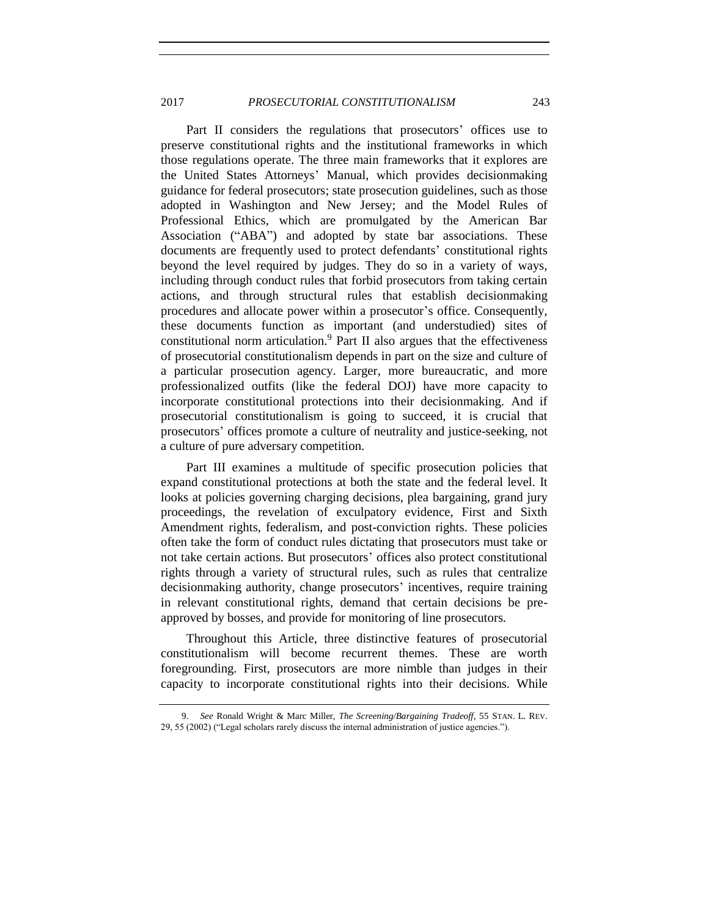Part II considers the regulations that prosecutors' offices use to preserve constitutional rights and the institutional frameworks in which those regulations operate. The three main frameworks that it explores are the United States Attorneys' Manual, which provides decisionmaking guidance for federal prosecutors; state prosecution guidelines, such as those adopted in Washington and New Jersey; and the Model Rules of Professional Ethics, which are promulgated by the American Bar Association ("ABA") and adopted by state bar associations. These documents are frequently used to protect defendants' constitutional rights beyond the level required by judges. They do so in a variety of ways, including through conduct rules that forbid prosecutors from taking certain actions, and through structural rules that establish decisionmaking procedures and allocate power within a prosecutor's office. Consequently, these documents function as important (and understudied) sites of constitutional norm articulation.[9] Part II also argues that the effectiveness of prosecutorial constitutionalism depends in part on the size and culture of a particular prosecution agency. Larger, more bureaucratic, and more professionalized outfits (like the federal DOJ) have more capacity to incorporate constitutional protections into their decisionmaking. And if prosecutorial constitutionalism is going to succeed, it is crucial that prosecutors' offices promote a culture of neutrality and justice-seeking, not a culture of pure adversary competition.

Part III examines a multitude of specific prosecution policies that expand constitutional protections at both the state and the federal level. It looks at policies governing charging decisions, plea bargaining, grand jury proceedings, the revelation of exculpatory evidence, First and Sixth Amendment rights, federalism, and post-conviction rights. These policies often take the form of conduct rules dictating that prosecutors must take or not take certain actions. But prosecutors' offices also protect constitutional rights through a variety of structural rules, such as rules that centralize decisionmaking authority, change prosecutors' incentives, require training in relevant constitutional rights, demand that certain decisions be pre-approved by bosses, and provide for monitoring of line prosecutors.

Throughout this Article, three distinctive features of prosecutorial constitutionalism will become recurrent themes. These are worth foregrounding. First, prosecutors are more nimble than judges in their capacity to incorporate constitutional rights into their decisions. While

---

9. *See* Ronald Wright & Marc Miller, *The Screening/Bargaining Tradeoff*, 55 STAN. L. REV. 29, 55 (2002) ("Legal scholars rarely discuss the internal administration of justice agencies.").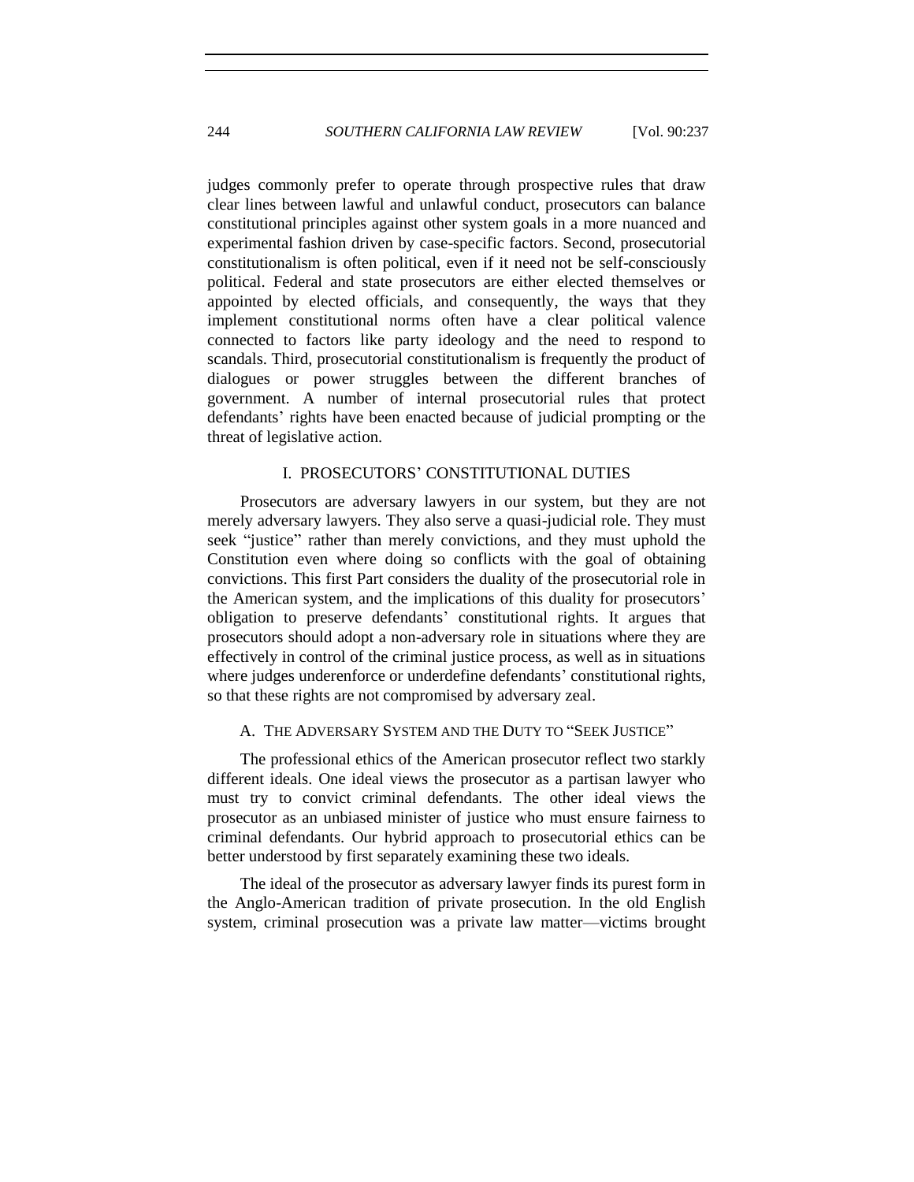judges commonly prefer to operate through prospective rules that draw clear lines between lawful and unlawful conduct, prosecutors can balance constitutional principles against other system goals in a more nuanced and experimental fashion driven by case-specific factors. Second, prosecutorial constitutionalism is often political, even if it need not be self-consciously political. Federal and state prosecutors are either elected themselves or appointed by elected officials, and consequently, the ways that they implement constitutional norms often have a clear political valence connected to factors like party ideology and the need to respond to scandals. Third, prosecutorial constitutionalism is frequently the product of dialogues or power struggles between the different branches of government. A number of internal prosecutorial rules that protect defendants' rights have been enacted because of judicial prompting or the threat of legislative action.

## I. PROSECUTORS' CONSTITUTIONAL DUTIES

Prosecutors are adversary lawyers in our system, but they are not merely adversary lawyers. They also serve a quasi-judicial role. They must seek "justice" rather than merely convictions, and they must uphold the Constitution even where doing so conflicts with the goal of obtaining convictions. This first Part considers the duality of the prosecutorial role in the American system, and the implications of this duality for prosecutors' obligation to preserve defendants' constitutional rights. It argues that prosecutors should adopt a non-adversary role in situations where they are effectively in control of the criminal justice process, as well as in situations where judges underenforce or underdefine defendants' constitutional rights, so that these rights are not compromised by adversary zeal.

### A. The Adversary System and the Duty to "Seek Justice"

The professional ethics of the American prosecutor reflect two starkly different ideals. One ideal views the prosecutor as a partisan lawyer who must try to convict criminal defendants. The other ideal views the prosecutor as an unbiased minister of justice who must ensure fairness to criminal defendants. Our hybrid approach to prosecutorial ethics can be better understood by first separately examining these two ideals.

The ideal of the prosecutor as adversary lawyer finds its purest form in the Anglo-American tradition of private prosecution. In the old English system, criminal prosecution was a private law matter—victims brought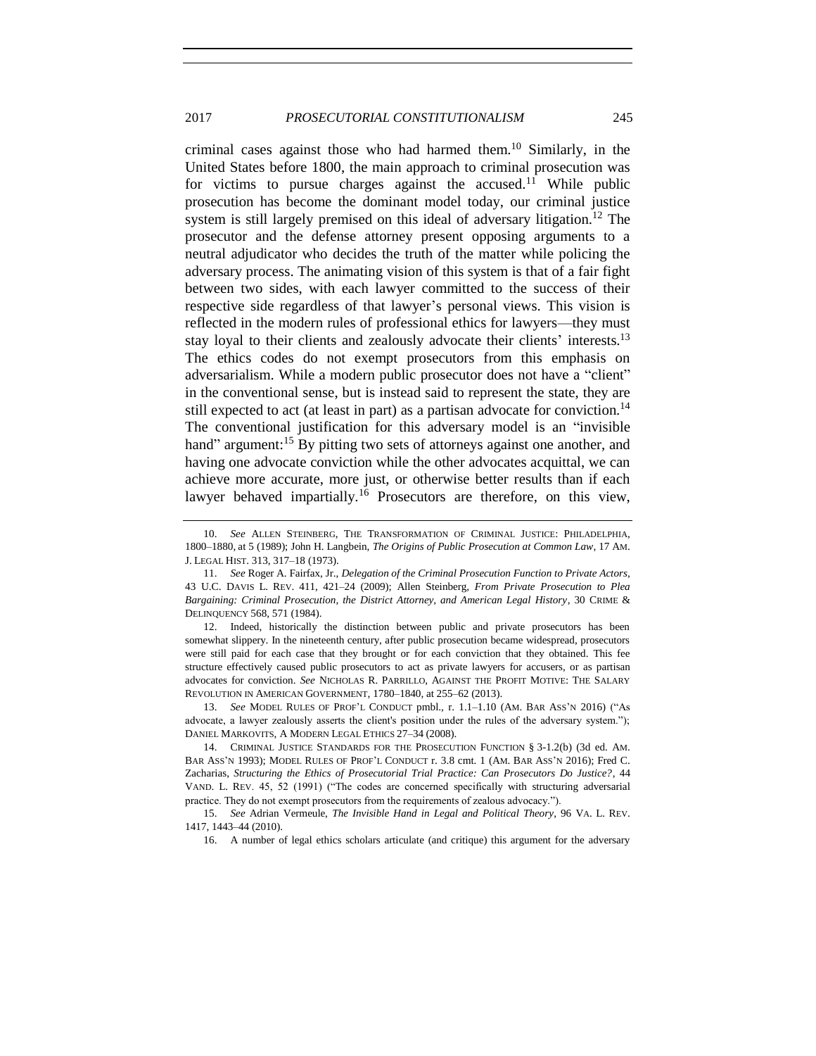criminal cases against those who had harmed them.[10] Similarly, in the United States before 1800, the main approach to criminal prosecution was for victims to pursue charges against the accused.[11] While public prosecution has become the dominant model today, our criminal justice system is still largely premised on this ideal of adversary litigation.[12] The prosecutor and the defense attorney present opposing arguments to a neutral adjudicator who decides the truth of the matter while policing the adversary process. The animating vision of this system is that of a fair fight between two sides, with each lawyer committed to the success of their respective side regardless of that lawyer's personal views. This vision is reflected in the modern rules of professional ethics for lawyers—they must stay loyal to their clients and zealously advocate their clients' interests.[13] The ethics codes do not exempt prosecutors from this emphasis on adversarialism. While a modern public prosecutor does not have a "client" in the conventional sense, but is instead said to represent the state, they are still expected to act (at least in part) as a partisan advocate for conviction.[14] The conventional justification for this adversary model is an "invisible hand" argument:[15] By pitting two sets of attorneys against one another, and having one advocate conviction while the other advocates acquittal, we can achieve more accurate, more just, or otherwise better results than if each lawyer behaved impartially.[16] Prosecutors are therefore, on this view,

---

10. *See* ALLEN STEINBERG, THE TRANSFORMATION OF CRIMINAL JUSTICE: PHILADELPHIA, 1800–1880, at 5 (1989); John H. Langbein, *The Origins of Public Prosecution at Common Law*, 17 AM. J. LEGAL HIST. 313, 317–18 (1973).

11. *See* Roger A. Fairfax, Jr., *Delegation of the Criminal Prosecution Function to Private Actors*, 43 U.C. DAVIS L. REV. 411, 421–24 (2009); Allen Steinberg, *From Private Prosecution to Plea Bargaining: Criminal Prosecution, the District Attorney, and American Legal History*, 30 CRIME & DELINQUENCY 568, 571 (1984).

12. Indeed, historically the distinction between public and private prosecutors has been somewhat slippery. In the nineteenth century, after public prosecution became widespread, prosecutors were still paid for each case that they brought or for each conviction that they obtained. This fee structure effectively caused public prosecutors to act as private lawyers for accusers, or as partisan advocates for conviction. *See* NICHOLAS R. PARRILLO, AGAINST THE PROFIT MOTIVE: THE SALARY REVOLUTION IN AMERICAN GOVERNMENT, 1780–1840, at 255–62 (2013).

13. *See* MODEL RULES OF PROF'L CONDUCT pmbl., r. 1.1–1.10 (AM. BAR ASS'N 2016) ("As advocate, a lawyer zealously asserts the client's position under the rules of the adversary system."); DANIEL MARKOVITS, A MODERN LEGAL ETHICS 27–34 (2008).

14. CRIMINAL JUSTICE STANDARDS FOR THE PROSECUTION FUNCTION § 3-1.2(b) (3d ed. AM. BAR ASS'N 1993); MODEL RULES OF PROF'L CONDUCT r. 3.8 cmt. 1 (AM. BAR ASS'N 2016); Fred C. Zacharias, *Structuring the Ethics of Prosecutorial Trial Practice: Can Prosecutors Do Justice?*, 44 VAND. L. REV. 45, 52 (1991) ("The codes are concerned specifically with structuring adversarial practice. They do not exempt prosecutors from the requirements of zealous advocacy.").

15. *See* Adrian Vermeule, *The Invisible Hand in Legal and Political Theory*, 96 VA. L. REV. 1417, 1443–44 (2010).

16. A number of legal ethics scholars articulate (and critique) this argument for the adversary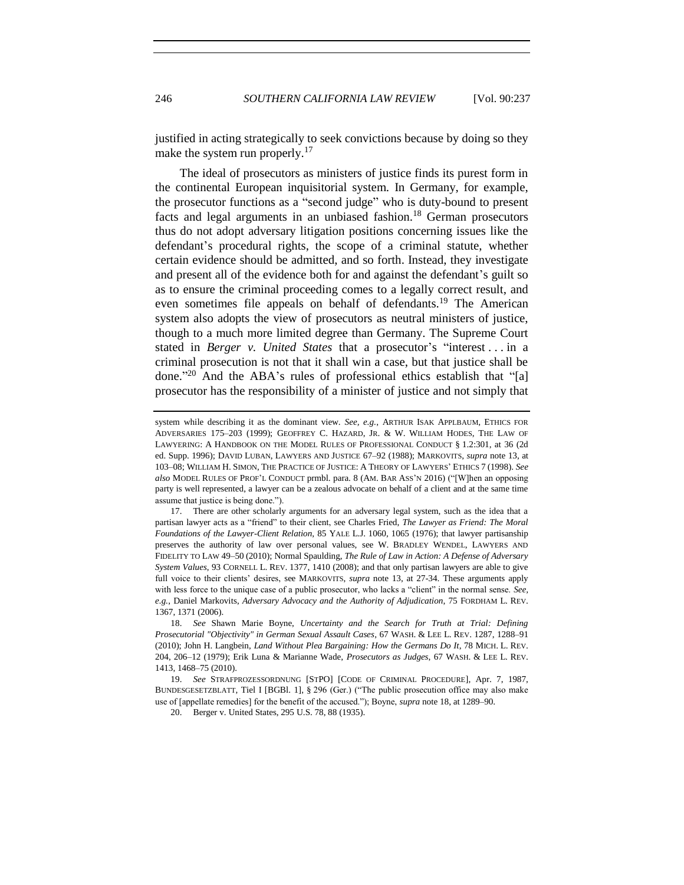justified in acting strategically to seek convictions because by doing so they make the system run properly.[17]

The ideal of prosecutors as ministers of justice finds its purest form in the continental European inquisitorial system. In Germany, for example, the prosecutor functions as a "second judge" who is duty-bound to present facts and legal arguments in an unbiased fashion.[18] German prosecutors thus do not adopt adversary litigation positions concerning issues like the defendant's procedural rights, the scope of a criminal statute, whether certain evidence should be admitted, and so forth. Instead, they investigate and present all of the evidence both for and against the defendant's guilt so as to ensure the criminal proceeding comes to a legally correct result, and even sometimes file appeals on behalf of defendants.[19] The American system also adopts the view of prosecutors as neutral ministers of justice, though to a much more limited degree than Germany. The Supreme Court stated in *Berger v. United States* that a prosecutor's "interest . . . in a criminal prosecution is not that it shall win a case, but that justice shall be done."[20] And the ABA's rules of professional ethics establish that "[a] prosecutor has the responsibility of a minister of justice and not simply that

---

system while describing it as the dominant view. *See, e.g.*, ARTHUR ISAK APPLBAUM, ETHICS FOR ADVERSARIES 175–203 (1999); GEOFFREY C. HAZARD, JR. & W. WILLIAM HODES, THE LAW OF LAWYERING: A HANDBOOK ON THE MODEL RULES OF PROFESSIONAL CONDUCT § 1.2:301, at 36 (2d ed. Supp. 1996); DAVID LUBAN, LAWYERS AND JUSTICE 67–92 (1988); MARKOVITS, *supra* note 13, at 103–08; WILLIAM H. SIMON, THE PRACTICE OF JUSTICE: A THEORY OF LAWYERS' ETHICS 7 (1998). *See also* MODEL RULES OF PROF'L CONDUCT prmbl. para. 8 (AM. BAR ASS'N 2016) ("[W]hen an opposing party is well represented, a lawyer can be a zealous advocate on behalf of a client and at the same time assume that justice is being done.").

17. There are other scholarly arguments for an adversary legal system, such as the idea that a partisan lawyer acts as a "friend" to their client, see Charles Fried, *The Lawyer as Friend: The Moral Foundations of the Lawyer-Client Relation*, 85 YALE L.J. 1060, 1065 (1976); that lawyer partisanship preserves the authority of law over personal values, see W. BRADLEY WENDEL, LAWYERS AND FIDELITY TO LAW 49–50 (2010); Normal Spaulding, *The Rule of Law in Action: A Defense of Adversary System Values*, 93 CORNELL L. REV. 1377, 1410 (2008); and that only partisan lawyers are able to give full voice to their clients' desires, see MARKOVITS, *supra* note 13, at 27-34. These arguments apply with less force to the unique case of a public prosecutor, who lacks a "client" in the normal sense. *See, e.g.*, Daniel Markovits, *Adversary Advocacy and the Authority of Adjudication*, 75 FORDHAM L. REV. 1367, 1371 (2006).

18. *See* Shawn Marie Boyne, *Uncertainty and the Search for Truth at Trial: Defining Prosecutorial "Objectivity" in German Sexual Assault Cases*, 67 WASH. & LEE L. REV. 1287, 1288–91 (2010); John H. Langbein, *Land Without Plea Bargaining: How the Germans Do It*, 78 MICH. L. REV. 204, 206–12 (1979); Erik Luna & Marianne Wade, *Prosecutors as Judges*, 67 WASH. & LEE L. REV. 1413, 1468–75 (2010).

19. *See* STRAFPROZESSORDNUNG [STPO] [CODE OF CRIMINAL PROCEDURE], Apr. 7, 1987, BUNDESGESETZBLATT, Tiel I [BGBl. 1], § 296 (Ger.) ("The public prosecution office may also make use of [appellate remedies] for the benefit of the accused."); Boyne, *supra* note 18, at 1289–90.

20. Berger v. United States, 295 U.S. 78, 88 (1935).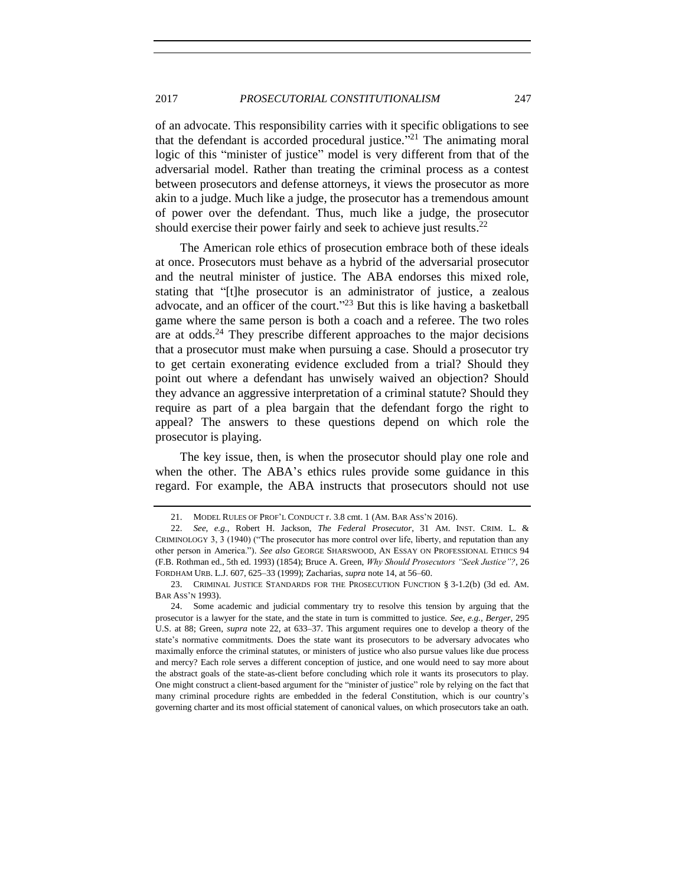of an advocate. This responsibility carries with it specific obligations to see that the defendant is accorded procedural justice."[21] The animating moral logic of this "minister of justice" model is very different from that of the adversarial model. Rather than treating the criminal process as a contest between prosecutors and defense attorneys, it views the prosecutor as more akin to a judge. Much like a judge, the prosecutor has a tremendous amount of power over the defendant. Thus, much like a judge, the prosecutor should exercise their power fairly and seek to achieve just results.[22]

The American role ethics of prosecution embrace both of these ideals at once. Prosecutors must behave as a hybrid of the adversarial prosecutor and the neutral minister of justice. The ABA endorses this mixed role, stating that "[t]he prosecutor is an administrator of justice, a zealous advocate, and an officer of the court."[23] But this is like having a basketball game where the same person is both a coach and a referee. The two roles are at odds.[24] They prescribe different approaches to the major decisions that a prosecutor must make when pursuing a case. Should a prosecutor try to get certain exonerating evidence excluded from a trial? Should they point out where a defendant has unwisely waived an objection? Should they advance an aggressive interpretation of a criminal statute? Should they require as part of a plea bargain that the defendant forgo the right to appeal? The answers to these questions depend on which role the prosecutor is playing.

The key issue, then, is when the prosecutor should play one role and when the other. The ABA's ethics rules provide some guidance in this regard. For example, the ABA instructs that prosecutors should not use

---

21. MODEL RULES OF PROF'L CONDUCT r. 3.8 cmt. 1 (AM. BAR ASS'N 2016).

22. *See, e.g.*, Robert H. Jackson, *The Federal Prosecutor*, 31 AM. INST. CRIM. L. & CRIMINOLOGY 3, 3 (1940) ("The prosecutor has more control over life, liberty, and reputation than any other person in America."). *See also* GEORGE SHARSWOOD, AN ESSAY ON PROFESSIONAL ETHICS 94 (F.B. Rothman ed., 5th ed. 1993) (1854); Bruce A. Green, *Why Should Prosecutors "Seek Justice"?*, 26 FORDHAM URB. L.J. 607, 625–33 (1999); Zacharias, *supra* note 14, at 56–60.

23. CRIMINAL JUSTICE STANDARDS FOR THE PROSECUTION FUNCTION § 3-1.2(b) (3d ed. AM. BAR ASS'N 1993).

24. Some academic and judicial commentary try to resolve this tension by arguing that the prosecutor is a lawyer for the state, and the state in turn is committed to justice. *See, e.g.*, *Berger*, 295 U.S. at 88; Green, *supra* note 22, at 633–37. This argument requires one to develop a theory of the state's normative commitments. Does the state want its prosecutors to be adversary advocates who maximally enforce the criminal statutes, or ministers of justice who also pursue values like due process and mercy? Each role serves a different conception of justice, and one would need to say more about the abstract goals of the state-as-client before concluding which role it wants its prosecutors to play. One might construct a client-based argument for the "minister of justice" role by relying on the fact that many criminal procedure rights are embedded in the federal Constitution, which is our country's governing charter and its most official statement of canonical values, on which prosecutors take an oath.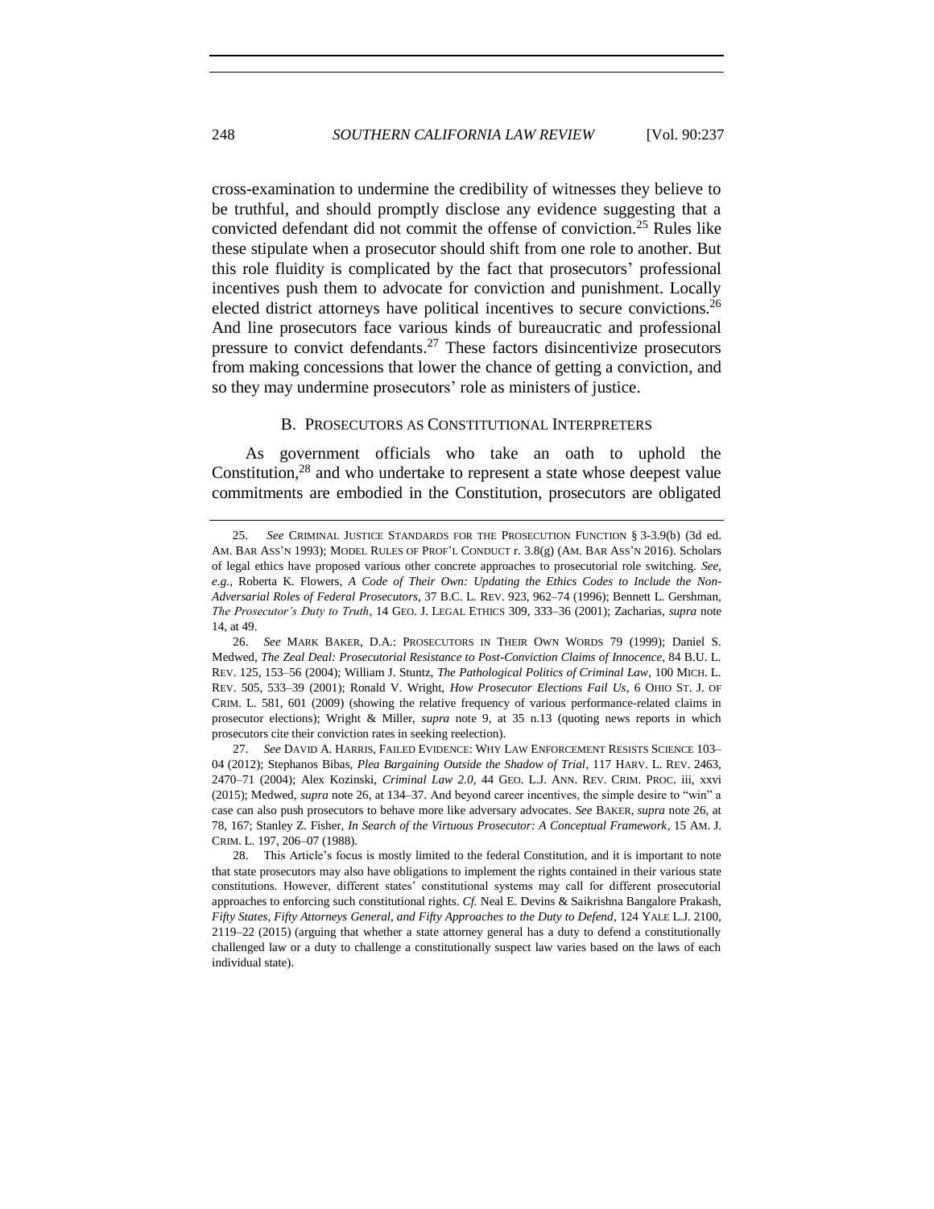cross-examination to undermine the credibility of witnesses they believe to be truthful, and should promptly disclose any evidence suggesting that a convicted defendant did not commit the offense of conviction.[25] Rules like these stipulate when a prosecutor should shift from one role to another. But this role fluidity is complicated by the fact that prosecutors' professional incentives push them to advocate for conviction and punishment. Locally elected district attorneys have political incentives to secure convictions.[26] And line prosecutors face various kinds of bureaucratic and professional pressure to convict defendants.[27] These factors disincentivize prosecutors from making concessions that lower the chance of getting a conviction, and so they may undermine prosecutors' role as ministers of justice.

### B. PROSECUTORS AS CONSTITUTIONAL INTERPRETERS

As government officials who take an oath to uphold the Constitution,[28] and who undertake to represent a state whose deepest value commitments are embodied in the Constitution, prosecutors are obligated

---

25. *See* CRIMINAL JUSTICE STANDARDS FOR THE PROSECUTION FUNCTION § 3-3.9(b) (3d ed. AM. BAR ASS'N 1993); MODEL RULES OF PROF'L CONDUCT r. 3.8(g) (AM. BAR ASS'N 2016). Scholars of legal ethics have proposed various other concrete approaches to prosecutorial role switching. *See, e.g.*, Roberta K. Flowers, *A Code of Their Own: Updating the Ethics Codes to Include the Non-Adversarial Roles of Federal Prosecutors*, 37 B.C. L. REV. 923, 962–74 (1996); Bennett L. Gershman, *The Prosecutor's Duty to Truth*, 14 GEO. J. LEGAL ETHICS 309, 333–36 (2001); Zacharias, *supra* note 14, at 49.

26. *See* MARK BAKER, D.A.: PROSECUTORS IN THEIR OWN WORDS 79 (1999); Daniel S. Medwed, *The Zeal Deal: Prosecutorial Resistance to Post-Conviction Claims of Innocence*, 84 B.U. L. REV. 125, 153–56 (2004); William J. Stuntz, *The Pathological Politics of Criminal Law*, 100 MICH. L. REV. 505, 533–39 (2001); Ronald V. Wright, *How Prosecutor Elections Fail Us*, 6 OHIO ST. J. OF CRIM. L. 581, 601 (2009) (showing the relative frequency of various performance-related claims in prosecutor elections); Wright & Miller, *supra* note 9, at 35 n.13 (quoting news reports in which prosecutors cite their conviction rates in seeking reelection).

27. *See* DAVID A. HARRIS, FAILED EVIDENCE: WHY LAW ENFORCEMENT RESISTS SCIENCE 103–04 (2012); Stephanos Bibas, *Plea Bargaining Outside the Shadow of Trial*, 117 HARV. L. REV. 2463, 2470–71 (2004); Alex Kozinski, *Criminal Law 2.0*, 44 GEO. L.J. ANN. REV. CRIM. PROC. iii, xxvi (2015); Medwed, *supra* note 26, at 134–37. And beyond career incentives, the simple desire to "win" a case can also push prosecutors to behave more like adversary advocates. *See* BAKER, *supra* note 26, at 78, 167; Stanley Z. Fisher, *In Search of the Virtuous Prosecutor: A Conceptual Framework*, 15 AM. J. CRIM. L. 197, 206–07 (1988).

28. This Article's focus is mostly limited to the federal Constitution, and it is important to note that state prosecutors may also have obligations to implement the rights contained in their various state constitutions. However, different states' constitutional systems may call for different prosecutorial approaches to enforcing such constitutional rights. *Cf.* Neal E. Devins & Saikrishna Bangalore Prakash, *Fifty States, Fifty Attorneys General, and Fifty Approaches to the Duty to Defend*, 124 YALE L.J. 2100, 2119–22 (2015) (arguing that whether a state attorney general has a duty to defend a constitutionally challenged law or a duty to challenge a constitutionally suspect law varies based on the laws of each individual state).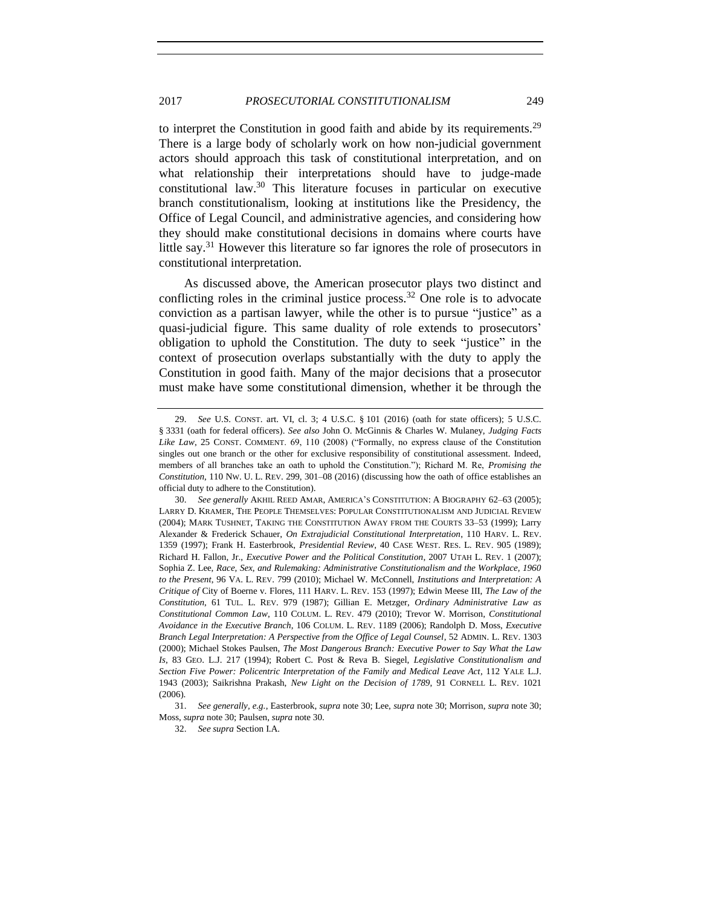to interpret the Constitution in good faith and abide by its requirements.[29] There is a large body of scholarly work on how non-judicial government actors should approach this task of constitutional interpretation, and on what relationship their interpretations should have to judge-made constitutional law.[30] This literature focuses in particular on executive branch constitutionalism, looking at institutions like the Presidency, the Office of Legal Council, and administrative agencies, and considering how they should make constitutional decisions in domains where courts have little say.[31] However this literature so far ignores the role of prosecutors in constitutional interpretation.

As discussed above, the American prosecutor plays two distinct and conflicting roles in the criminal justice process.[32] One role is to advocate conviction as a partisan lawyer, while the other is to pursue "justice" as a quasi-judicial figure. This same duality of role extends to prosecutors' obligation to uphold the Constitution. The duty to seek "justice" in the context of prosecution overlaps substantially with the duty to apply the Constitution in good faith. Many of the major decisions that a prosecutor must make have some constitutional dimension, whether it be through the

---

29. *See* U.S. CONST. art. VI, cl. 3; 4 U.S.C. § 101 (2016) (oath for state officers); 5 U.S.C. § 3331 (oath for federal officers). *See also* John O. McGinnis & Charles W. Mulaney, *Judging Facts Like Law*, 25 CONST. COMMENT. 69, 110 (2008) ("Formally, no express clause of the Constitution singles out one branch or the other for exclusive responsibility of constitutional assessment. Indeed, members of all branches take an oath to uphold the Constitution."); Richard M. Re, *Promising the Constitution*, 110 NW. U. L. REV. 299, 301–08 (2016) (discussing how the oath of office establishes an official duty to adhere to the Constitution).

30. *See generally* AKHIL REED AMAR, AMERICA'S CONSTITUTION: A BIOGRAPHY 62–63 (2005); LARRY D. KRAMER, THE PEOPLE THEMSELVES: POPULAR CONSTITUTIONALISM AND JUDICIAL REVIEW (2004); MARK TUSHNET, TAKING THE CONSTITUTION AWAY FROM THE COURTS 33–53 (1999); Larry Alexander & Frederick Schauer, *On Extrajudicial Constitutional Interpretation*, 110 HARV. L. REV. 1359 (1997); Frank H. Easterbrook, *Presidential Review*, 40 CASE WEST. RES. L. REV. 905 (1989); Richard H. Fallon, Jr., *Executive Power and the Political Constitution*, 2007 UTAH L. REV. 1 (2007); Sophia Z. Lee, *Race, Sex, and Rulemaking: Administrative Constitutionalism and the Workplace, 1960 to the Present*, 96 VA. L. REV. 799 (2010); Michael W. McConnell, *Institutions and Interpretation: A Critique of* City of Boerne v. Flores, 111 HARV. L. REV. 153 (1997); Edwin Meese III, *The Law of the Constitution*, 61 TUL. L. REV. 979 (1987); Gillian E. Metzger, *Ordinary Administrative Law as Constitutional Common Law*, 110 COLUM. L. REV. 479 (2010); Trevor W. Morrison, *Constitutional Avoidance in the Executive Branch*, 106 COLUM. L. REV. 1189 (2006); Randolph D. Moss, *Executive Branch Legal Interpretation: A Perspective from the Office of Legal Counsel*, 52 ADMIN. L. REV. 1303 (2000); Michael Stokes Paulsen, *The Most Dangerous Branch: Executive Power to Say What the Law Is*, 83 GEO. L.J. 217 (1994); Robert C. Post & Reva B. Siegel, *Legislative Constitutionalism and Section Five Power: Policentric Interpretation of the Family and Medical Leave Act*, 112 YALE L.J. 1943 (2003); Saikrishna Prakash, *New Light on the Decision of 1789*, 91 CORNELL L. REV. 1021 (2006).

31. *See generally, e.g.*, Easterbrook, *supra* note 30; Lee, *supra* note 30; Morrison, *supra* note 30; Moss, *supra* note 30; Paulsen, *supra* note 30.

32. *See supra* Section I.A.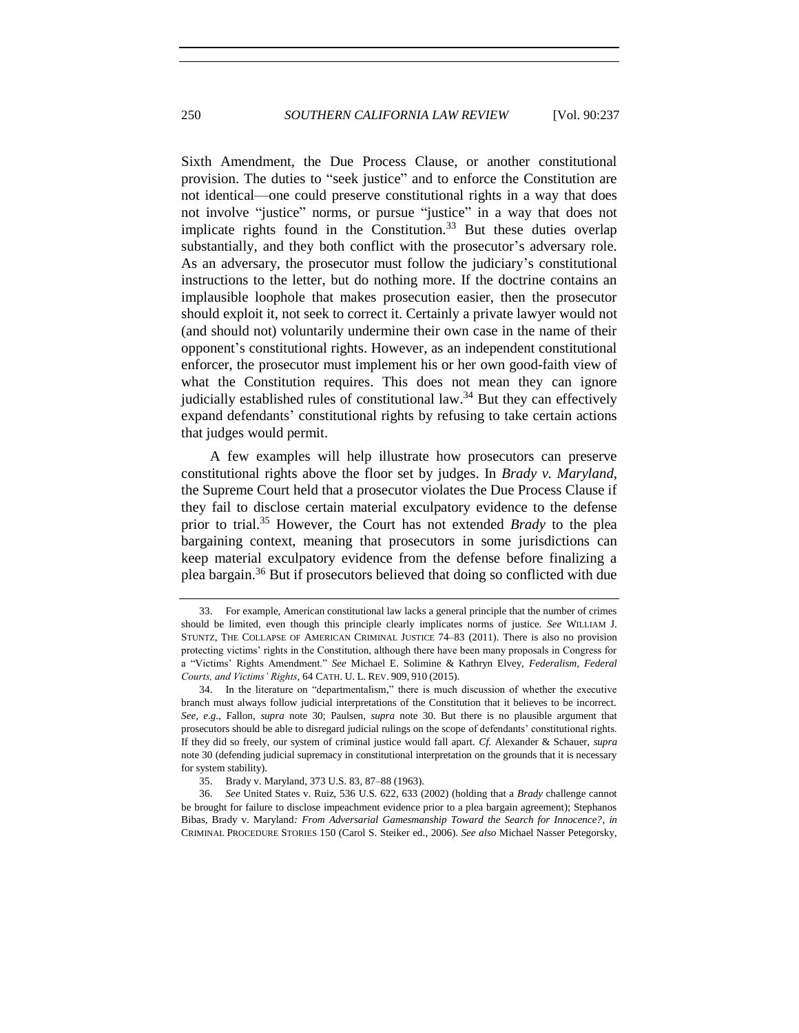Sixth Amendment, the Due Process Clause, or another constitutional provision. The duties to "seek justice" and to enforce the Constitution are not identical—one could preserve constitutional rights in a way that does not involve "justice" norms, or pursue "justice" in a way that does not implicate rights found in the Constitution.[33] But these duties overlap substantially, and they both conflict with the prosecutor's adversary role. As an adversary, the prosecutor must follow the judiciary's constitutional instructions to the letter, but do nothing more. If the doctrine contains an implausible loophole that makes prosecution easier, then the prosecutor should exploit it, not seek to correct it. Certainly a private lawyer would not (and should not) voluntarily undermine their own case in the name of their opponent's constitutional rights. However, as an independent constitutional enforcer, the prosecutor must implement his or her own good-faith view of what the Constitution requires. This does not mean they can ignore judicially established rules of constitutional law.[34] But they can effectively expand defendants' constitutional rights by refusing to take certain actions that judges would permit.

A few examples will help illustrate how prosecutors can preserve constitutional rights above the floor set by judges. In *Brady v. Maryland*, the Supreme Court held that a prosecutor violates the Due Process Clause if they fail to disclose certain material exculpatory evidence to the defense prior to trial.[35] However, the Court has not extended *Brady* to the plea bargaining context, meaning that prosecutors in some jurisdictions can keep material exculpatory evidence from the defense before finalizing a plea bargain.[36] But if prosecutors believed that doing so conflicted with due

---

33. For example, American constitutional law lacks a general principle that the number of crimes should be limited, even though this principle clearly implicates norms of justice. *See* WILLIAM J. STUNTZ, THE COLLAPSE OF AMERICAN CRIMINAL JUSTICE 74–83 (2011). There is also no provision protecting victims' rights in the Constitution, although there have been many proposals in Congress for a "Victims' Rights Amendment." *See* Michael E. Solimine & Kathryn Elvey, *Federalism, Federal Courts, and Victims' Rights*, 64 CATH. U. L. REV. 909, 910 (2015).

34. In the literature on "departmentalism," there is much discussion of whether the executive branch must always follow judicial interpretations of the Constitution that it believes to be incorrect. *See, e.g.*, Fallon, *supra* note 30; Paulsen, *supra* note 30. But there is no plausible argument that prosecutors should be able to disregard judicial rulings on the scope of defendants' constitutional rights. If they did so freely, our system of criminal justice would fall apart. *Cf.* Alexander & Schauer, *supra* note 30 (defending judicial supremacy in constitutional interpretation on the grounds that it is necessary for system stability).

35. Brady v. Maryland, 373 U.S. 83, 87–88 (1963).

36. *See* United States v. Ruiz, 536 U.S. 622, 633 (2002) (holding that a *Brady* challenge cannot be brought for failure to disclose impeachment evidence prior to a plea bargain agreement); Stephanos Bibas, Brady v. Maryland*: From Adversarial Gamesmanship Toward the Search for Innocence?*, *in* CRIMINAL PROCEDURE STORIES 150 (Carol S. Steiker ed., 2006). *See also* Michael Nasser Petegorsky,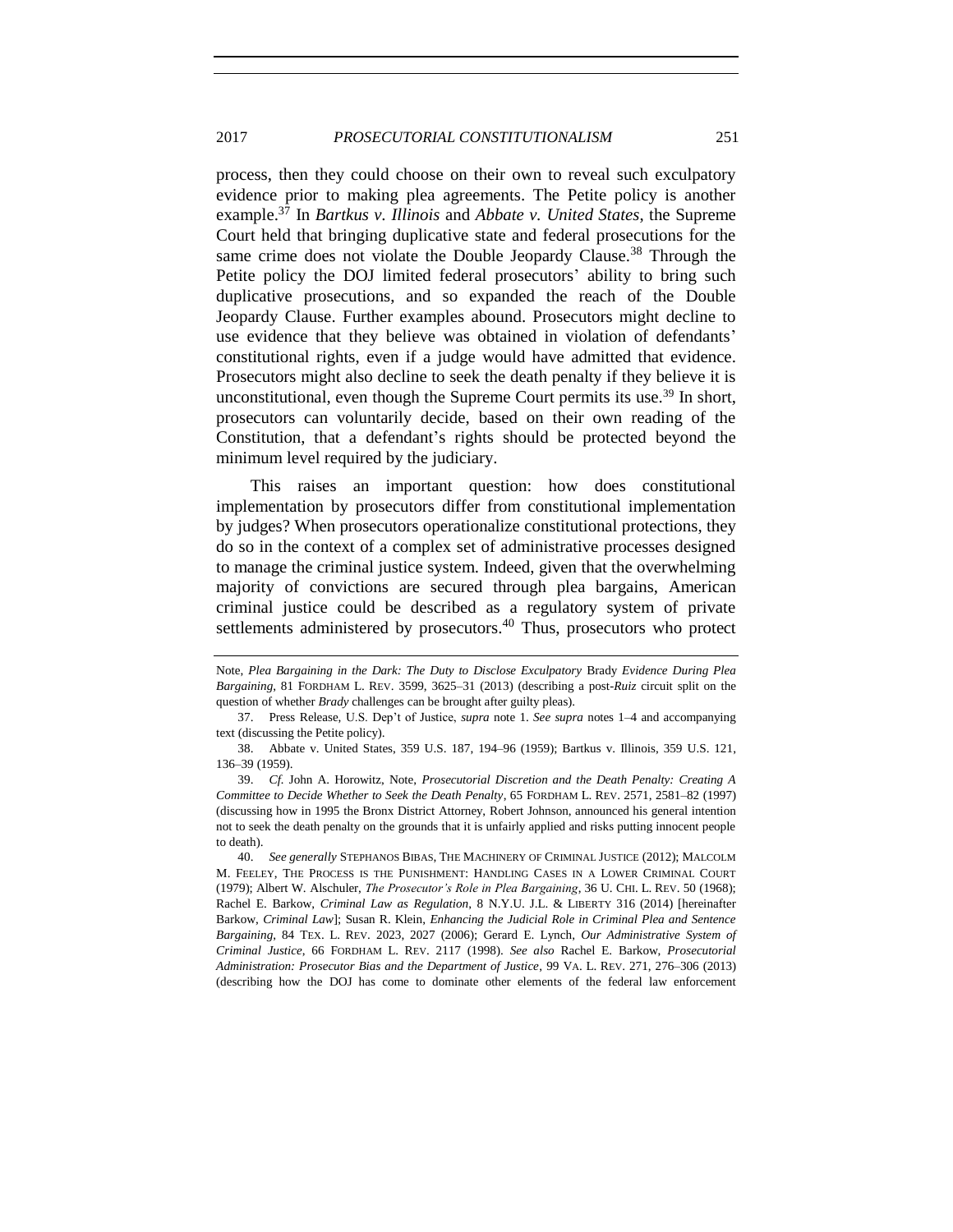process, then they could choose on their own to reveal such exculpatory evidence prior to making plea agreements. The Petite policy is another example.[37] In *Bartkus v. Illinois* and *Abbate v. United States*, the Supreme Court held that bringing duplicative state and federal prosecutions for the same crime does not violate the Double Jeopardy Clause.[38] Through the Petite policy the DOJ limited federal prosecutors' ability to bring such duplicative prosecutions, and so expanded the reach of the Double Jeopardy Clause. Further examples abound. Prosecutors might decline to use evidence that they believe was obtained in violation of defendants' constitutional rights, even if a judge would have admitted that evidence. Prosecutors might also decline to seek the death penalty if they believe it is unconstitutional, even though the Supreme Court permits its use.[39] In short, prosecutors can voluntarily decide, based on their own reading of the Constitution, that a defendant's rights should be protected beyond the minimum level required by the judiciary.

This raises an important question: how does constitutional implementation by prosecutors differ from constitutional implementation by judges? When prosecutors operationalize constitutional protections, they do so in the context of a complex set of administrative processes designed to manage the criminal justice system. Indeed, given that the overwhelming majority of convictions are secured through plea bargains, American criminal justice could be described as a regulatory system of private settlements administered by prosecutors.[40] Thus, prosecutors who protect

---

Note, *Plea Bargaining in the Dark: The Duty to Disclose Exculpatory* Brady *Evidence During Plea Bargaining*, 81 FORDHAM L. REV. 3599, 3625–31 (2013) (describing a post-*Ruiz* circuit split on the question of whether *Brady* challenges can be brought after guilty pleas).

37. Press Release, U.S. Dep't of Justice, *supra* note 1. *See supra* notes 1–4 and accompanying text (discussing the Petite policy).

38. Abbate v. United States, 359 U.S. 187, 194–96 (1959); Bartkus v. Illinois, 359 U.S. 121, 136–39 (1959).

39. *Cf.* John A. Horowitz, Note, *Prosecutorial Discretion and the Death Penalty: Creating A Committee to Decide Whether to Seek the Death Penalty*, 65 FORDHAM L. REV. 2571, 2581–82 (1997) (discussing how in 1995 the Bronx District Attorney, Robert Johnson, announced his general intention not to seek the death penalty on the grounds that it is unfairly applied and risks putting innocent people to death).

40. *See generally* STEPHANOS BIBAS, THE MACHINERY OF CRIMINAL JUSTICE (2012); MALCOLM M. FEELEY, THE PROCESS IS THE PUNISHMENT: HANDLING CASES IN A LOWER CRIMINAL COURT (1979); Albert W. Alschuler, *The Prosecutor's Role in Plea Bargaining*, 36 U. CHI. L. REV. 50 (1968); Rachel E. Barkow, *Criminal Law as Regulation*, 8 N.Y.U. J.L. & LIBERTY 316 (2014) [hereinafter Barkow, *Criminal Law*]; Susan R. Klein, *Enhancing the Judicial Role in Criminal Plea and Sentence Bargaining*, 84 TEX. L. REV. 2023, 2027 (2006); Gerard E. Lynch, *Our Administrative System of Criminal Justice*, 66 FORDHAM L. REV. 2117 (1998). *See also* Rachel E. Barkow, *Prosecutorial Administration: Prosecutor Bias and the Department of Justice*, 99 VA. L. REV. 271, 276–306 (2013) (describing how the DOJ has come to dominate other elements of the federal law enforcement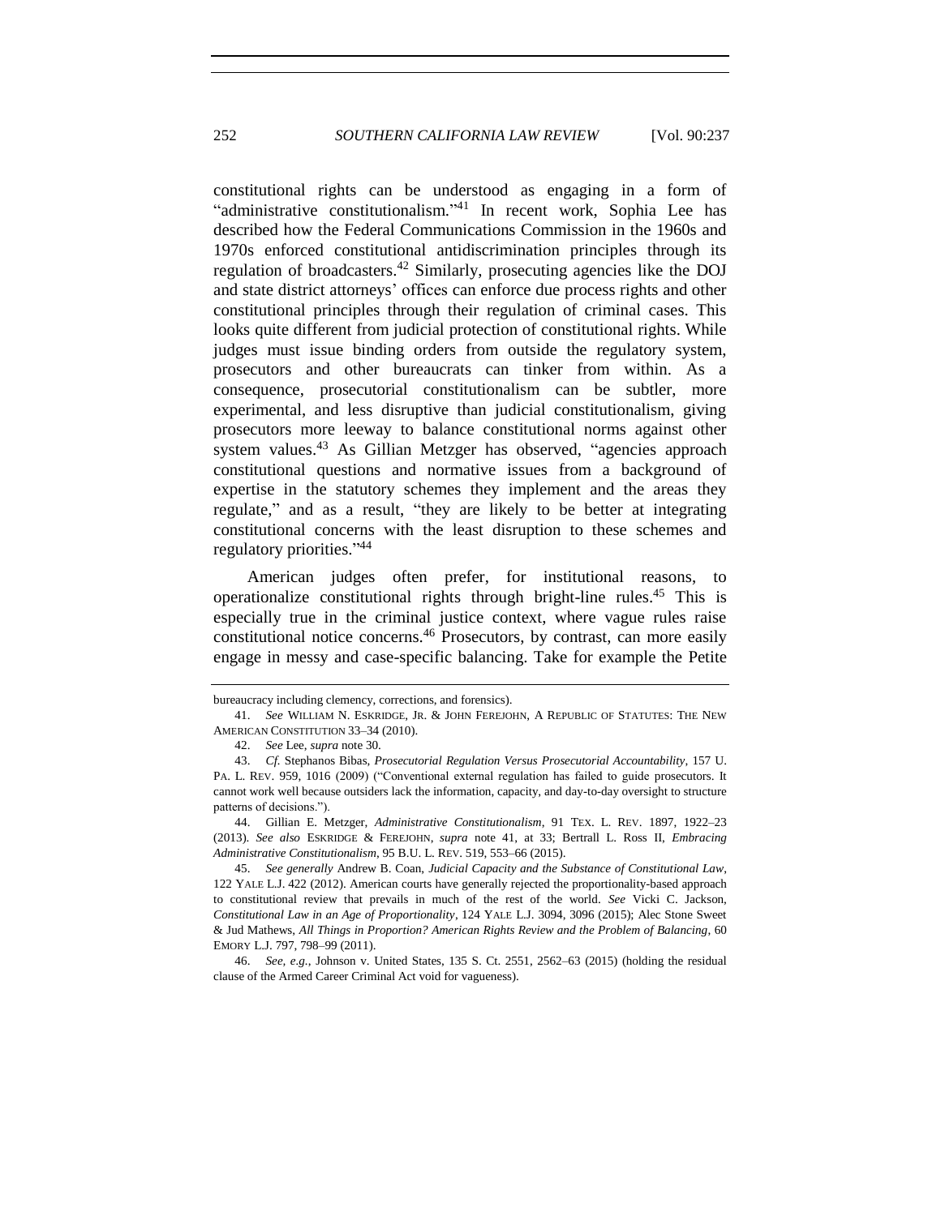constitutional rights can be understood as engaging in a form of "administrative constitutionalism."[41] In recent work, Sophia Lee has described how the Federal Communications Commission in the 1960s and 1970s enforced constitutional antidiscrimination principles through its regulation of broadcasters.[42] Similarly, prosecuting agencies like the DOJ and state district attorneys' offices can enforce due process rights and other constitutional principles through their regulation of criminal cases. This looks quite different from judicial protection of constitutional rights. While judges must issue binding orders from outside the regulatory system, prosecutors and other bureaucrats can tinker from within. As a consequence, prosecutorial constitutionalism can be subtler, more experimental, and less disruptive than judicial constitutionalism, giving prosecutors more leeway to balance constitutional norms against other system values.[43] As Gillian Metzger has observed, "agencies approach constitutional questions and normative issues from a background of expertise in the statutory schemes they implement and the areas they regulate," and as a result, "they are likely to be better at integrating constitutional concerns with the least disruption to these schemes and regulatory priorities."[44]

American judges often prefer, for institutional reasons, to operationalize constitutional rights through bright-line rules.[45] This is especially true in the criminal justice context, where vague rules raise constitutional notice concerns.[46] Prosecutors, by contrast, can more easily engage in messy and case-specific balancing. Take for example the Petite

---

bureaucracy including clemency, corrections, and forensics).

41. *See* WILLIAM N. ESKRIDGE, JR. & JOHN FEREJOHN, A REPUBLIC OF STATUTES: THE NEW AMERICAN CONSTITUTION 33–34 (2010).

42. *See* Lee, *supra* note 30.

43. *Cf.* Stephanos Bibas, *Prosecutorial Regulation Versus Prosecutorial Accountability*, 157 U. PA. L. REV. 959, 1016 (2009) ("Conventional external regulation has failed to guide prosecutors. It cannot work well because outsiders lack the information, capacity, and day-to-day oversight to structure patterns of decisions.").

44. Gillian E. Metzger, *Administrative Constitutionalism*, 91 TEX. L. REV. 1897, 1922–23 (2013). *See also* ESKRIDGE & FEREJOHN, *supra* note 41, at 33; Bertrall L. Ross II, *Embracing Administrative Constitutionalism*, 95 B.U. L. REV. 519, 553–66 (2015).

45. *See generally* Andrew B. Coan, *Judicial Capacity and the Substance of Constitutional Law*, 122 YALE L.J. 422 (2012). American courts have generally rejected the proportionality-based approach to constitutional review that prevails in much of the rest of the world. *See* Vicki C. Jackson, *Constitutional Law in an Age of Proportionality*, 124 YALE L.J. 3094, 3096 (2015); Alec Stone Sweet & Jud Mathews, *All Things in Proportion? American Rights Review and the Problem of Balancing*, 60 EMORY L.J. 797, 798–99 (2011).

46. *See, e.g.*, Johnson v. United States, 135 S. Ct. 2551, 2562–63 (2015) (holding the residual clause of the Armed Career Criminal Act void for vagueness).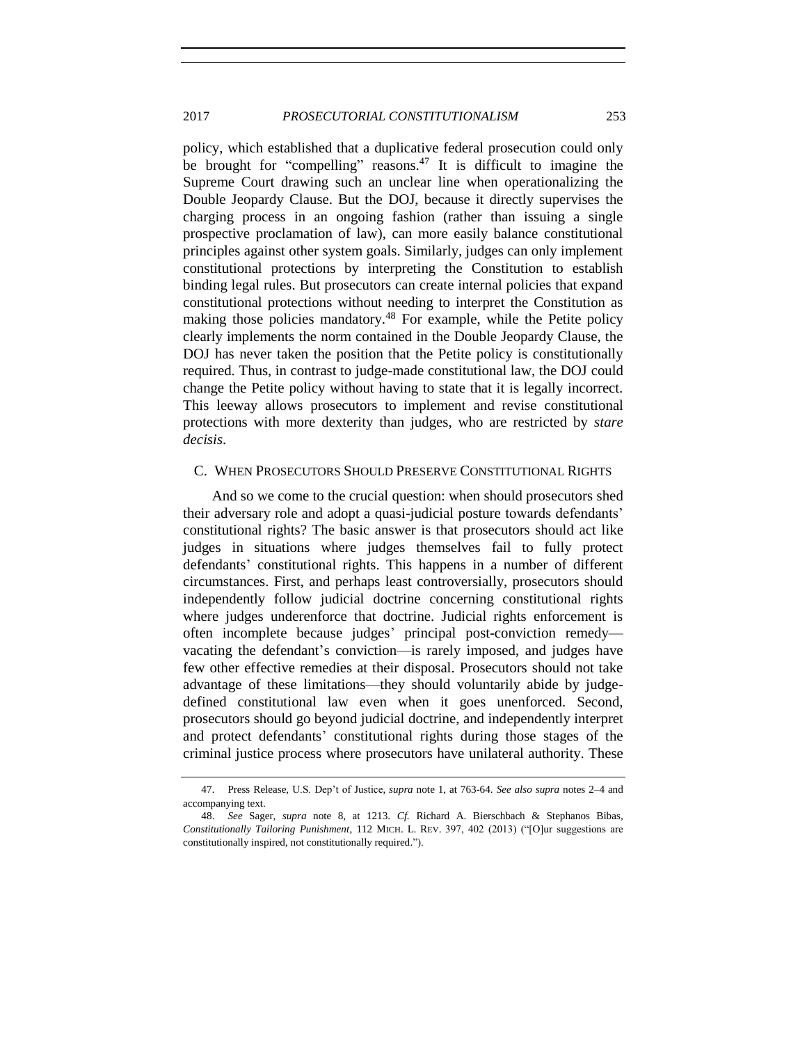policy, which established that a duplicative federal prosecution could only be brought for "compelling" reasons.[47] It is difficult to imagine the Supreme Court drawing such an unclear line when operationalizing the Double Jeopardy Clause. But the DOJ, because it directly supervises the charging process in an ongoing fashion (rather than issuing a single prospective proclamation of law), can more easily balance constitutional principles against other system goals. Similarly, judges can only implement constitutional protections by interpreting the Constitution to establish binding legal rules. But prosecutors can create internal policies that expand constitutional protections without needing to interpret the Constitution as making those policies mandatory.[48] For example, while the Petite policy clearly implements the norm contained in the Double Jeopardy Clause, the DOJ has never taken the position that the Petite policy is constitutionally required. Thus, in contrast to judge-made constitutional law, the DOJ could change the Petite policy without having to state that it is legally incorrect. This leeway allows prosecutors to implement and revise constitutional protections with more dexterity than judges, who are restricted by *stare decisis*.

## C. When Prosecutors Should Preserve Constitutional Rights

And so we come to the crucial question: when should prosecutors shed their adversary role and adopt a quasi-judicial posture towards defendants' constitutional rights? The basic answer is that prosecutors should act like judges in situations where judges themselves fail to fully protect defendants' constitutional rights. This happens in a number of different circumstances. First, and perhaps least controversially, prosecutors should independently follow judicial doctrine concerning constitutional rights where judges underenforce that doctrine. Judicial rights enforcement is often incomplete because judges' principal post-conviction remedy—vacating the defendant's conviction—is rarely imposed, and judges have few other effective remedies at their disposal. Prosecutors should not take advantage of these limitations—they should voluntarily abide by judge-defined constitutional law even when it goes unenforced. Second, prosecutors should go beyond judicial doctrine, and independently interpret and protect defendants' constitutional rights during those stages of the criminal justice process where prosecutors have unilateral authority. These

---

47. Press Release, U.S. Dep't of Justice, *supra* note 1, at 763-64. *See also supra* notes 2–4 and accompanying text.

48. *See* Sager, *supra* note 8, at 1213. *Cf.* Richard A. Bierschbach & Stephanos Bibas, *Constitutionally Tailoring Punishment*, 112 MICH. L. REV. 397, 402 (2013) ("[O]ur suggestions are constitutionally inspired, not constitutionally required.").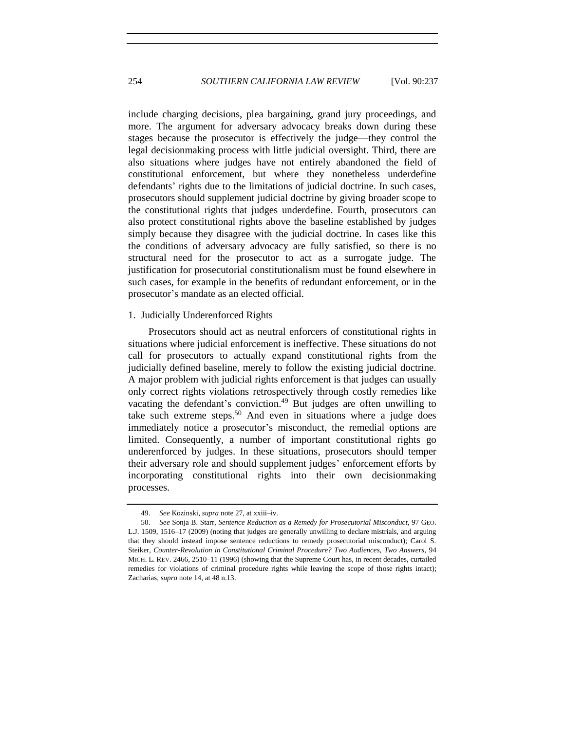include charging decisions, plea bargaining, grand jury proceedings, and more. The argument for adversary advocacy breaks down during these stages because the prosecutor is effectively the judge—they control the legal decisionmaking process with little judicial oversight. Third, there are also situations where judges have not entirely abandoned the field of constitutional enforcement, but where they nonetheless underdefine defendants' rights due to the limitations of judicial doctrine. In such cases, prosecutors should supplement judicial doctrine by giving broader scope to the constitutional rights that judges underdefine. Fourth, prosecutors can also protect constitutional rights above the baseline established by judges simply because they disagree with the judicial doctrine. In cases like this the conditions of adversary advocacy are fully satisfied, so there is no structural need for the prosecutor to act as a surrogate judge. The justification for prosecutorial constitutionalism must be found elsewhere in such cases, for example in the benefits of redundant enforcement, or in the prosecutor's mandate as an elected official.

### 1. Judicially Underenforced Rights

Prosecutors should act as neutral enforcers of constitutional rights in situations where judicial enforcement is ineffective. These situations do not call for prosecutors to actually expand constitutional rights from the judicially defined baseline, merely to follow the existing judicial doctrine. A major problem with judicial rights enforcement is that judges can usually only correct rights violations retrospectively through costly remedies like vacating the defendant's conviction.[49] But judges are often unwilling to take such extreme steps.[50] And even in situations where a judge does immediately notice a prosecutor's misconduct, the remedial options are limited. Consequently, a number of important constitutional rights go underenforced by judges. In these situations, prosecutors should temper their adversary role and should supplement judges' enforcement efforts by incorporating constitutional rights into their own decisionmaking processes.

---

49. *See* Kozinski, *supra* note 27, at xxiii–iv.

50. *See* Sonja B. Starr, *Sentence Reduction as a Remedy for Prosecutorial Misconduct*, 97 GEO. L.J. 1509, 1516–17 (2009) (noting that judges are generally unwilling to declare mistrials, and arguing that they should instead impose sentence reductions to remedy prosecutorial misconduct); Carol S. Steiker, *Counter-Revolution in Constitutional Criminal Procedure? Two Audiences, Two Answers*, 94 MICH. L. REV. 2466, 2510–11 (1996) (showing that the Supreme Court has, in recent decades, curtailed remedies for violations of criminal procedure rights while leaving the scope of those rights intact); Zacharias, *supra* note 14, at 48 n.13.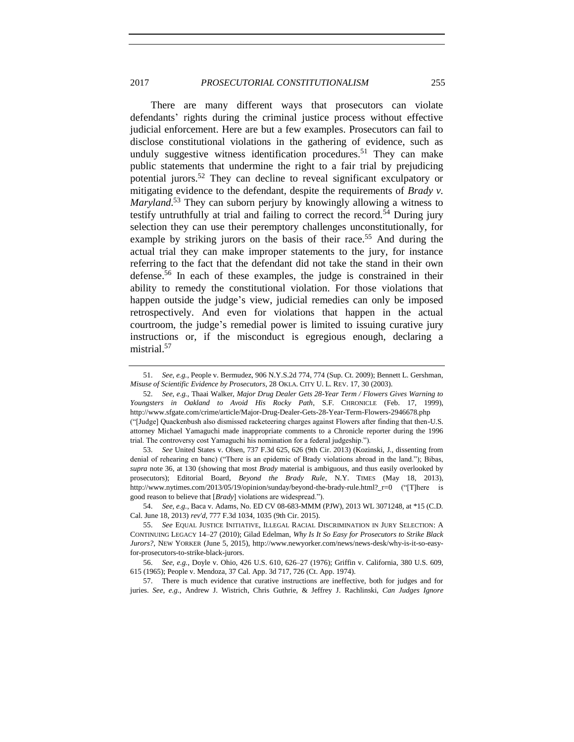There are many different ways that prosecutors can violate defendants' rights during the criminal justice process without effective judicial enforcement. Here are but a few examples. Prosecutors can fail to disclose constitutional violations in the gathering of evidence, such as unduly suggestive witness identification procedures.[51] They can make public statements that undermine the right to a fair trial by prejudicing potential jurors.[52] They can decline to reveal significant exculpatory or mitigating evidence to the defendant, despite the requirements of *Brady v. Maryland*.[53] They can suborn perjury by knowingly allowing a witness to testify untruthfully at trial and failing to correct the record.[54] During jury selection they can use their peremptory challenges unconstitutionally, for example by striking jurors on the basis of their race.[55] And during the actual trial they can make improper statements to the jury, for instance referring to the fact that the defendant did not take the stand in their own defense.[56] In each of these examples, the judge is constrained in their ability to remedy the constitutional violation. For those violations that happen outside the judge's view, judicial remedies can only be imposed retrospectively. And even for violations that happen in the actual courtroom, the judge's remedial power is limited to issuing curative jury instructions or, if the misconduct is egregious enough, declaring a mistrial.[57]

---

51. *See, e.g.*, People v. Bermudez, 906 N.Y.S.2d 774, 774 (Sup. Ct. 2009); Bennett L. Gershman, *Misuse of Scientific Evidence by Prosecutors*, 28 OKLA. CITY U. L. REV. 17, 30 (2003).

52. *See, e.g.*, Thaai Walker, *Major Drug Dealer Gets 28-Year Term / Flowers Gives Warning to Youngsters in Oakland to Avoid His Rocky Path*, S.F. CHRONICLE (Feb. 17, 1999), http://www.sfgate.com/crime/article/Major-Drug-Dealer-Gets-28-Year-Term-Flowers-2946678.php ("[Judge] Quackenbush also dismissed racketeering charges against Flowers after finding that then-U.S. attorney Michael Yamaguchi made inappropriate comments to a Chronicle reporter during the 1996 trial. The controversy cost Yamaguchi his nomination for a federal judgeship.").

53. *See* United States v. Olsen, 737 F.3d 625, 626 (9th Cir. 2013) (Kozinski, J., dissenting from denial of rehearing en banc) ("There is an epidemic of Brady violations abroad in the land."); Bibas, *supra* note 36, at 130 (showing that most *Brady* material is ambiguous, and thus easily overlooked by prosecutors); Editorial Board, *Beyond the Brady Rule*, N.Y. TIMES (May 18, 2013), http://www.nytimes.com/2013/05/19/opinion/sunday/beyond-the-brady-rule.html?_r=0 ("[T]here is good reason to believe that [*Brady*] violations are widespread.").

54. *See, e.g.*, Baca v. Adams, No. ED CV 08-683-MMM (PJW), 2013 WL 3071248, at *15 (C.D. Cal. June 18, 2013) *rev'd*, 777 F.3d 1034, 1035 (9th Cir. 2015).

55. *See* EQUAL JUSTICE INITIATIVE, ILLEGAL RACIAL DISCRIMINATION IN JURY SELECTION: A CONTINUING LEGACY 14–27 (2010); Gilad Edelman, *Why Is It So Easy for Prosecutors to Strike Black Jurors?*, NEW YORKER (June 5, 2015), http://www.newyorker.com/news/news-desk/why-is-it-so-easy-for-prosecutors-to-strike-black-jurors.

56. *See, e.g.*, Doyle v. Ohio, 426 U.S. 610, 626–27 (1976); Griffin v. California, 380 U.S. 609, 615 (1965); People v. Mendoza, 37 Cal. App. 3d 717, 726 (Ct. App. 1974).

57. There is much evidence that curative instructions are ineffective, both for judges and for juries. *See, e.g.*, Andrew J. Wistrich, Chris Guthrie, & Jeffrey J. Rachlinski, *Can Judges Ignore*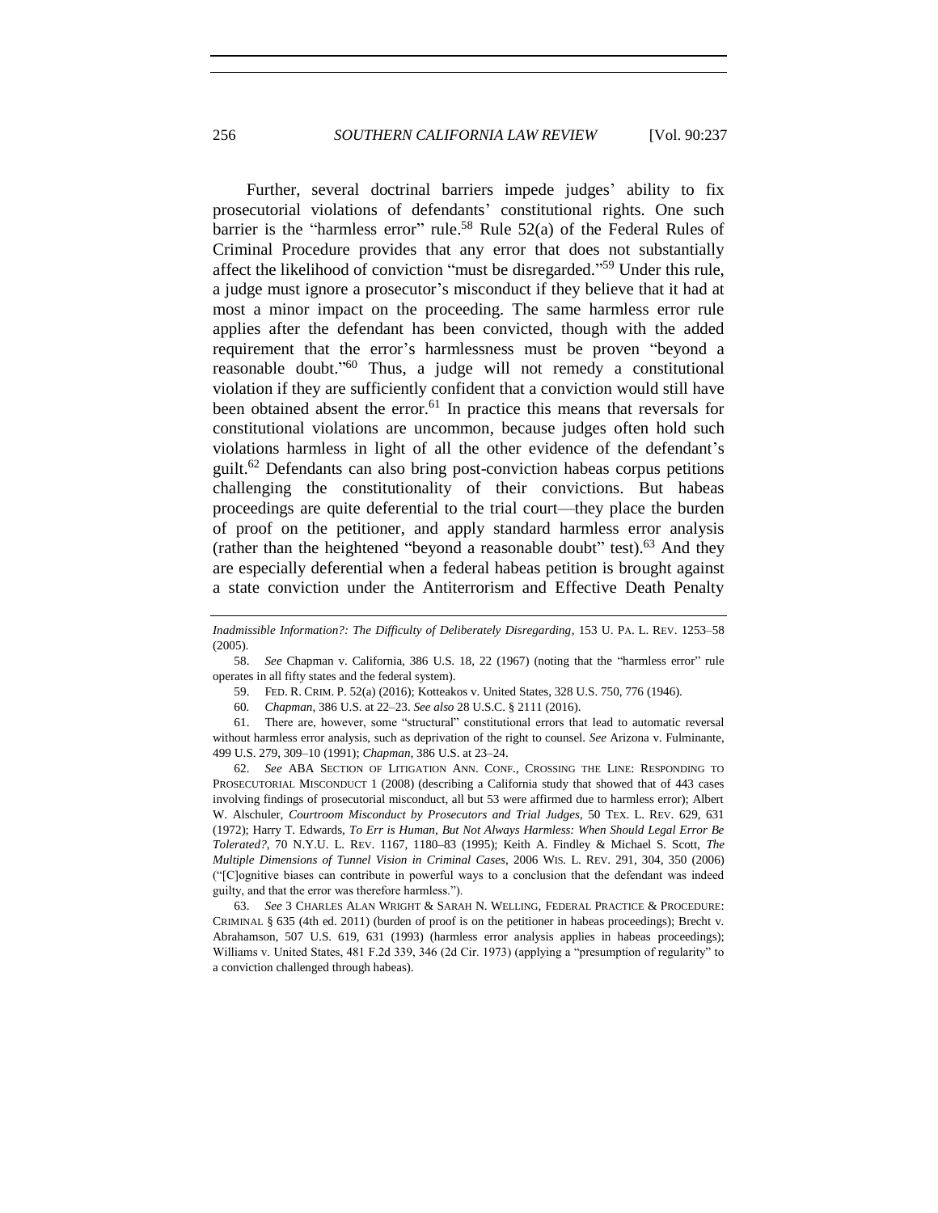Further, several doctrinal barriers impede judges' ability to fix prosecutorial violations of defendants' constitutional rights. One such barrier is the "harmless error" rule.[58] Rule 52(a) of the Federal Rules of Criminal Procedure provides that any error that does not substantially affect the likelihood of conviction "must be disregarded."[59] Under this rule, a judge must ignore a prosecutor's misconduct if they believe that it had at most a minor impact on the proceeding. The same harmless error rule applies after the defendant has been convicted, though with the added requirement that the error's harmlessness must be proven "beyond a reasonable doubt."[60] Thus, a judge will not remedy a constitutional violation if they are sufficiently confident that a conviction would still have been obtained absent the error.[61] In practice this means that reversals for constitutional violations are uncommon, because judges often hold such violations harmless in light of all the other evidence of the defendant's guilt.[62] Defendants can also bring post-conviction habeas corpus petitions challenging the constitutionality of their convictions. But habeas proceedings are quite deferential to the trial court—they place the burden of proof on the petitioner, and apply standard harmless error analysis (rather than the heightened "beyond a reasonable doubt" test).[63] And they are especially deferential when a federal habeas petition is brought against a state conviction under the Antiterrorism and Effective Death Penalty

---

*Inadmissible Information?: The Difficulty of Deliberately Disregarding*, 153 U. PA. L. REV. 1253–58 (2005).

58. *See* Chapman v. California, 386 U.S. 18, 22 (1967) (noting that the "harmless error" rule operates in all fifty states and the federal system).

59. FED. R. CRIM. P. 52(a) (2016); Kotteakos v. United States, 328 U.S. 750, 776 (1946).

60. *Chapman*, 386 U.S. at 22–23. *See also* 28 U.S.C. § 2111 (2016).

61. There are, however, some "structural" constitutional errors that lead to automatic reversal without harmless error analysis, such as deprivation of the right to counsel. *See* Arizona v. Fulminante, 499 U.S. 279, 309–10 (1991); *Chapman*, 386 U.S. at 23–24.

62. *See* ABA SECTION OF LITIGATION ANN. CONF., CROSSING THE LINE: RESPONDING TO PROSECUTORIAL MISCONDUCT 1 (2008) (describing a California study that showed that of 443 cases involving findings of prosecutorial misconduct, all but 53 were affirmed due to harmless error); Albert W. Alschuler, *Courtroom Misconduct by Prosecutors and Trial Judges*, 50 TEX. L. REV. 629, 631 (1972); Harry T. Edwards, *To Err is Human, But Not Always Harmless: When Should Legal Error Be Tolerated?*, 70 N.Y.U. L. REV. 1167, 1180–83 (1995); Keith A. Findley & Michael S. Scott, *The Multiple Dimensions of Tunnel Vision in Criminal Cases*, 2006 WIS. L. REV. 291, 304, 350 (2006) ("[C]ognitive biases can contribute in powerful ways to a conclusion that the defendant was indeed guilty, and that the error was therefore harmless.").

63. *See* 3 CHARLES ALAN WRIGHT & SARAH N. WELLING, FEDERAL PRACTICE & PROCEDURE: CRIMINAL § 635 (4th ed. 2011) (burden of proof is on the petitioner in habeas proceedings); Brecht v. Abrahamson, 507 U.S. 619, 631 (1993) (harmless error analysis applies in habeas proceedings); Williams v. United States, 481 F.2d 339, 346 (2d Cir. 1973) (applying a "presumption of regularity" to a conviction challenged through habeas).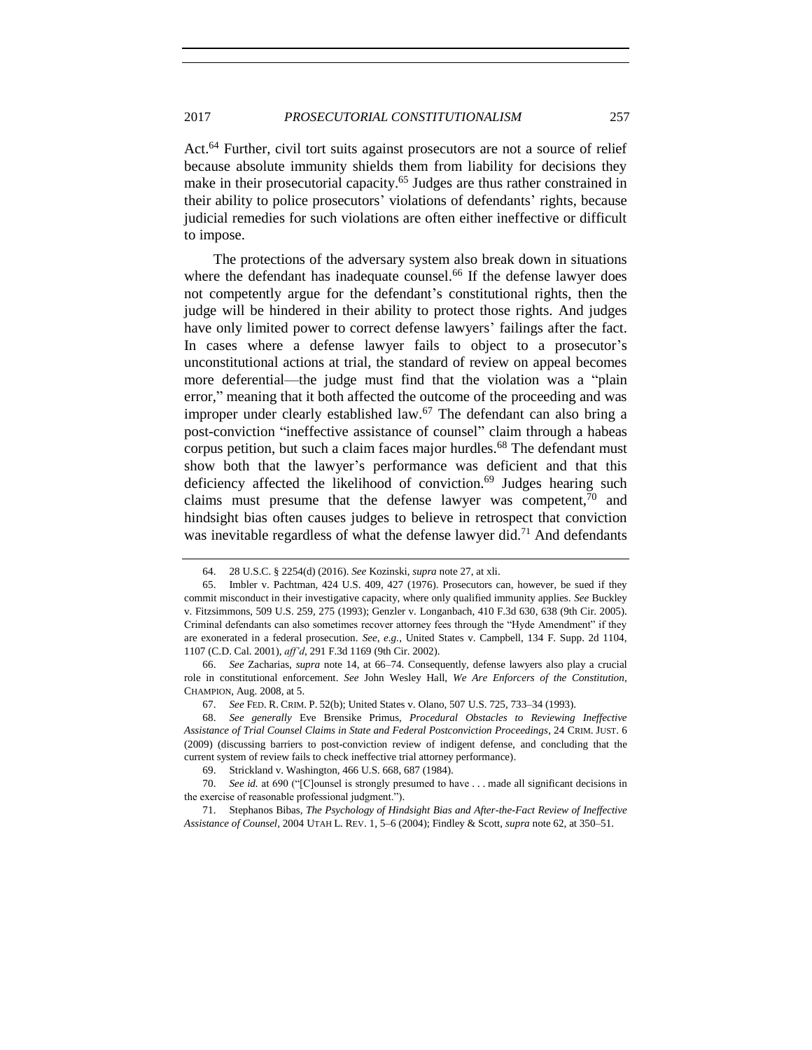Act.[64] Further, civil tort suits against prosecutors are not a source of relief because absolute immunity shields them from liability for decisions they make in their prosecutorial capacity.[65] Judges are thus rather constrained in their ability to police prosecutors' violations of defendants' rights, because judicial remedies for such violations are often either ineffective or difficult to impose.

The protections of the adversary system also break down in situations where the defendant has inadequate counsel.[66] If the defense lawyer does not competently argue for the defendant's constitutional rights, then the judge will be hindered in their ability to protect those rights. And judges have only limited power to correct defense lawyers' failings after the fact. In cases where a defense lawyer fails to object to a prosecutor's unconstitutional actions at trial, the standard of review on appeal becomes more deferential—the judge must find that the violation was a "plain error," meaning that it both affected the outcome of the proceeding and was improper under clearly established law.[67] The defendant can also bring a post-conviction "ineffective assistance of counsel" claim through a habeas corpus petition, but such a claim faces major hurdles.[68] The defendant must show both that the lawyer's performance was deficient and that this deficiency affected the likelihood of conviction.[69] Judges hearing such claims must presume that the defense lawyer was competent,[70] and hindsight bias often causes judges to believe in retrospect that conviction was inevitable regardless of what the defense lawyer did.[71] And defendants

---

64. 28 U.S.C. § 2254(d) (2016). *See* Kozinski, *supra* note 27, at xli.

65. Imbler v. Pachtman, 424 U.S. 409, 427 (1976). Prosecutors can, however, be sued if they commit misconduct in their investigative capacity, where only qualified immunity applies. *See* Buckley v. Fitzsimmons, 509 U.S. 259, 275 (1993); Genzler v. Longanbach, 410 F.3d 630, 638 (9th Cir. 2005). Criminal defendants can also sometimes recover attorney fees through the "Hyde Amendment" if they are exonerated in a federal prosecution. *See, e.g.*, United States v. Campbell, 134 F. Supp. 2d 1104, 1107 (C.D. Cal. 2001), *aff'd*, 291 F.3d 1169 (9th Cir. 2002).

66. *See* Zacharias, *supra* note 14, at 66–74. Consequently, defense lawyers also play a crucial role in constitutional enforcement. *See* John Wesley Hall, *We Are Enforcers of the Constitution*, CHAMPION, Aug. 2008, at 5.

67. *See* FED. R. CRIM. P. 52(b); United States v. Olano, 507 U.S. 725, 733–34 (1993).

68. *See generally* Eve Brensike Primus, *Procedural Obstacles to Reviewing Ineffective Assistance of Trial Counsel Claims in State and Federal Postconviction Proceedings*, 24 CRIM. JUST. 6 (2009) (discussing barriers to post-conviction review of indigent defense, and concluding that the current system of review fails to check ineffective trial attorney performance).

69. Strickland v. Washington, 466 U.S. 668, 687 (1984).

70. *See id.* at 690 ("[C]ounsel is strongly presumed to have . . . made all significant decisions in the exercise of reasonable professional judgment.").

71. Stephanos Bibas, *The Psychology of Hindsight Bias and After-the-Fact Review of Ineffective Assistance of Counsel*, 2004 UTAH L. REV. 1, 5–6 (2004); Findley & Scott, *supra* note 62, at 350–51.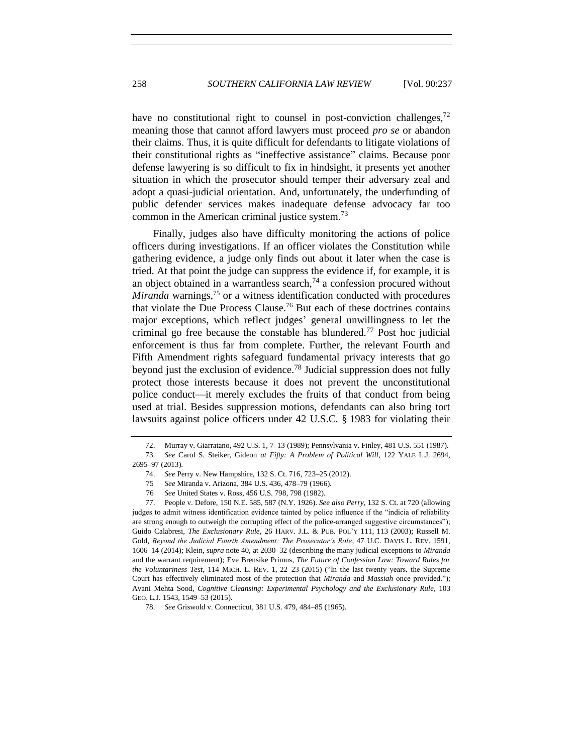have no constitutional right to counsel in post-conviction challenges,[72] meaning those that cannot afford lawyers must proceed *pro se* or abandon their claims. Thus, it is quite difficult for defendants to litigate violations of their constitutional rights as "ineffective assistance" claims. Because poor defense lawyering is so difficult to fix in hindsight, it presents yet another situation in which the prosecutor should temper their adversary zeal and adopt a quasi-judicial orientation. And, unfortunately, the underfunding of public defender services makes inadequate defense advocacy far too common in the American criminal justice system.[73]

Finally, judges also have difficulty monitoring the actions of police officers during investigations. If an officer violates the Constitution while gathering evidence, a judge only finds out about it later when the case is tried. At that point the judge can suppress the evidence if, for example, it is an object obtained in a warrantless search,[74] a confession procured without *Miranda* warnings,[75] or a witness identification conducted with procedures that violate the Due Process Clause.[76] But each of these doctrines contains major exceptions, which reflect judges' general unwillingness to let the criminal go free because the constable has blundered.[77] Post hoc judicial enforcement is thus far from complete. Further, the relevant Fourth and Fifth Amendment rights safeguard fundamental privacy interests that go beyond just the exclusion of evidence.[78] Judicial suppression does not fully protect those interests because it does not prevent the unconstitutional police conduct—it merely excludes the fruits of that conduct from being used at trial. Besides suppression motions, defendants can also bring tort lawsuits against police officers under 42 U.S.C. § 1983 for violating their

---

72. Murray v. Giarratano, 492 U.S. 1, 7–13 (1989); Pennsylvania v. Finley, 481 U.S. 551 (1987).

73. *See* Carol S. Steiker, Gideon *at Fifty: A Problem of Political Will*, 122 YALE L.J. 2694, 2695–97 (2013).

74. *See* Perry v. New Hampshire, 132 S. Ct. 716, 723–25 (2012).

75 *See* Miranda v. Arizona, 384 U.S. 436, 478–79 (1966).

76 *See* United States v. Ross, 456 U.S. 798, 798 (1982).

77. People v. Defore, 150 N.E. 585, 587 (N.Y. 1926). *See also Perry*, 132 S. Ct. at 720 (allowing judges to admit witness identification evidence tainted by police influence if the "indicia of reliability are strong enough to outweigh the corrupting effect of the police-arranged suggestive circumstances"); Guido Calabresi, *The Exclusionary Rule*, 26 HARV. J.L. & PUB. POL'Y 111, 113 (2003); Russell M. Gold, *Beyond the Judicial Fourth Amendment: The Prosecutor's Role*, 47 U.C. DAVIS L. REV. 1591, 1606–14 (2014); Klein, *supra* note 40, at 2030–32 (describing the many judicial exceptions to *Miranda* and the warrant requirement); Eve Brensike Primus, *The Future of Confession Law: Toward Rules for the Voluntariness Test*, 114 MICH. L. REV. 1, 22–23 (2015) ("In the last twenty years, the Supreme Court has effectively eliminated most of the protection that *Miranda* and *Massiah* once provided."); Avani Mehta Sood, *Cognitive Cleansing: Experimental Psychology and the Exclusionary Rule*, 103 GEO. L.J. 1543, 1549–53 (2015).

78. *See* Griswold v. Connecticut, 381 U.S. 479, 484–85 (1965).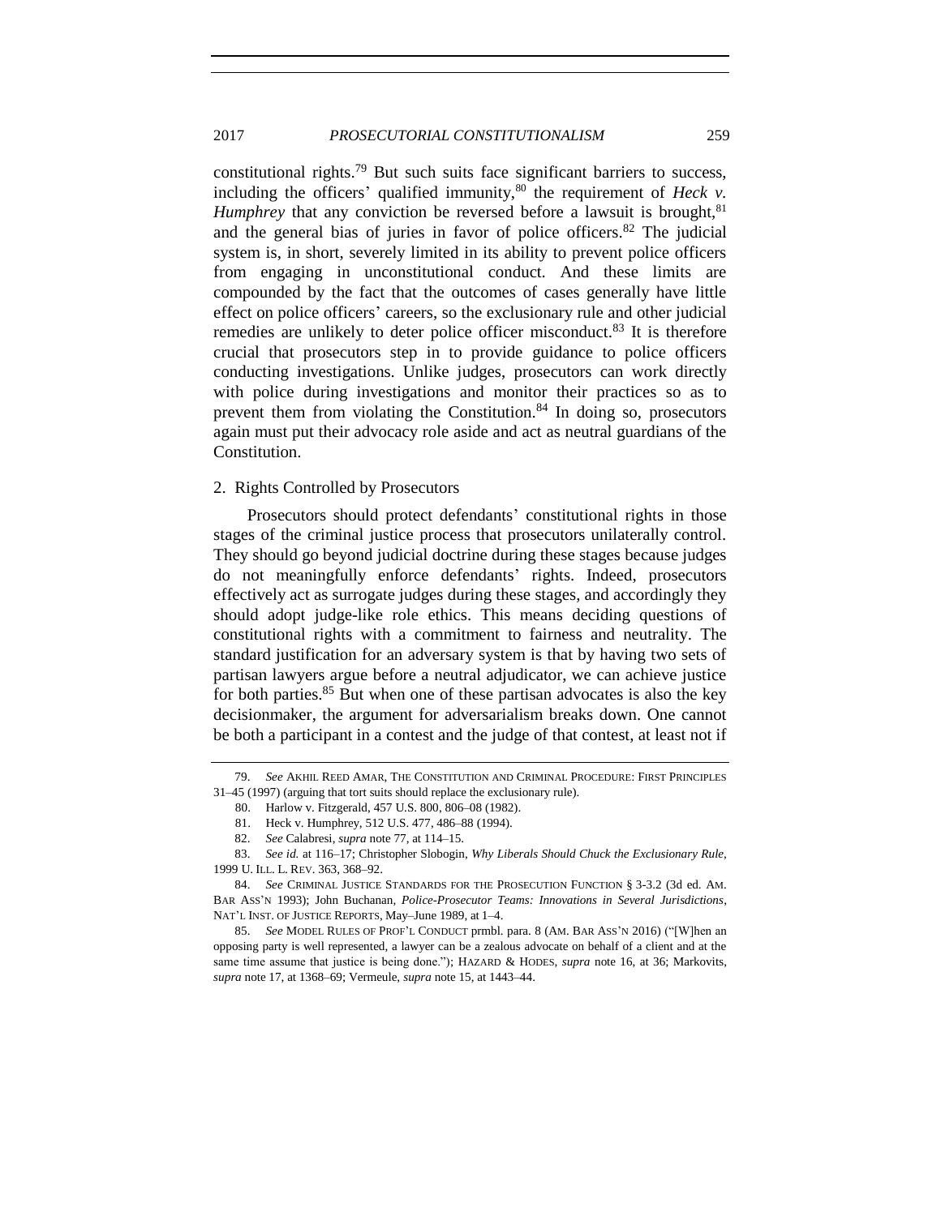constitutional rights.[79] But such suits face significant barriers to success, including the officers' qualified immunity,[80] the requirement of *Heck v. Humphrey* that any conviction be reversed before a lawsuit is brought,[81] and the general bias of juries in favor of police officers.[82] The judicial system is, in short, severely limited in its ability to prevent police officers from engaging in unconstitutional conduct. And these limits are compounded by the fact that the outcomes of cases generally have little effect on police officers' careers, so the exclusionary rule and other judicial remedies are unlikely to deter police officer misconduct.[83] It is therefore crucial that prosecutors step in to provide guidance to police officers conducting investigations. Unlike judges, prosecutors can work directly with police during investigations and monitor their practices so as to prevent them from violating the Constitution.[84] In doing so, prosecutors again must put their advocacy role aside and act as neutral guardians of the Constitution.

### 2. Rights Controlled by Prosecutors

Prosecutors should protect defendants' constitutional rights in those stages of the criminal justice process that prosecutors unilaterally control. They should go beyond judicial doctrine during these stages because judges do not meaningfully enforce defendants' rights. Indeed, prosecutors effectively act as surrogate judges during these stages, and accordingly they should adopt judge-like role ethics. This means deciding questions of constitutional rights with a commitment to fairness and neutrality. The standard justification for an adversary system is that by having two sets of partisan lawyers argue before a neutral adjudicator, we can achieve justice for both parties.[85] But when one of these partisan advocates is also the key decisionmaker, the argument for adversarialism breaks down. One cannot be both a participant in a contest and the judge of that contest, at least not if

---

79. *See* AKHIL REED AMAR, THE CONSTITUTION AND CRIMINAL PROCEDURE: FIRST PRINCIPLES 31–45 (1997) (arguing that tort suits should replace the exclusionary rule).

80. Harlow v. Fitzgerald, 457 U.S. 800, 806–08 (1982).

81. Heck v. Humphrey, 512 U.S. 477, 486–88 (1994).

82. *See* Calabresi, *supra* note 77, at 114–15.

83. *See id.* at 116–17; Christopher Slobogin, *Why Liberals Should Chuck the Exclusionary Rule*, 1999 U. ILL. L. REV. 363, 368–92.

84. *See* CRIMINAL JUSTICE STANDARDS FOR THE PROSECUTION FUNCTION § 3-3.2 (3d ed. AM. BAR ASS'N 1993); John Buchanan, *Police-Prosecutor Teams: Innovations in Several Jurisdictions*, NAT'L INST. OF JUSTICE REPORTS, May–June 1989, at 1–4.

85. *See* MODEL RULES OF PROF'L CONDUCT prmbl. para. 8 (AM. BAR ASS'N 2016) ("[W]hen an opposing party is well represented, a lawyer can be a zealous advocate on behalf of a client and at the same time assume that justice is being done."); HAZARD & HODES, *supra* note 16, at 36; Markovits, *supra* note 17, at 1368–69; Vermeule, *supra* note 15, at 1443–44.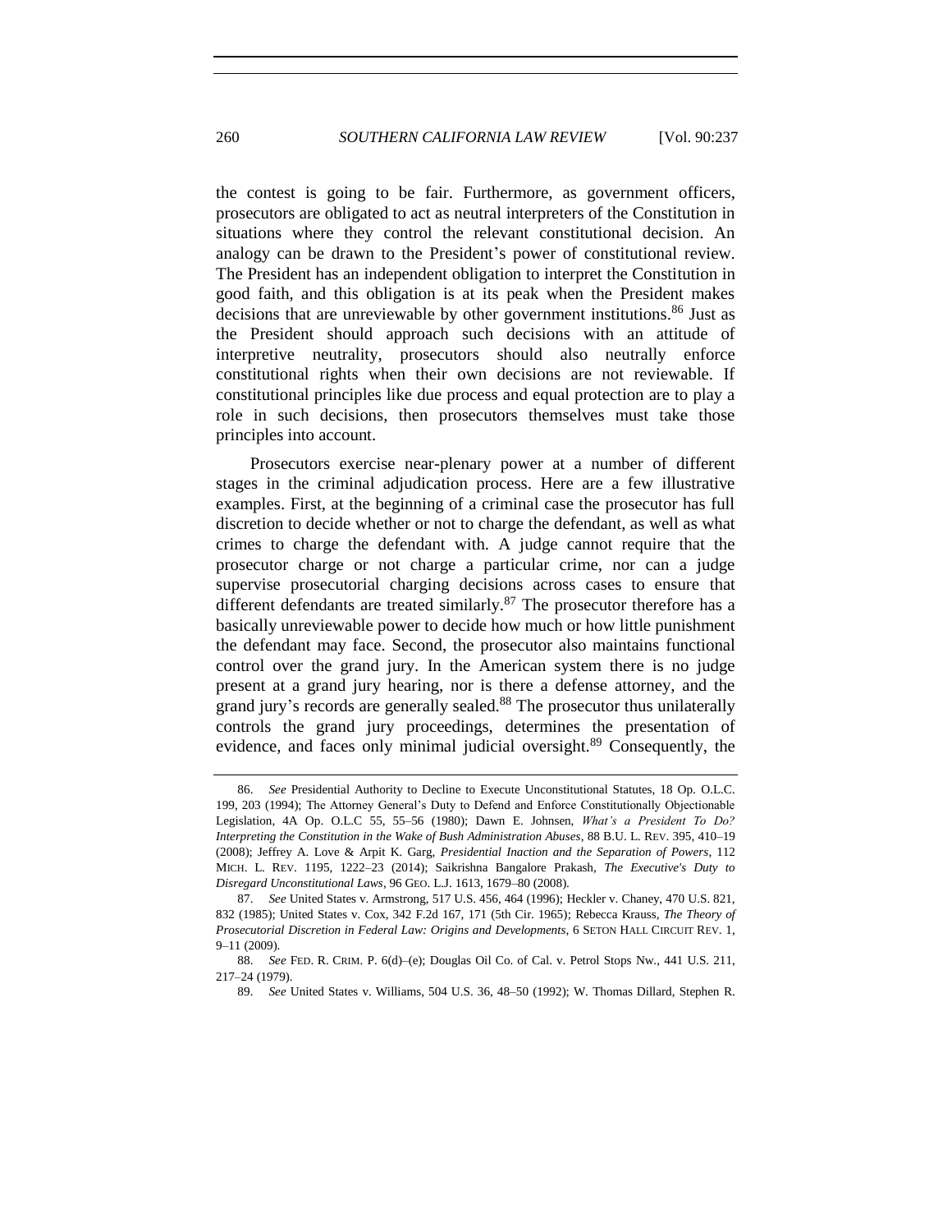the contest is going to be fair. Furthermore, as government officers, prosecutors are obligated to act as neutral interpreters of the Constitution in situations where they control the relevant constitutional decision. An analogy can be drawn to the President's power of constitutional review. The President has an independent obligation to interpret the Constitution in good faith, and this obligation is at its peak when the President makes decisions that are unreviewable by other government institutions.[86] Just as the President should approach such decisions with an attitude of interpretive neutrality, prosecutors should also neutrally enforce constitutional rights when their own decisions are not reviewable. If constitutional principles like due process and equal protection are to play a role in such decisions, then prosecutors themselves must take those principles into account.

Prosecutors exercise near-plenary power at a number of different stages in the criminal adjudication process. Here are a few illustrative examples. First, at the beginning of a criminal case the prosecutor has full discretion to decide whether or not to charge the defendant, as well as what crimes to charge the defendant with. A judge cannot require that the prosecutor charge or not charge a particular crime, nor can a judge supervise prosecutorial charging decisions across cases to ensure that different defendants are treated similarly.[87] The prosecutor therefore has a basically unreviewable power to decide how much or how little punishment the defendant may face. Second, the prosecutor also maintains functional control over the grand jury. In the American system there is no judge present at a grand jury hearing, nor is there a defense attorney, and the grand jury's records are generally sealed.[88] The prosecutor thus unilaterally controls the grand jury proceedings, determines the presentation of evidence, and faces only minimal judicial oversight.[89] Consequently, the

86. *See* Presidential Authority to Decline to Execute Unconstitutional Statutes, 18 Op. O.L.C. 199, 203 (1994); The Attorney General's Duty to Defend and Enforce Constitutionally Objectionable Legislation, 4A Op. O.L.C 55, 55–56 (1980); Dawn E. Johnsen, *What's a President To Do? Interpreting the Constitution in the Wake of Bush Administration Abuses*, 88 B.U. L. REV. 395, 410–19 (2008); Jeffrey A. Love & Arpit K. Garg, *Presidential Inaction and the Separation of Powers*, 112 MICH. L. REV. 1195, 1222–23 (2014); Saikrishna Bangalore Prakash, *The Executive's Duty to Disregard Unconstitutional Laws*, 96 GEO. L.J. 1613, 1679–80 (2008).

87. *See* United States v. Armstrong, 517 U.S. 456, 464 (1996); Heckler v. Chaney, 470 U.S. 821, 832 (1985); United States v. Cox, 342 F.2d 167, 171 (5th Cir. 1965); Rebecca Krauss, *The Theory of Prosecutorial Discretion in Federal Law: Origins and Developments*, 6 SETON HALL CIRCUIT REV. 1, 9–11 (2009).

88. *See* FED. R. CRIM. P. 6(d)–(e); Douglas Oil Co. of Cal. v. Petrol Stops Nw., 441 U.S. 211, 217–24 (1979).

89. *See* United States v. Williams, 504 U.S. 36, 48–50 (1992); W. Thomas Dillard, Stephen R.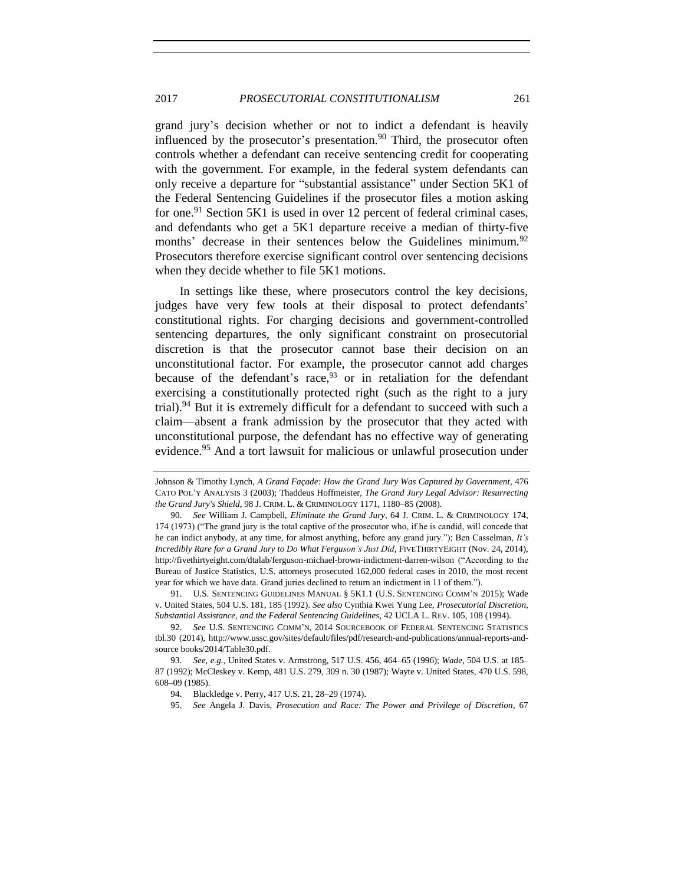grand jury's decision whether or not to indict a defendant is heavily influenced by the prosecutor's presentation.[90] Third, the prosecutor often controls whether a defendant can receive sentencing credit for cooperating with the government. For example, in the federal system defendants can only receive a departure for "substantial assistance" under Section 5K1 of the Federal Sentencing Guidelines if the prosecutor files a motion asking for one.[91] Section 5K1 is used in over 12 percent of federal criminal cases, and defendants who get a 5K1 departure receive a median of thirty-five months' decrease in their sentences below the Guidelines minimum.[92] Prosecutors therefore exercise significant control over sentencing decisions when they decide whether to file 5K1 motions.

In settings like these, where prosecutors control the key decisions, judges have very few tools at their disposal to protect defendants' constitutional rights. For charging decisions and government-controlled sentencing departures, the only significant constraint on prosecutorial discretion is that the prosecutor cannot base their decision on an unconstitutional factor. For example, the prosecutor cannot add charges because of the defendant's race,[93] or in retaliation for the defendant exercising a constitutionally protected right (such as the right to a jury trial).[94] But it is extremely difficult for a defendant to succeed with such a claim—absent a frank admission by the prosecutor that they acted with unconstitutional purpose, the defendant has no effective way of generating evidence.[95] And a tort lawsuit for malicious or unlawful prosecution under

---

Johnson & Timothy Lynch, *A Grand Façade: How the Grand Jury Was Captured by Government*, 476 CATO POL'Y ANALYSIS 3 (2003); Thaddeus Hoffmeister, *The Grand Jury Legal Advisor: Resurrecting the Grand Jury's Shield*, 98 J. CRIM. L. & CRIMINOLOGY 1171, 1180–85 (2008).

90. *See* William J. Campbell, *Eliminate the Grand Jury*, 64 J. CRIM. L. & CRIMINOLOGY 174, 174 (1973) ("The grand jury is the total captive of the prosecutor who, if he is candid, will concede that he can indict anybody, at any time, for almost anything, before any grand jury."); Ben Casselman, *It's Incredibly Rare for a Grand Jury to Do What Ferguson's Just Did*, FIVETHIRTYEIGHT (Nov. 24, 2014), http://fivethirtyeight.com/datalab/ferguson-michael-brown-indictment-darren-wilson ("According to the Bureau of Justice Statistics, U.S. attorneys prosecuted 162,000 federal cases in 2010, the most recent year for which we have data. Grand juries declined to return an indictment in 11 of them.").

91. U.S. SENTENCING GUIDELINES MANUAL § 5K1.1 (U.S. SENTENCING COMM'N 2015); Wade v. United States, 504 U.S. 181, 185 (1992). *See also* Cynthia Kwei Yung Lee, *Prosecutorial Discretion, Substantial Assistance, and the Federal Sentencing Guidelines*, 42 UCLA L. REV. 105, 108 (1994).

92. *See* U.S. SENTENCING COMM'N, 2014 SOURCEBOOK OF FEDERAL SENTENCING STATISTICS tbl.30 (2014), http://www.ussc.gov/sites/default/files/pdf/research-and-publications/annual-reports-and-source books/2014/Table30.pdf.

93. *See, e.g.*, United States v. Armstrong, 517 U.S. 456, 464–65 (1996); *Wade*, 504 U.S. at 185–87 (1992); McCleskey v. Kemp, 481 U.S. 279, 309 n. 30 (1987); Wayte v. United States, 470 U.S. 598, 608–09 (1985).

94. Blackledge v. Perry, 417 U.S. 21, 28–29 (1974).

95. *See* Angela J. Davis, *Prosecution and Race: The Power and Privilege of Discretion*, 67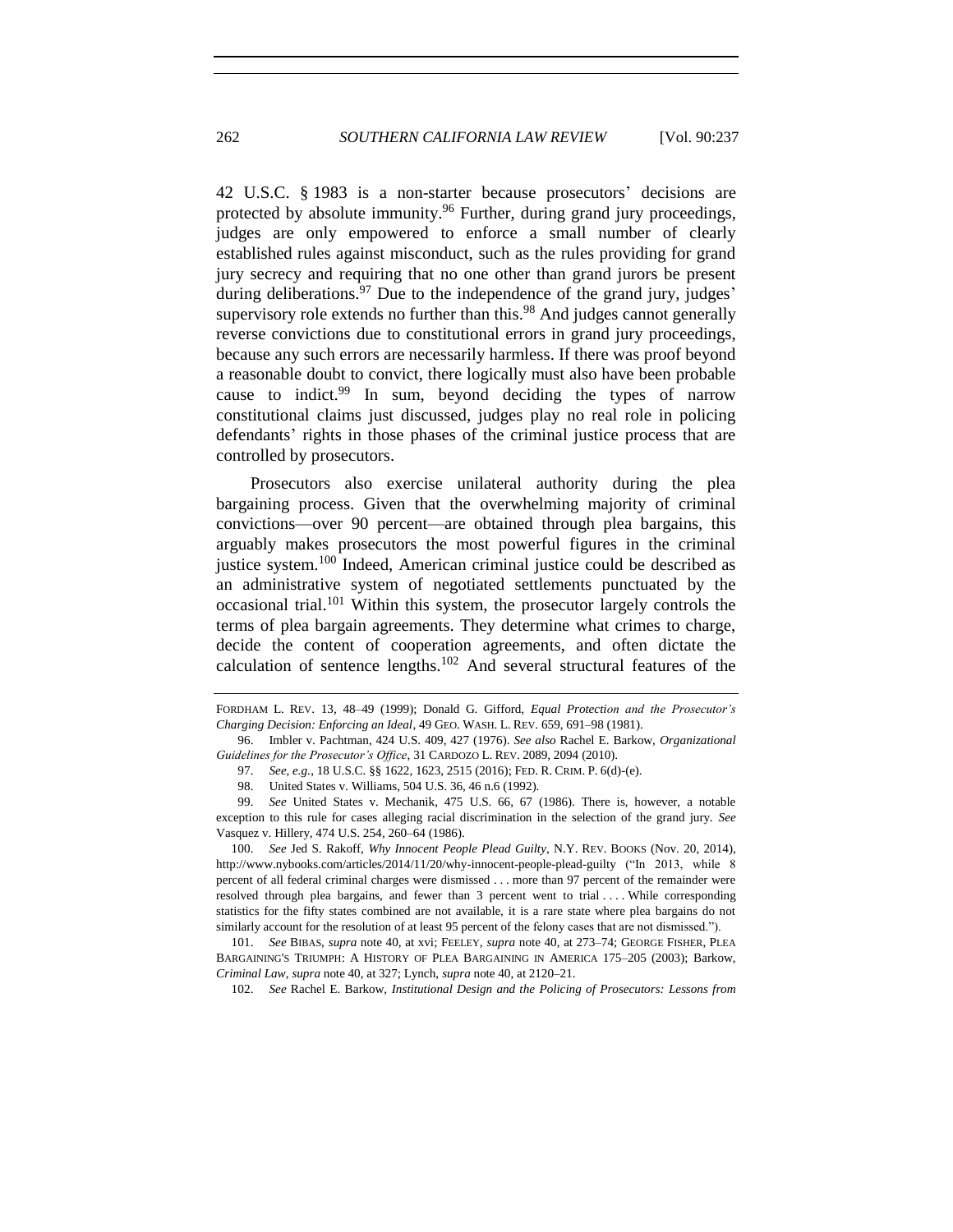42 U.S.C. § 1983 is a non-starter because prosecutors' decisions are protected by absolute immunity.[96] Further, during grand jury proceedings, judges are only empowered to enforce a small number of clearly established rules against misconduct, such as the rules providing for grand jury secrecy and requiring that no one other than grand jurors be present during deliberations.[97] Due to the independence of the grand jury, judges' supervisory role extends no further than this.[98] And judges cannot generally reverse convictions due to constitutional errors in grand jury proceedings, because any such errors are necessarily harmless. If there was proof beyond a reasonable doubt to convict, there logically must also have been probable cause to indict.[99] In sum, beyond deciding the types of narrow constitutional claims just discussed, judges play no real role in policing defendants' rights in those phases of the criminal justice process that are controlled by prosecutors.

Prosecutors also exercise unilateral authority during the plea bargaining process. Given that the overwhelming majority of criminal convictions—over 90 percent—are obtained through plea bargains, this arguably makes prosecutors the most powerful figures in the criminal justice system.[100] Indeed, American criminal justice could be described as an administrative system of negotiated settlements punctuated by the occasional trial.[101] Within this system, the prosecutor largely controls the terms of plea bargain agreements. They determine what crimes to charge, decide the content of cooperation agreements, and often dictate the calculation of sentence lengths.[102] And several structural features of the

---

FORDHAM L. REV. 13, 48–49 (1999); Donald G. Gifford, *Equal Protection and the Prosecutor's Charging Decision: Enforcing an Ideal*, 49 GEO. WASH. L. REV. 659, 691–98 (1981).

96. Imbler v. Pachtman, 424 U.S. 409, 427 (1976). *See also* Rachel E. Barkow, *Organizational Guidelines for the Prosecutor's Office*, 31 CARDOZO L. REV. 2089, 2094 (2010).

97. *See, e.g.*, 18 U.S.C. §§ 1622, 1623, 2515 (2016); FED. R. CRIM. P. 6(d)-(e).

98. United States v. Williams, 504 U.S. 36, 46 n.6 (1992).

99. *See* United States v. Mechanik, 475 U.S. 66, 67 (1986). There is, however, a notable exception to this rule for cases alleging racial discrimination in the selection of the grand jury. *See* Vasquez v. Hillery, 474 U.S. 254, 260–64 (1986).

100. *See* Jed S. Rakoff, *Why Innocent People Plead Guilty*, N.Y. REV. BOOKS (Nov. 20, 2014), http://www.nybooks.com/articles/2014/11/20/why-innocent-people-plead-guilty ("In 2013, while 8 percent of all federal criminal charges were dismissed . . . more than 97 percent of the remainder were resolved through plea bargains, and fewer than 3 percent went to trial . . . . While corresponding statistics for the fifty states combined are not available, it is a rare state where plea bargains do not similarly account for the resolution of at least 95 percent of the felony cases that are not dismissed.").

101. *See* BIBAS, *supra* note 40, at xvi; FEELEY, *supra* note 40, at 273–74; GEORGE FISHER, PLEA BARGAINING'S TRIUMPH: A HISTORY OF PLEA BARGAINING IN AMERICA 175–205 (2003); Barkow, *Criminal Law*, *supra* note 40, at 327; Lynch, *supra* note 40, at 2120–21.

102. *See* Rachel E. Barkow, *Institutional Design and the Policing of Prosecutors: Lessons from*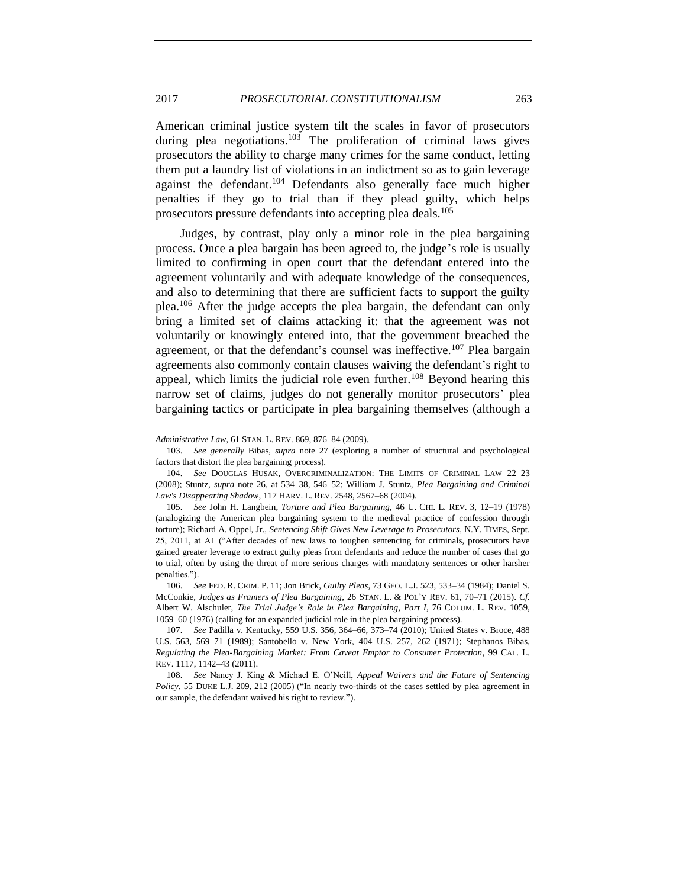American criminal justice system tilt the scales in favor of prosecutors during plea negotiations.[103] The proliferation of criminal laws gives prosecutors the ability to charge many crimes for the same conduct, letting them put a laundry list of violations in an indictment so as to gain leverage against the defendant.[104] Defendants also generally face much higher penalties if they go to trial than if they plead guilty, which helps prosecutors pressure defendants into accepting plea deals.[105]

Judges, by contrast, play only a minor role in the plea bargaining process. Once a plea bargain has been agreed to, the judge's role is usually limited to confirming in open court that the defendant entered into the agreement voluntarily and with adequate knowledge of the consequences, and also to determining that there are sufficient facts to support the guilty plea.[106] After the judge accepts the plea bargain, the defendant can only bring a limited set of claims attacking it: that the agreement was not voluntarily or knowingly entered into, that the government breached the agreement, or that the defendant's counsel was ineffective.[107] Plea bargain agreements also commonly contain clauses waiving the defendant's right to appeal, which limits the judicial role even further.[108] Beyond hearing this narrow set of claims, judges do not generally monitor prosecutors' plea bargaining tactics or participate in plea bargaining themselves (although a

---

*Administrative Law*, 61 STAN. L. REV. 869, 876–84 (2009).

103. *See generally* Bibas, *supra* note 27 (exploring a number of structural and psychological factors that distort the plea bargaining process).

104. *See* DOUGLAS HUSAK, OVERCRIMINALIZATION: THE LIMITS OF CRIMINAL LAW 22–23 (2008); Stuntz, *supra* note 26, at 534–38, 546–52; William J. Stuntz, *Plea Bargaining and Criminal Law's Disappearing Shadow*, 117 HARV. L. REV. 2548, 2567–68 (2004).

105. *See* John H. Langbein, *Torture and Plea Bargaining*, 46 U. CHI. L. REV. 3, 12–19 (1978) (analogizing the American plea bargaining system to the medieval practice of confession through torture); Richard A. Oppel, Jr., *Sentencing Shift Gives New Leverage to Prosecutors*, N.Y. TIMES, Sept. 25, 2011, at A1 ("After decades of new laws to toughen sentencing for criminals, prosecutors have gained greater leverage to extract guilty pleas from defendants and reduce the number of cases that go to trial, often by using the threat of more serious charges with mandatory sentences or other harsher penalties.").

106. *See* FED. R. CRIM. P. 11; Jon Brick, *Guilty Pleas*, 73 GEO. L.J. 523, 533–34 (1984); Daniel S. McConkie, *Judges as Framers of Plea Bargaining*, 26 STAN. L. & POL'Y REV. 61, 70–71 (2015). *Cf.* Albert W. Alschuler, *The Trial Judge's Role in Plea Bargaining, Part I*, 76 COLUM. L. REV. 1059, 1059–60 (1976) (calling for an expanded judicial role in the plea bargaining process).

107. *See* Padilla v. Kentucky, 559 U.S. 356, 364–66, 373–74 (2010); United States v. Broce, 488 U.S. 563, 569–71 (1989); Santobello v. New York, 404 U.S. 257, 262 (1971); Stephanos Bibas, *Regulating the Plea-Bargaining Market: From Caveat Emptor to Consumer Protection*, 99 CAL. L. REV. 1117, 1142–43 (2011).

108. *See* Nancy J. King & Michael E. O'Neill, *Appeal Waivers and the Future of Sentencing Policy*, 55 DUKE L.J. 209, 212 (2005) ("In nearly two-thirds of the cases settled by plea agreement in our sample, the defendant waived his right to review.").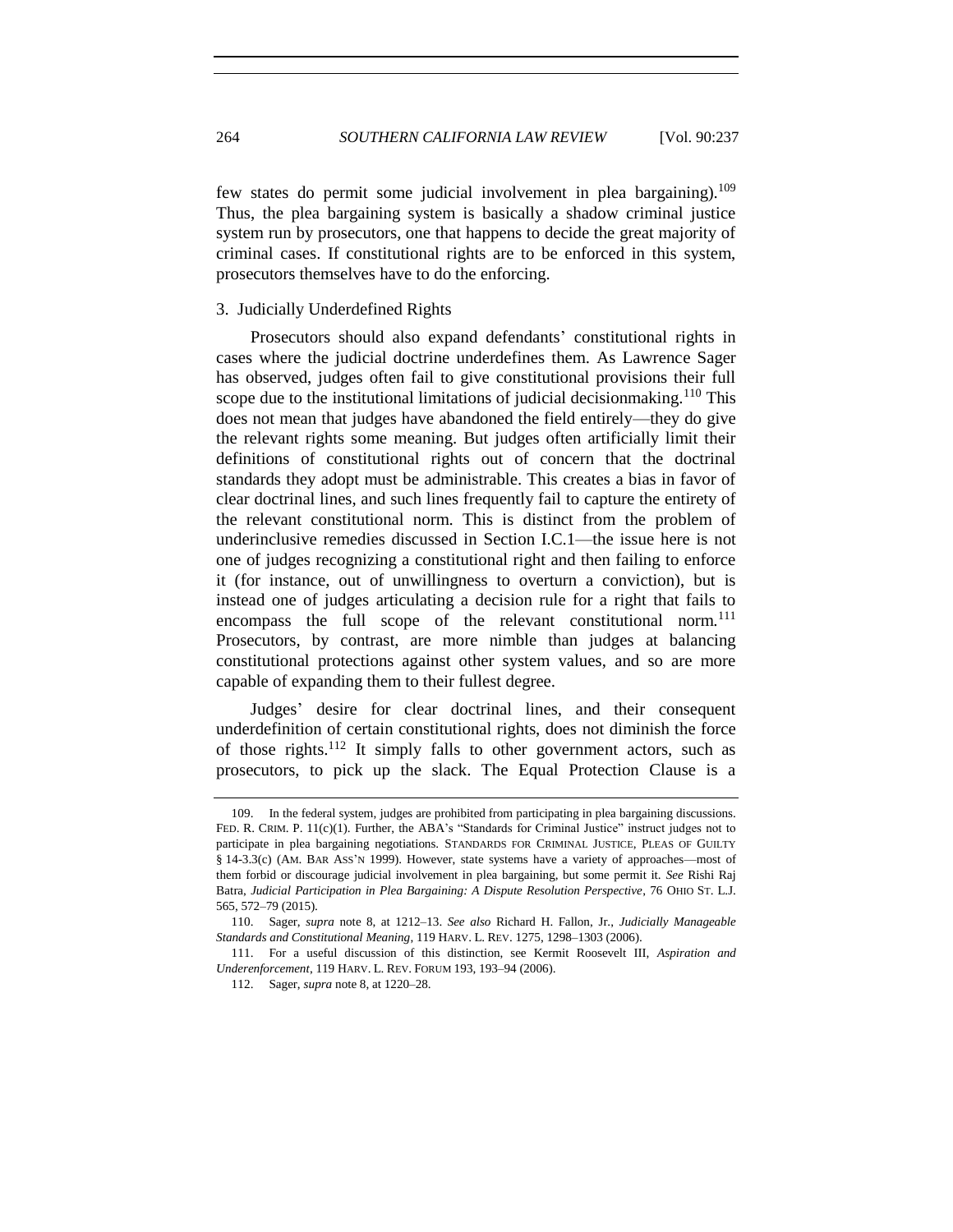few states do permit some judicial involvement in plea bargaining).[109] Thus, the plea bargaining system is basically a shadow criminal justice system run by prosecutors, one that happens to decide the great majority of criminal cases. If constitutional rights are to be enforced in this system, prosecutors themselves have to do the enforcing.

### 3. Judicially Underdefined Rights

Prosecutors should also expand defendants' constitutional rights in cases where the judicial doctrine underdefines them. As Lawrence Sager has observed, judges often fail to give constitutional provisions their full scope due to the institutional limitations of judicial decisionmaking.[110] This does not mean that judges have abandoned the field entirely—they do give the relevant rights some meaning. But judges often artificially limit their definitions of constitutional rights out of concern that the doctrinal standards they adopt must be administrable. This creates a bias in favor of clear doctrinal lines, and such lines frequently fail to capture the entirety of the relevant constitutional norm. This is distinct from the problem of underinclusive remedies discussed in Section I.C.1—the issue here is not one of judges recognizing a constitutional right and then failing to enforce it (for instance, out of unwillingness to overturn a conviction), but is instead one of judges articulating a decision rule for a right that fails to encompass the full scope of the relevant constitutional norm.[111] Prosecutors, by contrast, are more nimble than judges at balancing constitutional protections against other system values, and so are more capable of expanding them to their fullest degree.

Judges' desire for clear doctrinal lines, and their consequent underdefinition of certain constitutional rights, does not diminish the force of those rights.[112] It simply falls to other government actors, such as prosecutors, to pick up the slack. The Equal Protection Clause is a

---

109. In the federal system, judges are prohibited from participating in plea bargaining discussions. FED. R. CRIM. P. 11(c)(1). Further, the ABA's "Standards for Criminal Justice" instruct judges not to participate in plea bargaining negotiations. STANDARDS FOR CRIMINAL JUSTICE, PLEAS OF GUILTY § 14-3.3(c) (AM. BAR ASS'N 1999). However, state systems have a variety of approaches—most of them forbid or discourage judicial involvement in plea bargaining, but some permit it. *See* Rishi Raj Batra, *Judicial Participation in Plea Bargaining: A Dispute Resolution Perspective*, 76 OHIO ST. L.J. 565, 572–79 (2015).

110. Sager, *supra* note 8, at 1212–13. *See also* Richard H. Fallon, Jr., *Judicially Manageable Standards and Constitutional Meaning*, 119 HARV. L. REV. 1275, 1298–1303 (2006).

111. For a useful discussion of this distinction, see Kermit Roosevelt III, *Aspiration and Underenforcement*, 119 HARV. L. REV. FORUM 193, 193–94 (2006).

112. Sager, *supra* note 8, at 1220–28.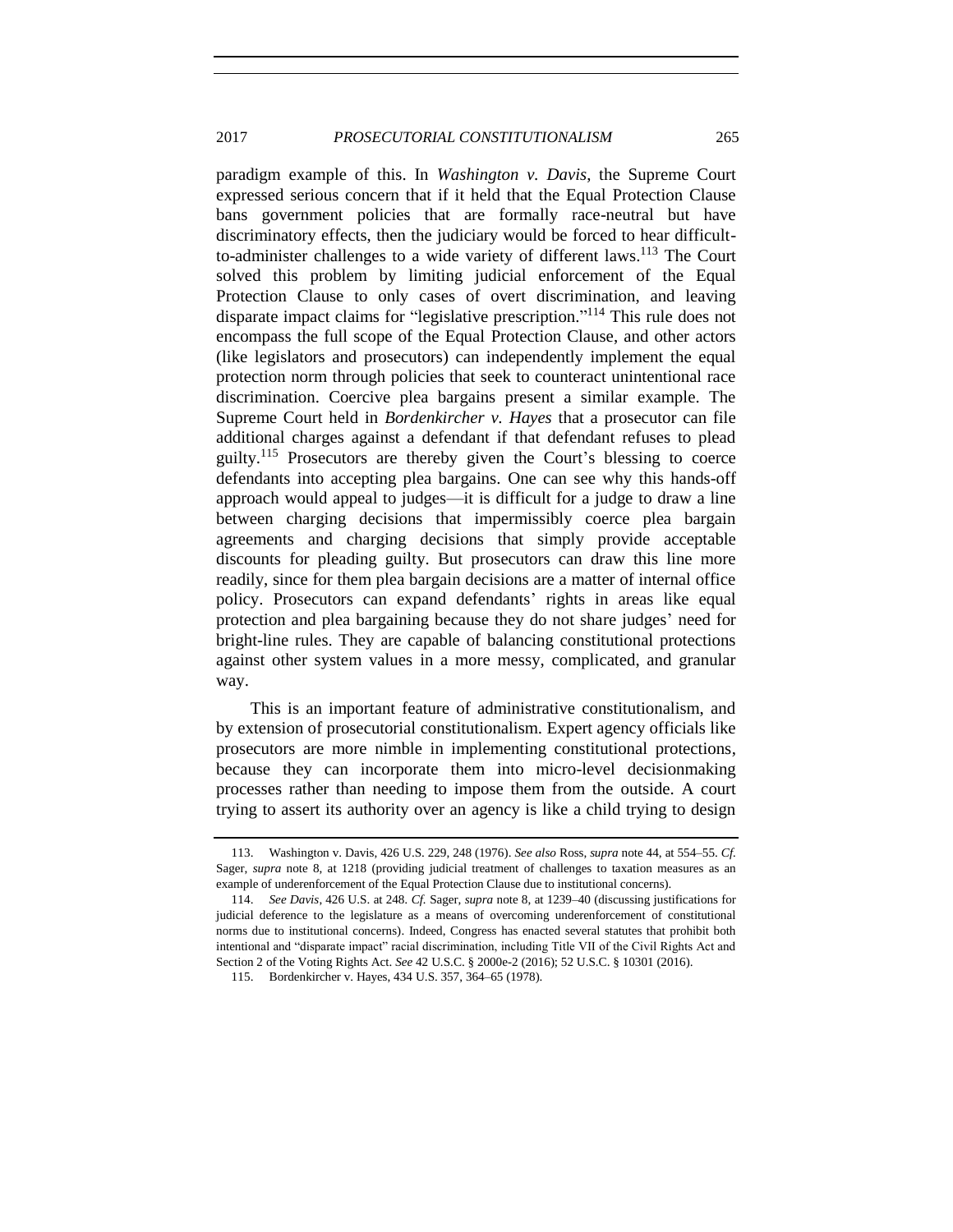paradigm example of this. In *Washington v. Davis*, the Supreme Court expressed serious concern that if it held that the Equal Protection Clause bans government policies that are formally race-neutral but have discriminatory effects, then the judiciary would be forced to hear difficult-to-administer challenges to a wide variety of different laws.[113] The Court solved this problem by limiting judicial enforcement of the Equal Protection Clause to only cases of overt discrimination, and leaving disparate impact claims for "legislative prescription."[114] This rule does not encompass the full scope of the Equal Protection Clause, and other actors (like legislators and prosecutors) can independently implement the equal protection norm through policies that seek to counteract unintentional race discrimination. Coercive plea bargains present a similar example. The Supreme Court held in *Bordenkircher v. Hayes* that a prosecutor can file additional charges against a defendant if that defendant refuses to plead guilty.[115] Prosecutors are thereby given the Court's blessing to coerce defendants into accepting plea bargains. One can see why this hands-off approach would appeal to judges—it is difficult for a judge to draw a line between charging decisions that impermissibly coerce plea bargain agreements and charging decisions that simply provide acceptable discounts for pleading guilty. But prosecutors can draw this line more readily, since for them plea bargain decisions are a matter of internal office policy. Prosecutors can expand defendants' rights in areas like equal protection and plea bargaining because they do not share judges' need for bright-line rules. They are capable of balancing constitutional protections against other system values in a more messy, complicated, and granular way.

This is an important feature of administrative constitutionalism, and by extension of prosecutorial constitutionalism. Expert agency officials like prosecutors are more nimble in implementing constitutional protections, because they can incorporate them into micro-level decisionmaking processes rather than needing to impose them from the outside. A court trying to assert its authority over an agency is like a child trying to design

---

113. Washington v. Davis, 426 U.S. 229, 248 (1976). *See also* Ross, *supra* note 44, at 554–55. *Cf.* Sager, *supra* note 8, at 1218 (providing judicial treatment of challenges to taxation measures as an example of underenforcement of the Equal Protection Clause due to institutional concerns).

114. *See Davis*, 426 U.S. at 248. *Cf.* Sager, *supra* note 8, at 1239–40 (discussing justifications for judicial deference to the legislature as a means of overcoming underenforcement of constitutional norms due to institutional concerns). Indeed, Congress has enacted several statutes that prohibit both intentional and "disparate impact" racial discrimination, including Title VII of the Civil Rights Act and Section 2 of the Voting Rights Act. *See* 42 U.S.C. § 2000e-2 (2016); 52 U.S.C. § 10301 (2016).

115. Bordenkircher v. Hayes, 434 U.S. 357, 364–65 (1978).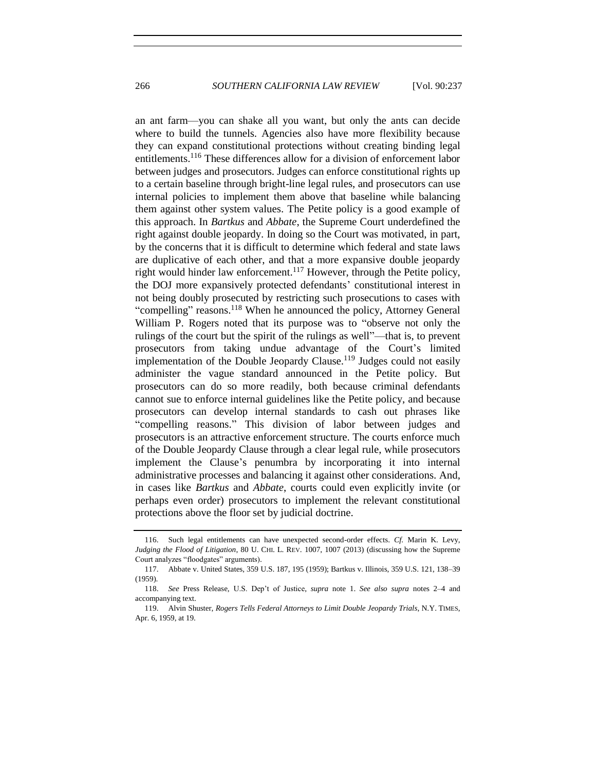an ant farm—you can shake all you want, but only the ants can decide where to build the tunnels. Agencies also have more flexibility because they can expand constitutional protections without creating binding legal entitlements.[116] These differences allow for a division of enforcement labor between judges and prosecutors. Judges can enforce constitutional rights up to a certain baseline through bright-line legal rules, and prosecutors can use internal policies to implement them above that baseline while balancing them against other system values. The Petite policy is a good example of this approach. In *Bartkus* and *Abbate*, the Supreme Court underdefined the right against double jeopardy. In doing so the Court was motivated, in part, by the concerns that it is difficult to determine which federal and state laws are duplicative of each other, and that a more expansive double jeopardy right would hinder law enforcement.[117] However, through the Petite policy, the DOJ more expansively protected defendants' constitutional interest in not being doubly prosecuted by restricting such prosecutions to cases with "compelling" reasons.[118] When he announced the policy, Attorney General William P. Rogers noted that its purpose was to "observe not only the rulings of the court but the spirit of the rulings as well"—that is, to prevent prosecutors from taking undue advantage of the Court's limited implementation of the Double Jeopardy Clause.[119] Judges could not easily administer the vague standard announced in the Petite policy. But prosecutors can do so more readily, both because criminal defendants cannot sue to enforce internal guidelines like the Petite policy, and because prosecutors can develop internal standards to cash out phrases like "compelling reasons." This division of labor between judges and prosecutors is an attractive enforcement structure. The courts enforce much of the Double Jeopardy Clause through a clear legal rule, while prosecutors implement the Clause's penumbra by incorporating it into internal administrative processes and balancing it against other considerations. And, in cases like *Bartkus* and *Abbate*, courts could even explicitly invite (or perhaps even order) prosecutors to implement the relevant constitutional protections above the floor set by judicial doctrine.

---

116. Such legal entitlements can have unexpected second-order effects. *Cf.* Marin K. Levy, *Judging the Flood of Litigation*, 80 U. CHI. L. REV. 1007, 1007 (2013) (discussing how the Supreme Court analyzes "floodgates" arguments).

117. Abbate v. United States, 359 U.S. 187, 195 (1959); Bartkus v. Illinois, 359 U.S. 121, 138–39 (1959).

118. *See* Press Release, U.S. Dep't of Justice, *supra* note 1. *See also supra* notes 2–4 and accompanying text.

119. Alvin Shuster, *Rogers Tells Federal Attorneys to Limit Double Jeopardy Trials*, N.Y. TIMES, Apr. 6, 1959, at 19.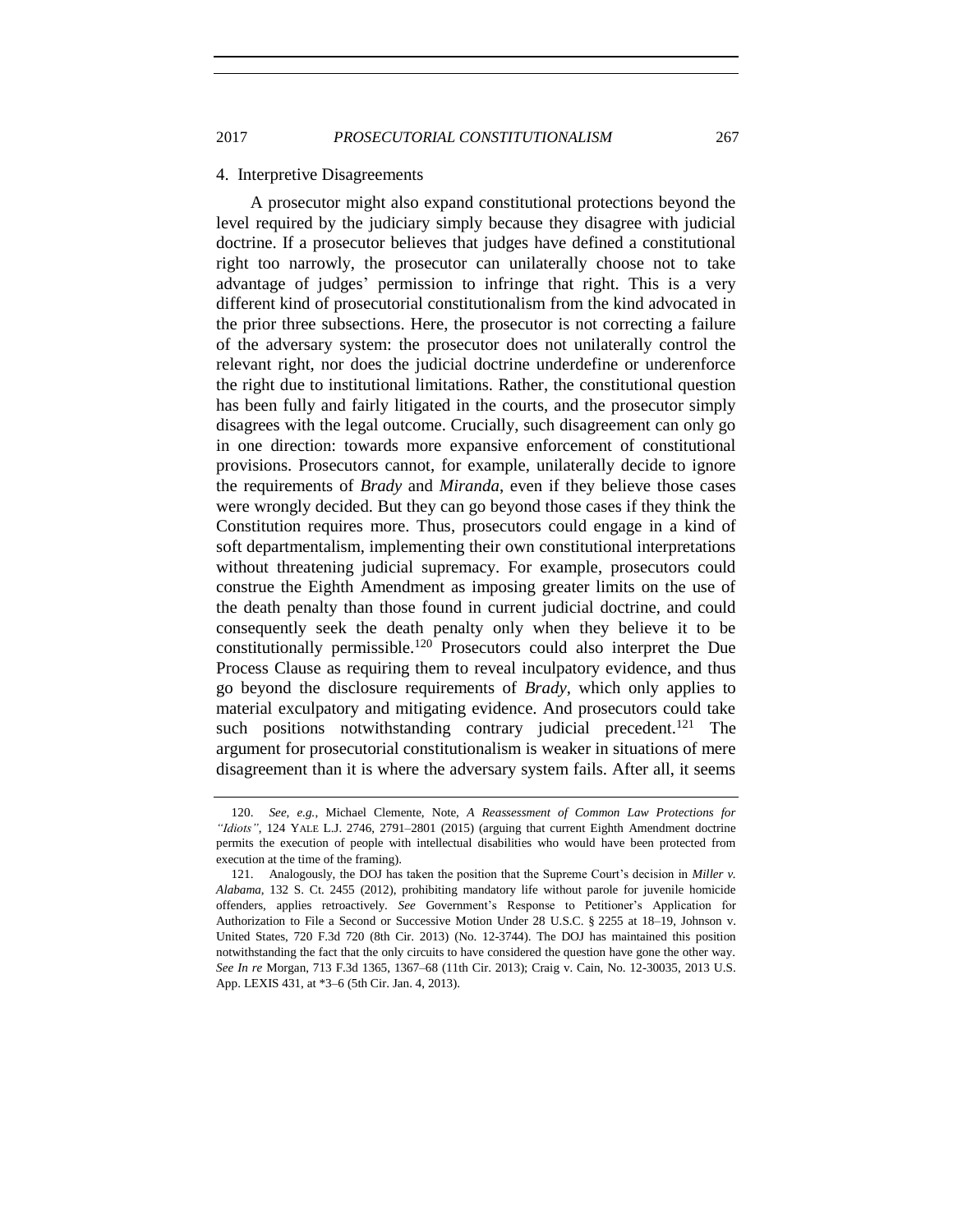#### 4. Interpretive Disagreements

A prosecutor might also expand constitutional protections beyond the level required by the judiciary simply because they disagree with judicial doctrine. If a prosecutor believes that judges have defined a constitutional right too narrowly, the prosecutor can unilaterally choose not to take advantage of judges' permission to infringe that right. This is a very different kind of prosecutorial constitutionalism from the kind advocated in the prior three subsections. Here, the prosecutor is not correcting a failure of the adversary system: the prosecutor does not unilaterally control the relevant right, nor does the judicial doctrine underdefine or underenforce the right due to institutional limitations. Rather, the constitutional question has been fully and fairly litigated in the courts, and the prosecutor simply disagrees with the legal outcome. Crucially, such disagreement can only go in one direction: towards more expansive enforcement of constitutional provisions. Prosecutors cannot, for example, unilaterally decide to ignore the requirements of *Brady* and *Miranda*, even if they believe those cases were wrongly decided. But they can go beyond those cases if they think the Constitution requires more. Thus, prosecutors could engage in a kind of soft departmentalism, implementing their own constitutional interpretations without threatening judicial supremacy. For example, prosecutors could construe the Eighth Amendment as imposing greater limits on the use of the death penalty than those found in current judicial doctrine, and could consequently seek the death penalty only when they believe it to be constitutionally permissible.[120] Prosecutors could also interpret the Due Process Clause as requiring them to reveal inculpatory evidence, and thus go beyond the disclosure requirements of *Brady*, which only applies to material exculpatory and mitigating evidence. And prosecutors could take such positions notwithstanding contrary judicial precedent.[121] The argument for prosecutorial constitutionalism is weaker in situations of mere disagreement than it is where the adversary system fails. After all, it seems

---

120. *See, e.g.*, Michael Clemente, Note, *A Reassessment of Common Law Protections for "Idiots"*, 124 YALE L.J. 2746, 2791–2801 (2015) (arguing that current Eighth Amendment doctrine permits the execution of people with intellectual disabilities who would have been protected from execution at the time of the framing).

121. Analogously, the DOJ has taken the position that the Supreme Court's decision in *Miller v. Alabama*, 132 S. Ct. 2455 (2012), prohibiting mandatory life without parole for juvenile homicide offenders, applies retroactively. *See* Government's Response to Petitioner's Application for Authorization to File a Second or Successive Motion Under 28 U.S.C. § 2255 at 18–19, Johnson v. United States, 720 F.3d 720 (8th Cir. 2013) (No. 12-3744). The DOJ has maintained this position notwithstanding the fact that the only circuits to have considered the question have gone the other way. *See In re* Morgan, 713 F.3d 1365, 1367–68 (11th Cir. 2013); Craig v. Cain, No. 12-30035, 2013 U.S. App. LEXIS 431, at *3–6 (5th Cir. Jan. 4, 2013).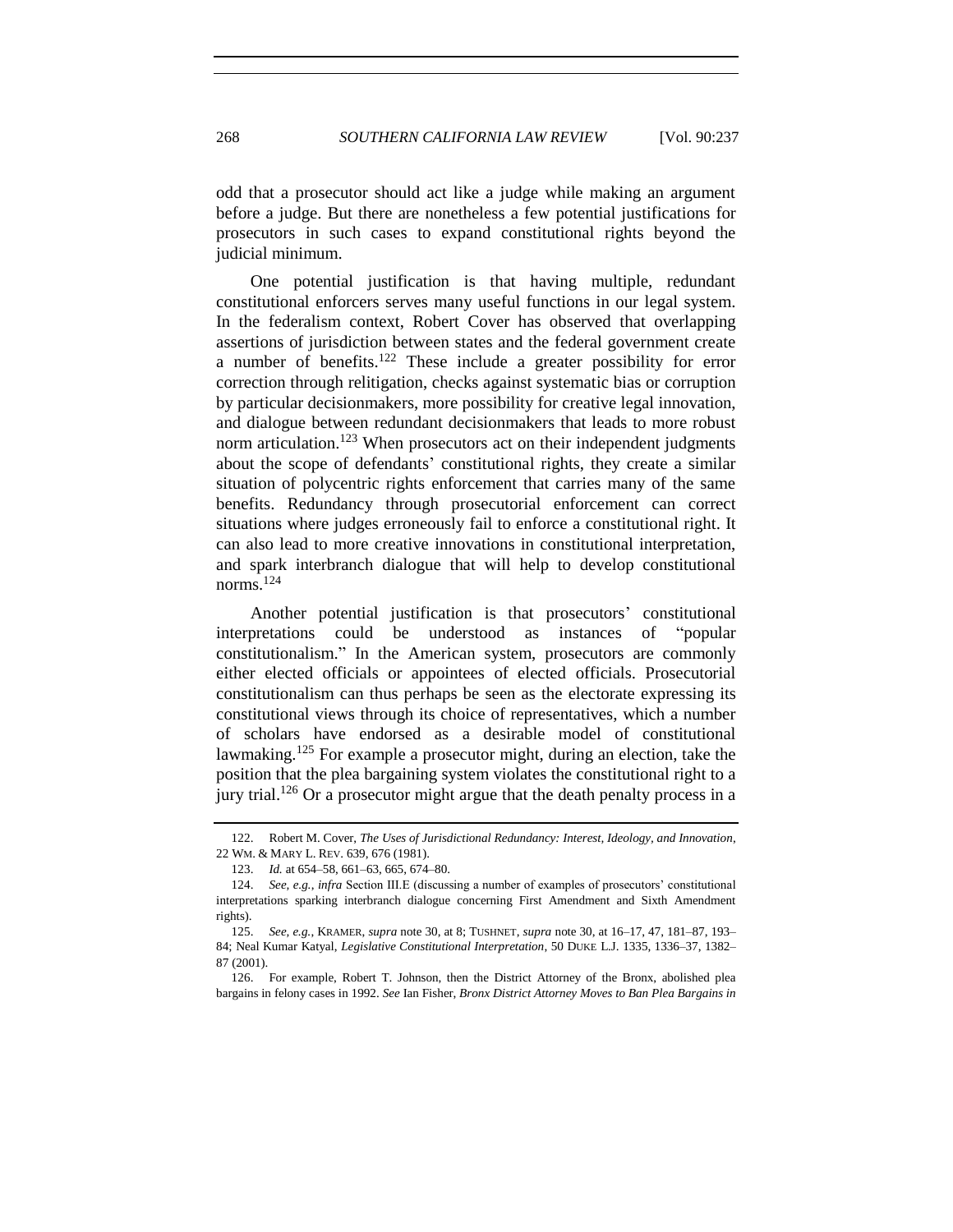odd that a prosecutor should act like a judge while making an argument before a judge. But there are nonetheless a few potential justifications for prosecutors in such cases to expand constitutional rights beyond the judicial minimum.

One potential justification is that having multiple, redundant constitutional enforcers serves many useful functions in our legal system. In the federalism context, Robert Cover has observed that overlapping assertions of jurisdiction between states and the federal government create a number of benefits.[122] These include a greater possibility for error correction through relitigation, checks against systematic bias or corruption by particular decisionmakers, more possibility for creative legal innovation, and dialogue between redundant decisionmakers that leads to more robust norm articulation.[123] When prosecutors act on their independent judgments about the scope of defendants' constitutional rights, they create a similar situation of polycentric rights enforcement that carries many of the same benefits. Redundancy through prosecutorial enforcement can correct situations where judges erroneously fail to enforce a constitutional right. It can also lead to more creative innovations in constitutional interpretation, and spark interbranch dialogue that will help to develop constitutional norms.[124]

Another potential justification is that prosecutors' constitutional interpretations could be understood as instances of "popular constitutionalism." In the American system, prosecutors are commonly either elected officials or appointees of elected officials. Prosecutorial constitutionalism can thus perhaps be seen as the electorate expressing its constitutional views through its choice of representatives, which a number of scholars have endorsed as a desirable model of constitutional lawmaking.[125] For example a prosecutor might, during an election, take the position that the plea bargaining system violates the constitutional right to a jury trial.[126] Or a prosecutor might argue that the death penalty process in a

---

122. Robert M. Cover, *The Uses of Jurisdictional Redundancy: Interest, Ideology, and Innovation*, 22 WM. & MARY L. REV. 639, 676 (1981).

123. *Id.* at 654–58, 661–63, 665, 674–80.

124. *See, e.g.*, *infra* Section III.E (discussing a number of examples of prosecutors' constitutional interpretations sparking interbranch dialogue concerning First Amendment and Sixth Amendment rights).

125. *See, e.g.*, KRAMER, *supra* note 30, at 8; TUSHNET, *supra* note 30, at 16–17, 47, 181–87, 193–84; Neal Kumar Katyal, *Legislative Constitutional Interpretation*, 50 DUKE L.J. 1335, 1336–37, 1382–87 (2001).

126. For example, Robert T. Johnson, then the District Attorney of the Bronx, abolished plea bargains in felony cases in 1992. *See* Ian Fisher, *Bronx District Attorney Moves to Ban Plea Bargains in*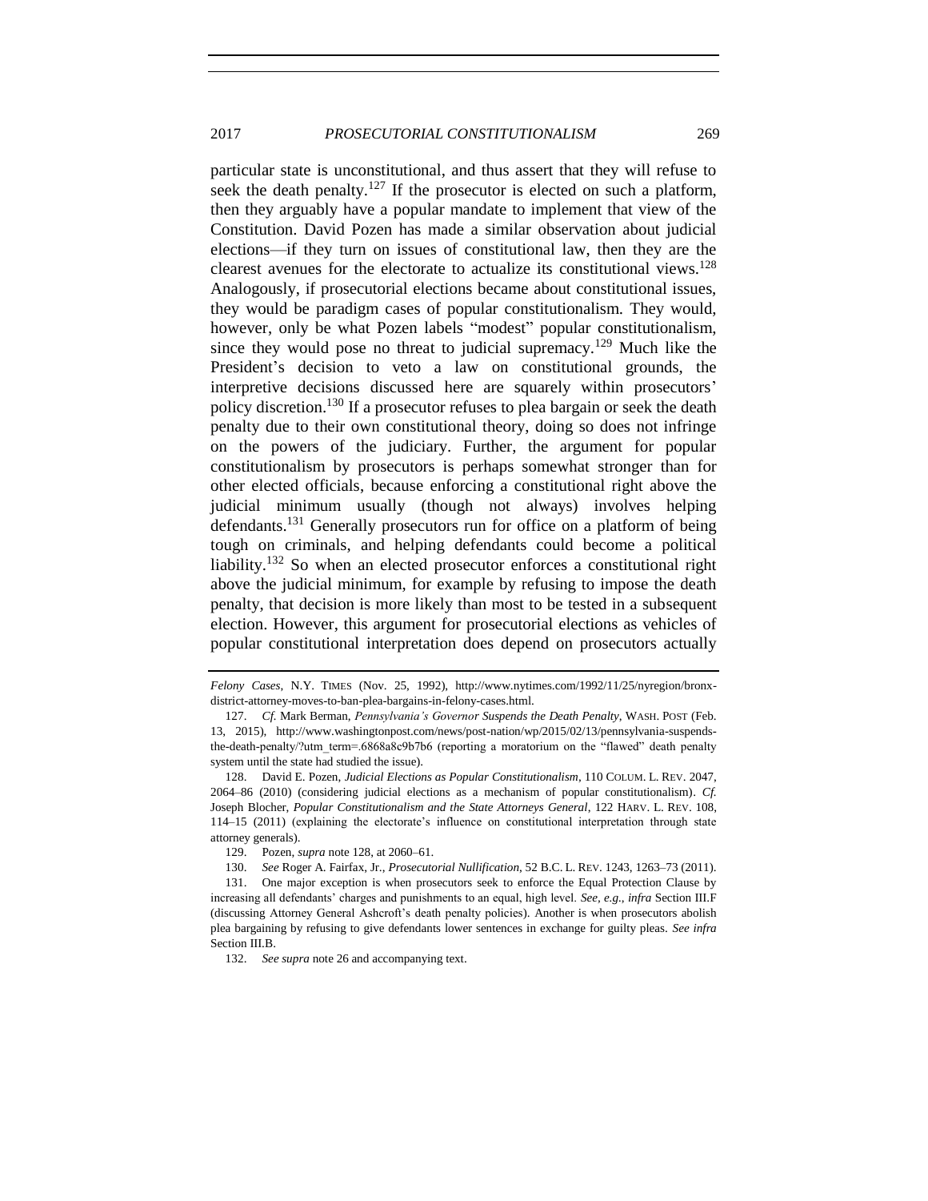particular state is unconstitutional, and thus assert that they will refuse to seek the death penalty.[127] If the prosecutor is elected on such a platform, then they arguably have a popular mandate to implement that view of the Constitution. David Pozen has made a similar observation about judicial elections—if they turn on issues of constitutional law, then they are the clearest avenues for the electorate to actualize its constitutional views.[128] Analogously, if prosecutorial elections became about constitutional issues, they would be paradigm cases of popular constitutionalism. They would, however, only be what Pozen labels "modest" popular constitutionalism, since they would pose no threat to judicial supremacy.[129] Much like the President's decision to veto a law on constitutional grounds, the interpretive decisions discussed here are squarely within prosecutors' policy discretion.[130] If a prosecutor refuses to plea bargain or seek the death penalty due to their own constitutional theory, doing so does not infringe on the powers of the judiciary. Further, the argument for popular constitutionalism by prosecutors is perhaps somewhat stronger than for other elected officials, because enforcing a constitutional right above the judicial minimum usually (though not always) involves helping defendants.[131] Generally prosecutors run for office on a platform of being tough on criminals, and helping defendants could become a political liability.[132] So when an elected prosecutor enforces a constitutional right above the judicial minimum, for example by refusing to impose the death penalty, that decision is more likely than most to be tested in a subsequent election. However, this argument for prosecutorial elections as vehicles of popular constitutional interpretation does depend on prosecutors actually

---

*Felony Cases*, N.Y. TIMES (Nov. 25, 1992), http://www.nytimes.com/1992/11/25/nyregion/bronx-district-attorney-moves-to-ban-plea-bargains-in-felony-cases.html.

127. *Cf.* Mark Berman, *Pennsylvania's Governor Suspends the Death Penalty*, WASH. POST (Feb. 13, 2015), http://www.washingtonpost.com/news/post-nation/wp/2015/02/13/pennsylvania-suspends-the-death-penalty/?utm_term=.6868a8c9b7b6 (reporting a moratorium on the "flawed" death penalty system until the state had studied the issue).

128. David E. Pozen, *Judicial Elections as Popular Constitutionalism*, 110 COLUM. L. REV. 2047, 2064–86 (2010) (considering judicial elections as a mechanism of popular constitutionalism). *Cf.* Joseph Blocher, *Popular Constitutionalism and the State Attorneys General*, 122 HARV. L. REV. 108, 114–15 (2011) (explaining the electorate's influence on constitutional interpretation through state attorney generals).

129. Pozen, *supra* note 128, at 2060–61.

130. *See* Roger A. Fairfax, Jr., *Prosecutorial Nullification*, 52 B.C. L. REV. 1243, 1263–73 (2011).

131. One major exception is when prosecutors seek to enforce the Equal Protection Clause by increasing all defendants' charges and punishments to an equal, high level. *See, e.g.*, *infra* Section III.F (discussing Attorney General Ashcroft's death penalty policies). Another is when prosecutors abolish plea bargaining by refusing to give defendants lower sentences in exchange for guilty pleas. *See infra* Section III.B.

132. *See supra* note 26 and accompanying text.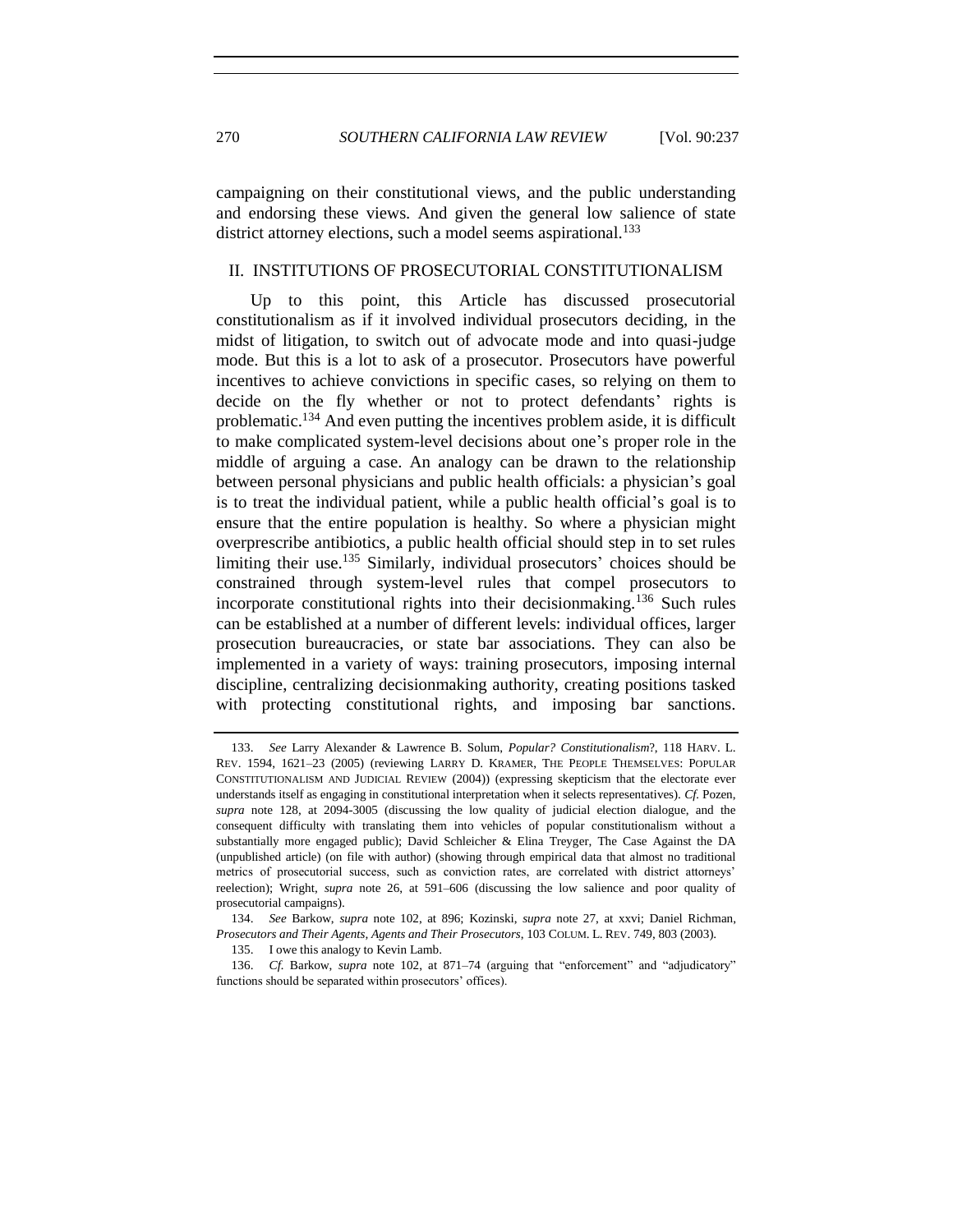campaigning on their constitutional views, and the public understanding and endorsing these views. And given the general low salience of state district attorney elections, such a model seems aspirational.[133]

## II. INSTITUTIONS OF PROSECUTORIAL CONSTITUTIONALISM

Up to this point, this Article has discussed prosecutorial constitutionalism as if it involved individual prosecutors deciding, in the midst of litigation, to switch out of advocate mode and into quasi-judge mode. But this is a lot to ask of a prosecutor. Prosecutors have powerful incentives to achieve convictions in specific cases, so relying on them to decide on the fly whether or not to protect defendants' rights is problematic.[134] And even putting the incentives problem aside, it is difficult to make complicated system-level decisions about one's proper role in the middle of arguing a case. An analogy can be drawn to the relationship between personal physicians and public health officials: a physician's goal is to treat the individual patient, while a public health official's goal is to ensure that the entire population is healthy. So where a physician might overprescribe antibiotics, a public health official should step in to set rules limiting their use.[135] Similarly, individual prosecutors' choices should be constrained through system-level rules that compel prosecutors to incorporate constitutional rights into their decisionmaking.[136] Such rules can be established at a number of different levels: individual offices, larger prosecution bureaucracies, or state bar associations. They can also be implemented in a variety of ways: training prosecutors, imposing internal discipline, centralizing decisionmaking authority, creating positions tasked with protecting constitutional rights, and imposing bar sanctions.

---

133. *See* Larry Alexander & Lawrence B. Solum, *Popular? Constitutionalism*?, 118 HARV. L. REV. 1594, 1621–23 (2005) (reviewing LARRY D. KRAMER, THE PEOPLE THEMSELVES: POPULAR CONSTITUTIONALISM AND JUDICIAL REVIEW (2004)) (expressing skepticism that the electorate ever understands itself as engaging in constitutional interpretation when it selects representatives). *Cf.* Pozen, *supra* note 128, at 2094-3005 (discussing the low quality of judicial election dialogue, and the consequent difficulty with translating them into vehicles of popular constitutionalism without a substantially more engaged public); David Schleicher & Elina Treyger, The Case Against the DA (unpublished article) (on file with author) (showing through empirical data that almost no traditional metrics of prosecutorial success, such as conviction rates, are correlated with district attorneys' reelection); Wright, *supra* note 26, at 591–606 (discussing the low salience and poor quality of prosecutorial campaigns).

134. *See* Barkow, *supra* note 102, at 896; Kozinski, *supra* note 27, at xxvi; Daniel Richman, *Prosecutors and Their Agents, Agents and Their Prosecutors*, 103 COLUM. L. REV. 749, 803 (2003).

135. I owe this analogy to Kevin Lamb.

136. *Cf.* Barkow, *supra* note 102, at 871–74 (arguing that "enforcement" and "adjudicatory" functions should be separated within prosecutors' offices).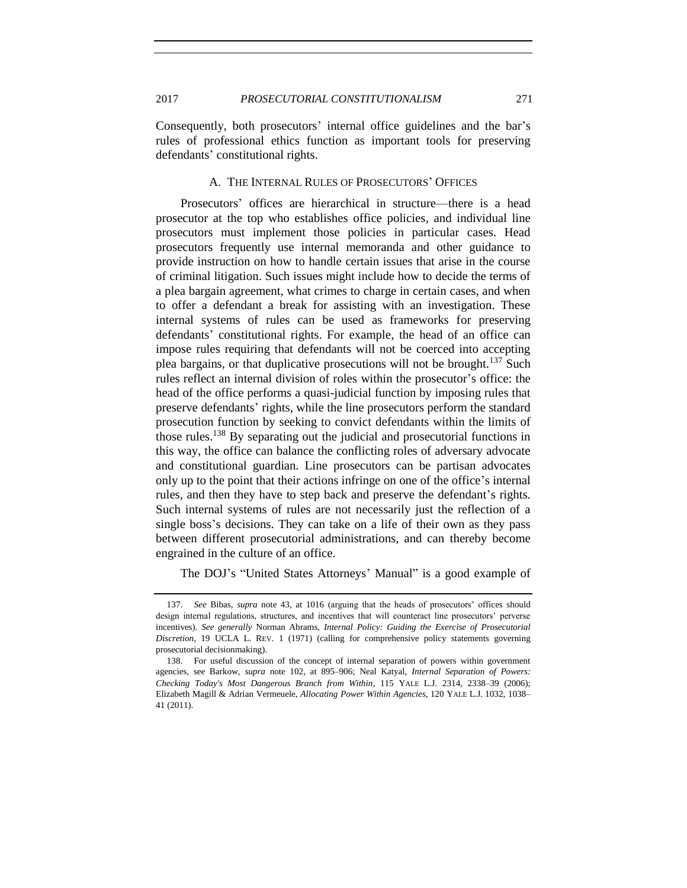Consequently, both prosecutors' internal office guidelines and the bar's rules of professional ethics function as important tools for preserving defendants' constitutional rights.

### A. The Internal Rules of Prosecutors' Offices

Prosecutors' offices are hierarchical in structure—there is a head prosecutor at the top who establishes office policies, and individual line prosecutors must implement those policies in particular cases. Head prosecutors frequently use internal memoranda and other guidance to provide instruction on how to handle certain issues that arise in the course of criminal litigation. Such issues might include how to decide the terms of a plea bargain agreement, what crimes to charge in certain cases, and when to offer a defendant a break for assisting with an investigation. These internal systems of rules can be used as frameworks for preserving defendants' constitutional rights. For example, the head of an office can impose rules requiring that defendants will not be coerced into accepting plea bargains, or that duplicative prosecutions will not be brought.[137] Such rules reflect an internal division of roles within the prosecutor's office: the head of the office performs a quasi-judicial function by imposing rules that preserve defendants' rights, while the line prosecutors perform the standard prosecution function by seeking to convict defendants within the limits of those rules.[138] By separating out the judicial and prosecutorial functions in this way, the office can balance the conflicting roles of adversary advocate and constitutional guardian. Line prosecutors can be partisan advocates only up to the point that their actions infringe on one of the office's internal rules, and then they have to step back and preserve the defendant's rights. Such internal systems of rules are not necessarily just the reflection of a single boss's decisions. They can take on a life of their own as they pass between different prosecutorial administrations, and can thereby become engrained in the culture of an office.

The DOJ's "United States Attorneys' Manual" is a good example of

---

137. *See* Bibas, *supra* note 43, at 1016 (arguing that the heads of prosecutors' offices should design internal regulations, structures, and incentives that will counteract line prosecutors' perverse incentives). *See generally* Norman Abrams, *Internal Policy: Guiding the Exercise of Prosecutorial Discretion*, 19 UCLA L. REV. 1 (1971) (calling for comprehensive policy statements governing prosecutorial decisionmaking).

138. For useful discussion of the concept of internal separation of powers within government agencies, see Barkow, *supra* note 102, at 895–906; Neal Katyal, *Internal Separation of Powers: Checking Today's Most Dangerous Branch from Within*, 115 YALE L.J. 2314, 2338–39 (2006); Elizabeth Magill & Adrian Vermeuele, *Allocating Power Within Agencies*, 120 YALE L.J. 1032, 1038–41 (2011).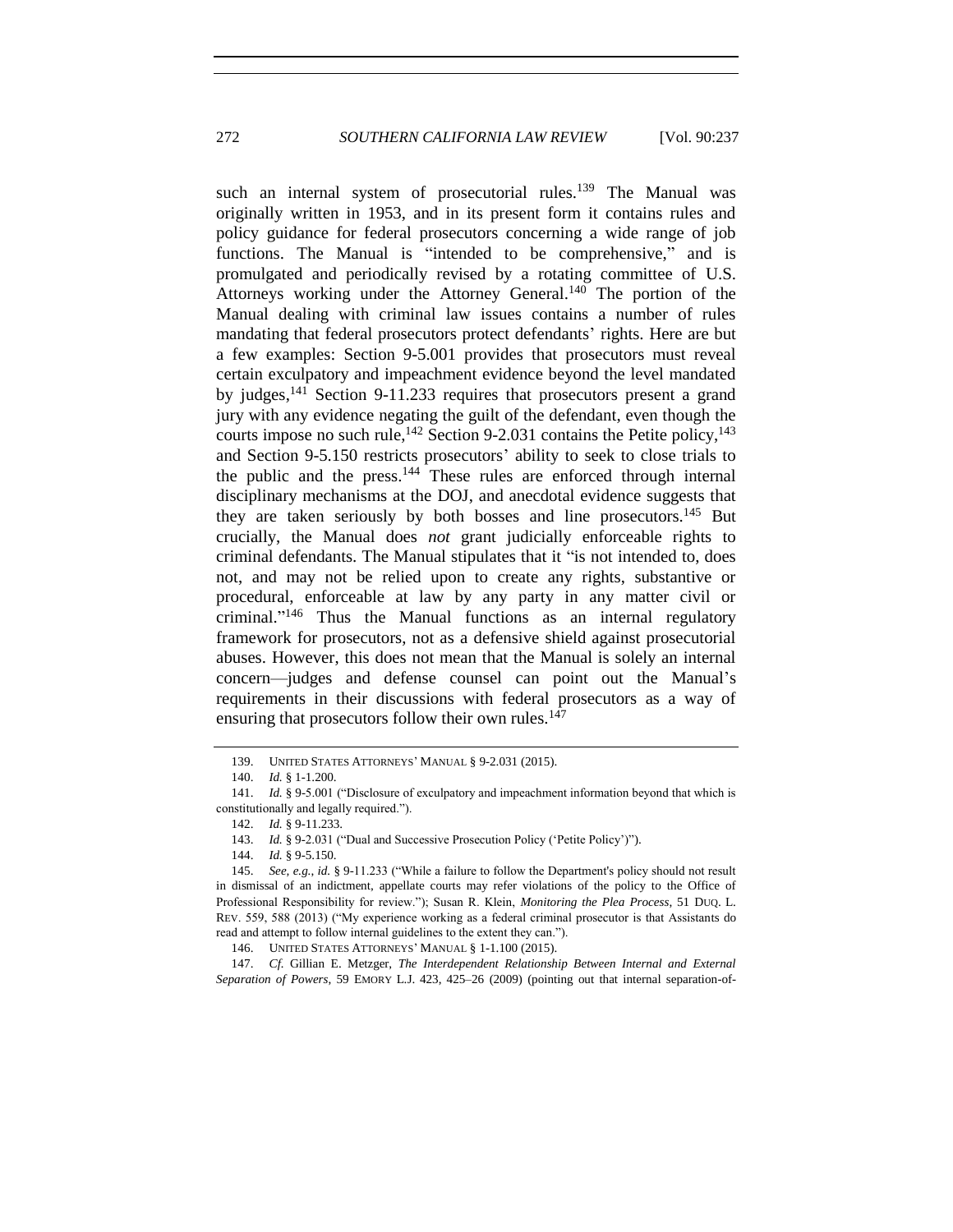such an internal system of prosecutorial rules.[139] The Manual was originally written in 1953, and in its present form it contains rules and policy guidance for federal prosecutors concerning a wide range of job functions. The Manual is "intended to be comprehensive," and is promulgated and periodically revised by a rotating committee of U.S. Attorneys working under the Attorney General.[140] The portion of the Manual dealing with criminal law issues contains a number of rules mandating that federal prosecutors protect defendants' rights. Here are but a few examples: Section 9-5.001 provides that prosecutors must reveal certain exculpatory and impeachment evidence beyond the level mandated by judges,[141] Section 9-11.233 requires that prosecutors present a grand jury with any evidence negating the guilt of the defendant, even though the courts impose no such rule,[142] Section 9-2.031 contains the Petite policy,[143] and Section 9-5.150 restricts prosecutors' ability to seek to close trials to the public and the press.[144] These rules are enforced through internal disciplinary mechanisms at the DOJ, and anecdotal evidence suggests that they are taken seriously by both bosses and line prosecutors.[145] But crucially, the Manual does *not* grant judicially enforceable rights to criminal defendants. The Manual stipulates that it "is not intended to, does not, and may not be relied upon to create any rights, substantive or procedural, enforceable at law by any party in any matter civil or criminal."[146] Thus the Manual functions as an internal regulatory framework for prosecutors, not as a defensive shield against prosecutorial abuses. However, this does not mean that the Manual is solely an internal concern—judges and defense counsel can point out the Manual's requirements in their discussions with federal prosecutors as a way of ensuring that prosecutors follow their own rules.[147]

---

139. UNITED STATES ATTORNEYS' MANUAL § 9-2.031 (2015).

140. *Id.* § 1-1.200.

141. *Id.* § 9-5.001 ("Disclosure of exculpatory and impeachment information beyond that which is constitutionally and legally required.").

142. *Id.* § 9-11.233.

143. *Id.* § 9-2.031 ("Dual and Successive Prosecution Policy ('Petite Policy')").

144. *Id.* § 9-5.150.

145. *See, e.g.*, *id.* § 9-11.233 ("While a failure to follow the Department's policy should not result in dismissal of an indictment, appellate courts may refer violations of the policy to the Office of Professional Responsibility for review."); Susan R. Klein, *Monitoring the Plea Process*, 51 DUQ. L. REV. 559, 588 (2013) ("My experience working as a federal criminal prosecutor is that Assistants do read and attempt to follow internal guidelines to the extent they can.").

146. UNITED STATES ATTORNEYS' MANUAL § 1-1.100 (2015).

147. *Cf.* Gillian E. Metzger, *The Interdependent Relationship Between Internal and External Separation of Powers*, 59 EMORY L.J. 423, 425–26 (2009) (pointing out that internal separation-of-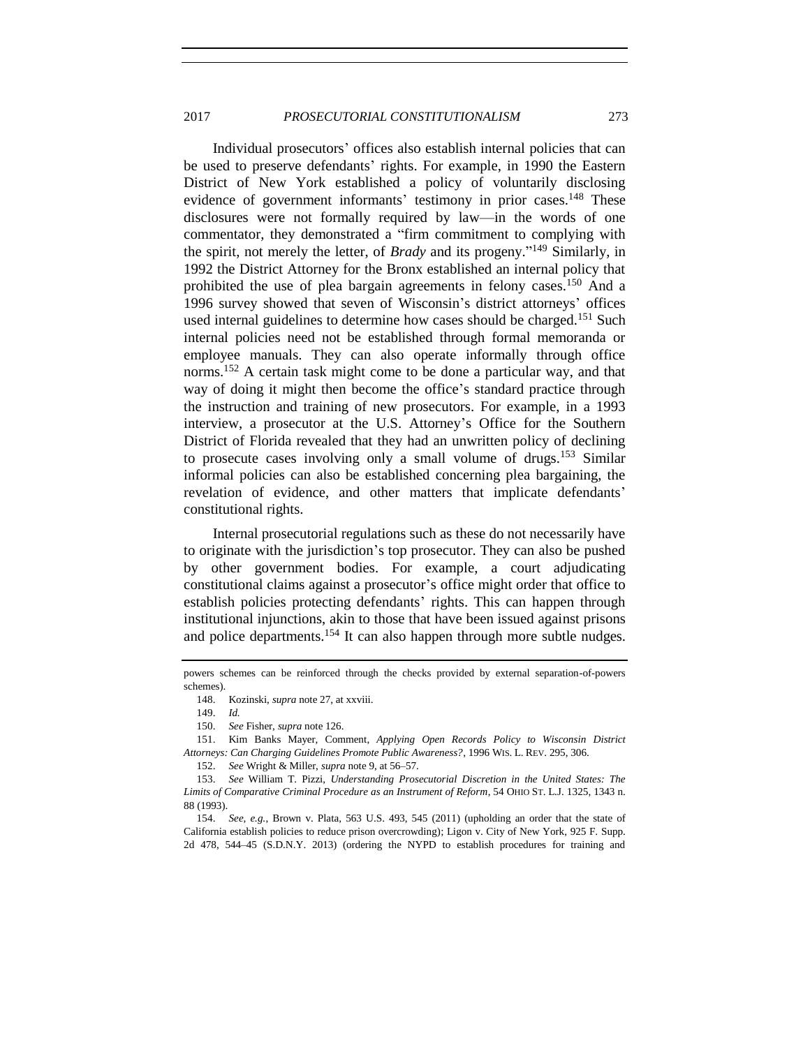Individual prosecutors' offices also establish internal policies that can be used to preserve defendants' rights. For example, in 1990 the Eastern District of New York established a policy of voluntarily disclosing evidence of government informants' testimony in prior cases.[148] These disclosures were not formally required by law—in the words of one commentator, they demonstrated a "firm commitment to complying with the spirit, not merely the letter, of *Brady* and its progeny."[149] Similarly, in 1992 the District Attorney for the Bronx established an internal policy that prohibited the use of plea bargain agreements in felony cases.[150] And a 1996 survey showed that seven of Wisconsin's district attorneys' offices used internal guidelines to determine how cases should be charged.[151] Such internal policies need not be established through formal memoranda or employee manuals. They can also operate informally through office norms.[152] A certain task might come to be done a particular way, and that way of doing it might then become the office's standard practice through the instruction and training of new prosecutors. For example, in a 1993 interview, a prosecutor at the U.S. Attorney's Office for the Southern District of Florida revealed that they had an unwritten policy of declining to prosecute cases involving only a small volume of drugs.[153] Similar informal policies can also be established concerning plea bargaining, the revelation of evidence, and other matters that implicate defendants' constitutional rights.

Internal prosecutorial regulations such as these do not necessarily have to originate with the jurisdiction's top prosecutor. They can also be pushed by other government bodies. For example, a court adjudicating constitutional claims against a prosecutor's office might order that office to establish policies protecting defendants' rights. This can happen through institutional injunctions, akin to those that have been issued against prisons and police departments.[154] It can also happen through more subtle nudges.

---

powers schemes can be reinforced through the checks provided by external separation-of-powers schemes).

148. Kozinski, *supra* note 27, at xxviii.

149. *Id.*

150. *See* Fisher, *supra* note 126.

151. Kim Banks Mayer, Comment, *Applying Open Records Policy to Wisconsin District Attorneys: Can Charging Guidelines Promote Public Awareness?*, 1996 WIS. L. REV. 295, 306.

152. *See* Wright & Miller, *supra* note 9, at 56–57.

153. *See* William T. Pizzi, *Understanding Prosecutorial Discretion in the United States: The Limits of Comparative Criminal Procedure as an Instrument of Reform*, 54 OHIO ST. L.J. 1325, 1343 n. 88 (1993).

154. *See, e.g.*, Brown v. Plata, 563 U.S. 493, 545 (2011) (upholding an order that the state of California establish policies to reduce prison overcrowding); Ligon v. City of New York, 925 F. Supp. 2d 478, 544–45 (S.D.N.Y. 2013) (ordering the NYPD to establish procedures for training and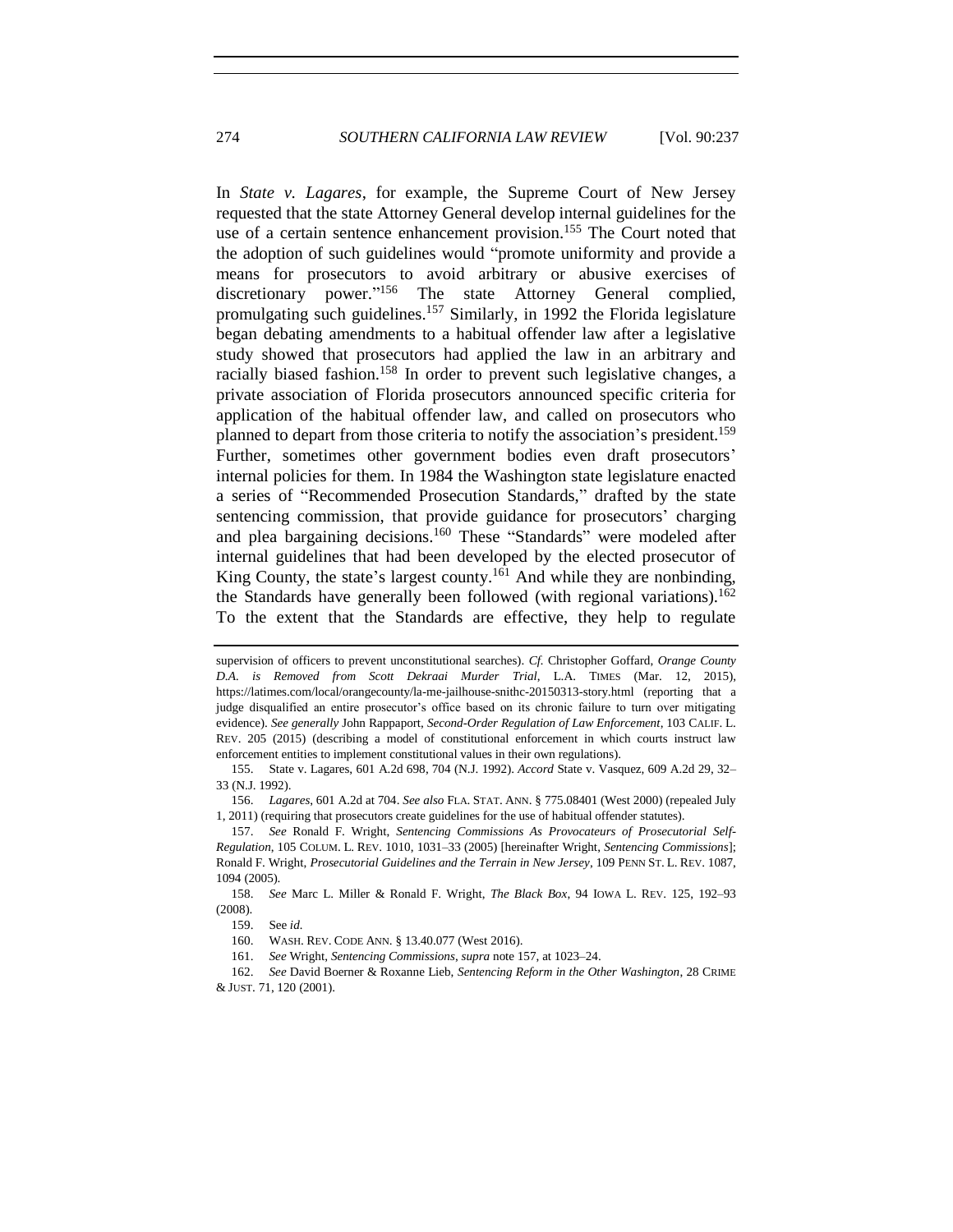In *State v. Lagares*, for example, the Supreme Court of New Jersey requested that the state Attorney General develop internal guidelines for the use of a certain sentence enhancement provision.[155] The Court noted that the adoption of such guidelines would "promote uniformity and provide a means for prosecutors to avoid arbitrary or abusive exercises of discretionary power."[156] The state Attorney General complied, promulgating such guidelines.[157] Similarly, in 1992 the Florida legislature began debating amendments to a habitual offender law after a legislative study showed that prosecutors had applied the law in an arbitrary and racially biased fashion.[158] In order to prevent such legislative changes, a private association of Florida prosecutors announced specific criteria for application of the habitual offender law, and called on prosecutors who planned to depart from those criteria to notify the association's president.[159] Further, sometimes other government bodies even draft prosecutors' internal policies for them. In 1984 the Washington state legislature enacted a series of "Recommended Prosecution Standards," drafted by the state sentencing commission, that provide guidance for prosecutors' charging and plea bargaining decisions.[160] These "Standards" were modeled after internal guidelines that had been developed by the elected prosecutor of King County, the state's largest county.[161] And while they are nonbinding, the Standards have generally been followed (with regional variations).[162] To the extent that the Standards are effective, they help to regulate

---

supervision of officers to prevent unconstitutional searches). *Cf.* Christopher Goffard, *Orange County D.A. is Removed from Scott Dekraai Murder Trial*, L.A. TIMES (Mar. 12, 2015), https://latimes.com/local/orangecounty/la-me-jailhouse-snithc-20150313-story.html (reporting that a judge disqualified an entire prosecutor's office based on its chronic failure to turn over mitigating evidence). *See generally* John Rappaport, *Second-Order Regulation of Law Enforcement*, 103 CALIF. L. REV. 205 (2015) (describing a model of constitutional enforcement in which courts instruct law enforcement entities to implement constitutional values in their own regulations).

155. State v. Lagares, 601 A.2d 698, 704 (N.J. 1992). *Accord* State v. Vasquez, 609 A.2d 29, 32–33 (N.J. 1992).

156. *Lagares*, 601 A.2d at 704. *See also* FLA. STAT. ANN. § 775.08401 (West 2000) (repealed July 1, 2011) (requiring that prosecutors create guidelines for the use of habitual offender statutes).

157. *See* Ronald F. Wright, *Sentencing Commissions As Provocateurs of Prosecutorial Self-Regulation*, 105 COLUM. L. REV. 1010, 1031–33 (2005) [hereinafter Wright, *Sentencing Commissions*]; Ronald F. Wright, *Prosecutorial Guidelines and the Terrain in New Jersey*, 109 PENN ST. L. REV. 1087, 1094 (2005).

158. *See* Marc L. Miller & Ronald F. Wright, *The Black Box*, 94 IOWA L. REV. 125, 192–93 (2008).

159. See *id.*

160. WASH. REV. CODE ANN. § 13.40.077 (West 2016).

161. *See* Wright, *Sentencing Commissions*, *supra* note 157, at 1023–24.

162. *See* David Boerner & Roxanne Lieb, *Sentencing Reform in the Other Washington*, 28 CRIME & JUST. 71, 120 (2001).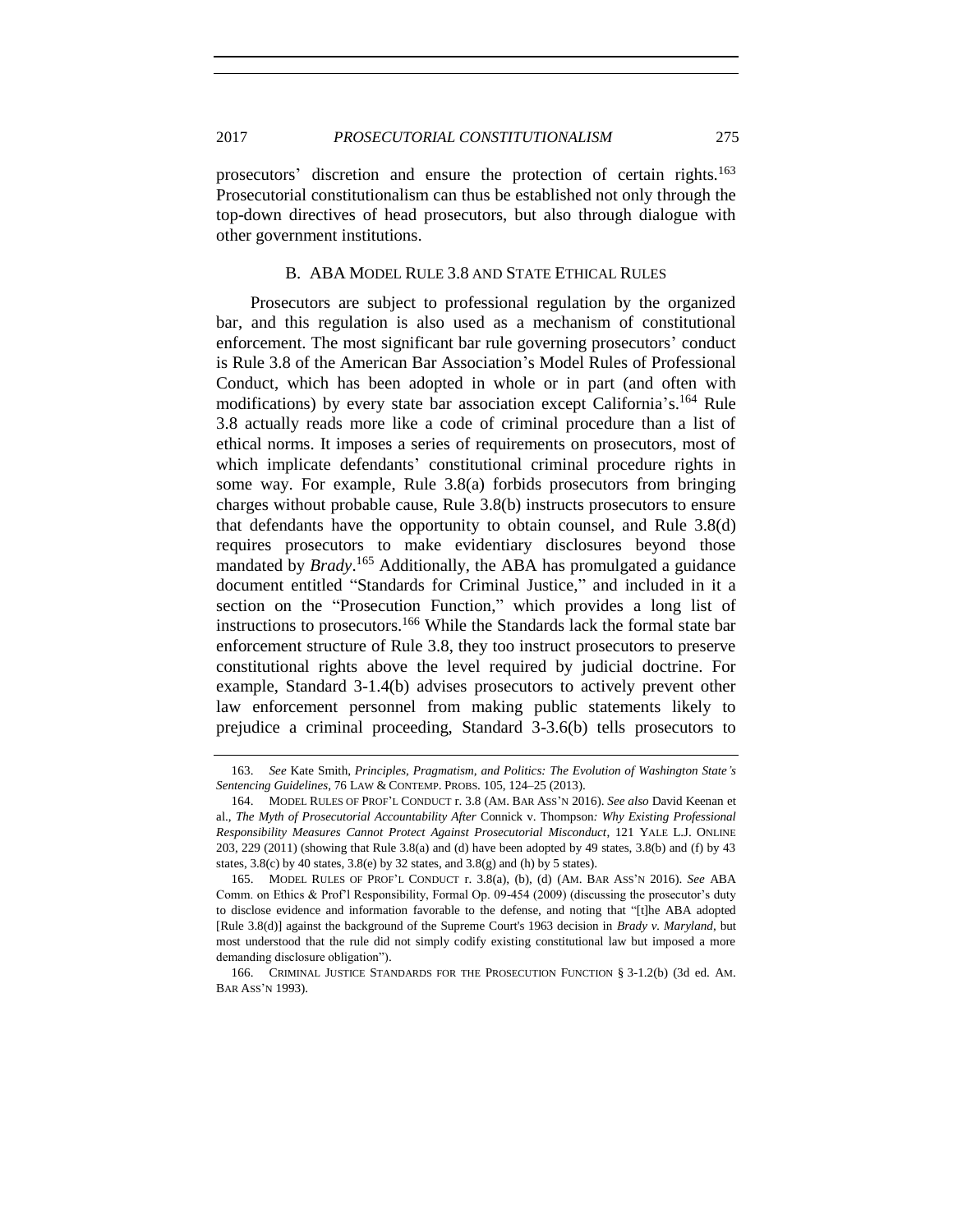prosecutors' discretion and ensure the protection of certain rights.[163] Prosecutorial constitutionalism can thus be established not only through the top-down directives of head prosecutors, but also through dialogue with other government institutions.

### B. ABA MODEL RULE 3.8 AND STATE ETHICAL RULES

Prosecutors are subject to professional regulation by the organized bar, and this regulation is also used as a mechanism of constitutional enforcement. The most significant bar rule governing prosecutors' conduct is Rule 3.8 of the American Bar Association's Model Rules of Professional Conduct, which has been adopted in whole or in part (and often with modifications) by every state bar association except California's.[164] Rule 3.8 actually reads more like a code of criminal procedure than a list of ethical norms. It imposes a series of requirements on prosecutors, most of which implicate defendants' constitutional criminal procedure rights in some way. For example, Rule 3.8(a) forbids prosecutors from bringing charges without probable cause, Rule 3.8(b) instructs prosecutors to ensure that defendants have the opportunity to obtain counsel, and Rule 3.8(d) requires prosecutors to make evidentiary disclosures beyond those mandated by *Brady*.[165] Additionally, the ABA has promulgated a guidance document entitled "Standards for Criminal Justice," and included in it a section on the "Prosecution Function," which provides a long list of instructions to prosecutors.[166] While the Standards lack the formal state bar enforcement structure of Rule 3.8, they too instruct prosecutors to preserve constitutional rights above the level required by judicial doctrine. For example, Standard 3-1.4(b) advises prosecutors to actively prevent other law enforcement personnel from making public statements likely to prejudice a criminal proceeding, Standard 3-3.6(b) tells prosecutors to

---

163. *See* Kate Smith, *Principles, Pragmatism, and Politics: The Evolution of Washington State's Sentencing Guidelines*, 76 LAW & CONTEMP. PROBS. 105, 124–25 (2013).

164. MODEL RULES OF PROF'L CONDUCT r. 3.8 (AM. BAR ASS'N 2016). *See also* David Keenan et al., *The Myth of Prosecutorial Accountability After* Connick v. Thompson*: Why Existing Professional Responsibility Measures Cannot Protect Against Prosecutorial Misconduct*, 121 YALE L.J. ONLINE 203, 229 (2011) (showing that Rule 3.8(a) and (d) have been adopted by 49 states, 3.8(b) and (f) by 43 states, 3.8(c) by 40 states, 3.8(e) by 32 states, and 3.8(g) and (h) by 5 states).

165. MODEL RULES OF PROF'L CONDUCT r. 3.8(a), (b), (d) (AM. BAR ASS'N 2016). *See* ABA Comm. on Ethics & Prof'l Responsibility, Formal Op. 09-454 (2009) (discussing the prosecutor's duty to disclose evidence and information favorable to the defense, and noting that "[t]he ABA adopted [Rule 3.8(d)] against the background of the Supreme Court's 1963 decision in *Brady v. Maryland*, but most understood that the rule did not simply codify existing constitutional law but imposed a more demanding disclosure obligation").

166. CRIMINAL JUSTICE STANDARDS FOR THE PROSECUTION FUNCTION § 3-1.2(b) (3d ed. AM. BAR ASS'N 1993).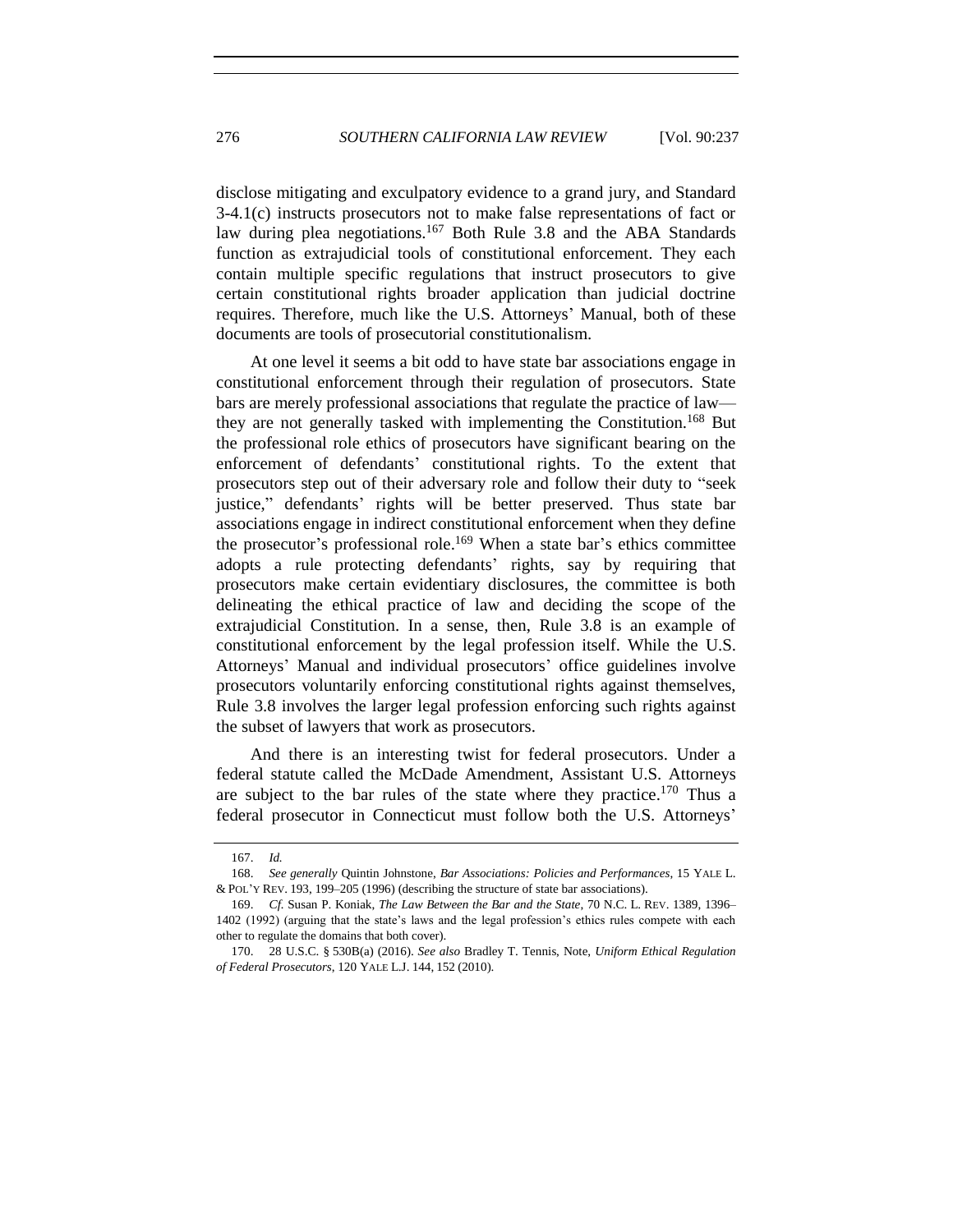disclose mitigating and exculpatory evidence to a grand jury, and Standard 3-4.1(c) instructs prosecutors not to make false representations of fact or law during plea negotiations.[167] Both Rule 3.8 and the ABA Standards function as extrajudicial tools of constitutional enforcement. They each contain multiple specific regulations that instruct prosecutors to give certain constitutional rights broader application than judicial doctrine requires. Therefore, much like the U.S. Attorneys' Manual, both of these documents are tools of prosecutorial constitutionalism.

At one level it seems a bit odd to have state bar associations engage in constitutional enforcement through their regulation of prosecutors. State bars are merely professional associations that regulate the practice of law—they are not generally tasked with implementing the Constitution.[168] But the professional role ethics of prosecutors have significant bearing on the enforcement of defendants' constitutional rights. To the extent that prosecutors step out of their adversary role and follow their duty to "seek justice," defendants' rights will be better preserved. Thus state bar associations engage in indirect constitutional enforcement when they define the prosecutor's professional role.[169] When a state bar's ethics committee adopts a rule protecting defendants' rights, say by requiring that prosecutors make certain evidentiary disclosures, the committee is both delineating the ethical practice of law and deciding the scope of the extrajudicial Constitution. In a sense, then, Rule 3.8 is an example of constitutional enforcement by the legal profession itself. While the U.S. Attorneys' Manual and individual prosecutors' office guidelines involve prosecutors voluntarily enforcing constitutional rights against themselves, Rule 3.8 involves the larger legal profession enforcing such rights against the subset of lawyers that work as prosecutors.

And there is an interesting twist for federal prosecutors. Under a federal statute called the McDade Amendment, Assistant U.S. Attorneys are subject to the bar rules of the state where they practice.[170] Thus a federal prosecutor in Connecticut must follow both the U.S. Attorneys'

---

167. *Id.*

168. *See generally* Quintin Johnstone, *Bar Associations: Policies and Performances*, 15 YALE L. & POL'Y REV. 193, 199–205 (1996) (describing the structure of state bar associations).

169. *Cf.* Susan P. Koniak, *The Law Between the Bar and the State*, 70 N.C. L. REV. 1389, 1396–1402 (1992) (arguing that the state's laws and the legal profession's ethics rules compete with each other to regulate the domains that both cover).

170. 28 U.S.C. § 530B(a) (2016). *See also* Bradley T. Tennis, Note, *Uniform Ethical Regulation of Federal Prosecutors*, 120 YALE L.J. 144, 152 (2010).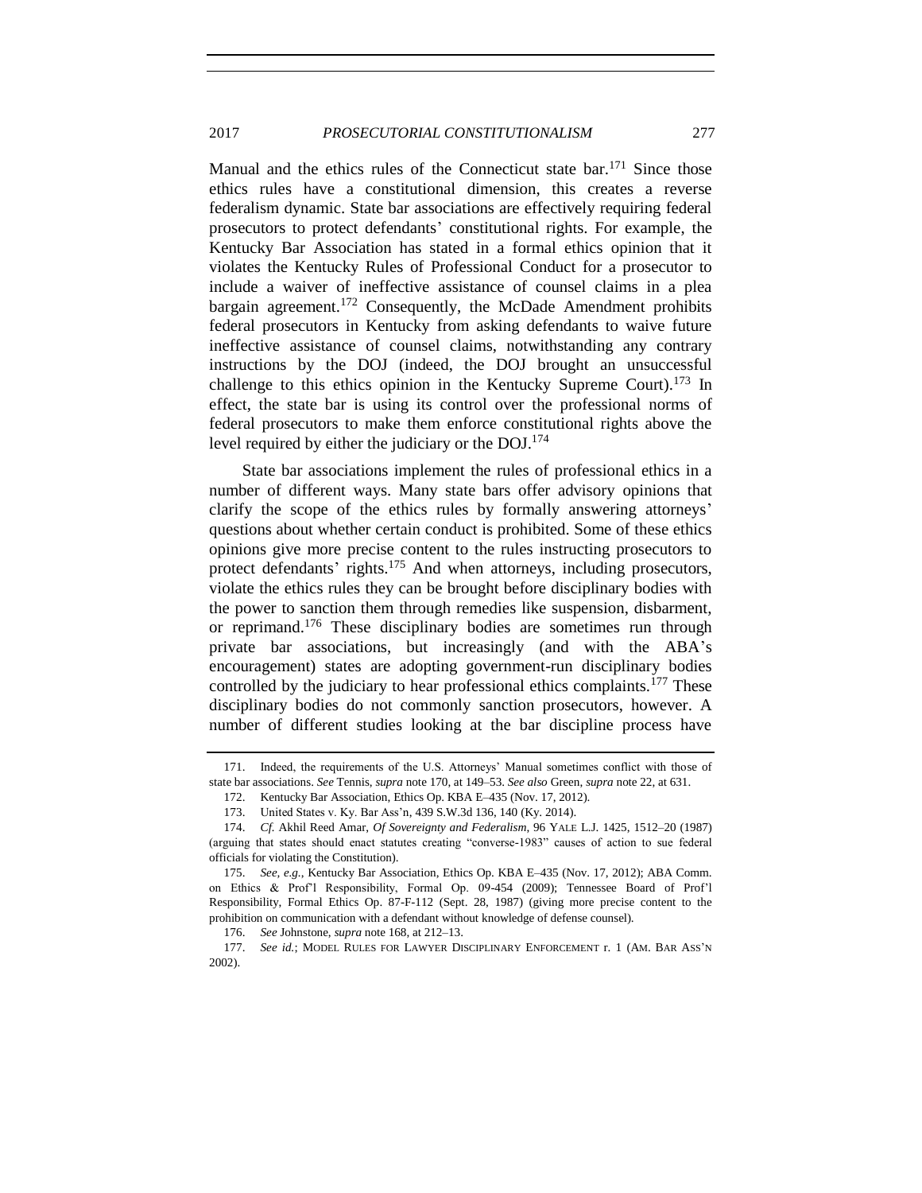Manual and the ethics rules of the Connecticut state bar.[171] Since those ethics rules have a constitutional dimension, this creates a reverse federalism dynamic. State bar associations are effectively requiring federal prosecutors to protect defendants' constitutional rights. For example, the Kentucky Bar Association has stated in a formal ethics opinion that it violates the Kentucky Rules of Professional Conduct for a prosecutor to include a waiver of ineffective assistance of counsel claims in a plea bargain agreement.[172] Consequently, the McDade Amendment prohibits federal prosecutors in Kentucky from asking defendants to waive future ineffective assistance of counsel claims, notwithstanding any contrary instructions by the DOJ (indeed, the DOJ brought an unsuccessful challenge to this ethics opinion in the Kentucky Supreme Court).[173] In effect, the state bar is using its control over the professional norms of federal prosecutors to make them enforce constitutional rights above the level required by either the judiciary or the DOJ.[174]

State bar associations implement the rules of professional ethics in a number of different ways. Many state bars offer advisory opinions that clarify the scope of the ethics rules by formally answering attorneys' questions about whether certain conduct is prohibited. Some of these ethics opinions give more precise content to the rules instructing prosecutors to protect defendants' rights.[175] And when attorneys, including prosecutors, violate the ethics rules they can be brought before disciplinary bodies with the power to sanction them through remedies like suspension, disbarment, or reprimand.[176] These disciplinary bodies are sometimes run through private bar associations, but increasingly (and with the ABA's encouragement) states are adopting government-run disciplinary bodies controlled by the judiciary to hear professional ethics complaints.[177] These disciplinary bodies do not commonly sanction prosecutors, however. A number of different studies looking at the bar discipline process have

---

171. Indeed, the requirements of the U.S. Attorneys' Manual sometimes conflict with those of state bar associations. *See* Tennis, *supra* note 170, at 149–53. *See also* Green, *supra* note 22, at 631.

172. Kentucky Bar Association, Ethics Op. KBA E–435 (Nov. 17, 2012).

173. United States v. Ky. Bar Ass'n, 439 S.W.3d 136, 140 (Ky. 2014).

174. *Cf.* Akhil Reed Amar, *Of Sovereignty and Federalism*, 96 YALE L.J. 1425, 1512–20 (1987) (arguing that states should enact statutes creating "converse-1983" causes of action to sue federal officials for violating the Constitution).

175. *See, e.g.*, Kentucky Bar Association, Ethics Op. KBA E–435 (Nov. 17, 2012); ABA Comm. on Ethics & Prof'l Responsibility, Formal Op. 09-454 (2009); Tennessee Board of Prof'l Responsibility, Formal Ethics Op. 87-F-112 (Sept. 28, 1987) (giving more precise content to the prohibition on communication with a defendant without knowledge of defense counsel).

176. *See* Johnstone, *supra* note 168, at 212–13.

177. *See id.*; MODEL RULES FOR LAWYER DISCIPLINARY ENFORCEMENT r. 1 (AM. BAR ASS'N 2002).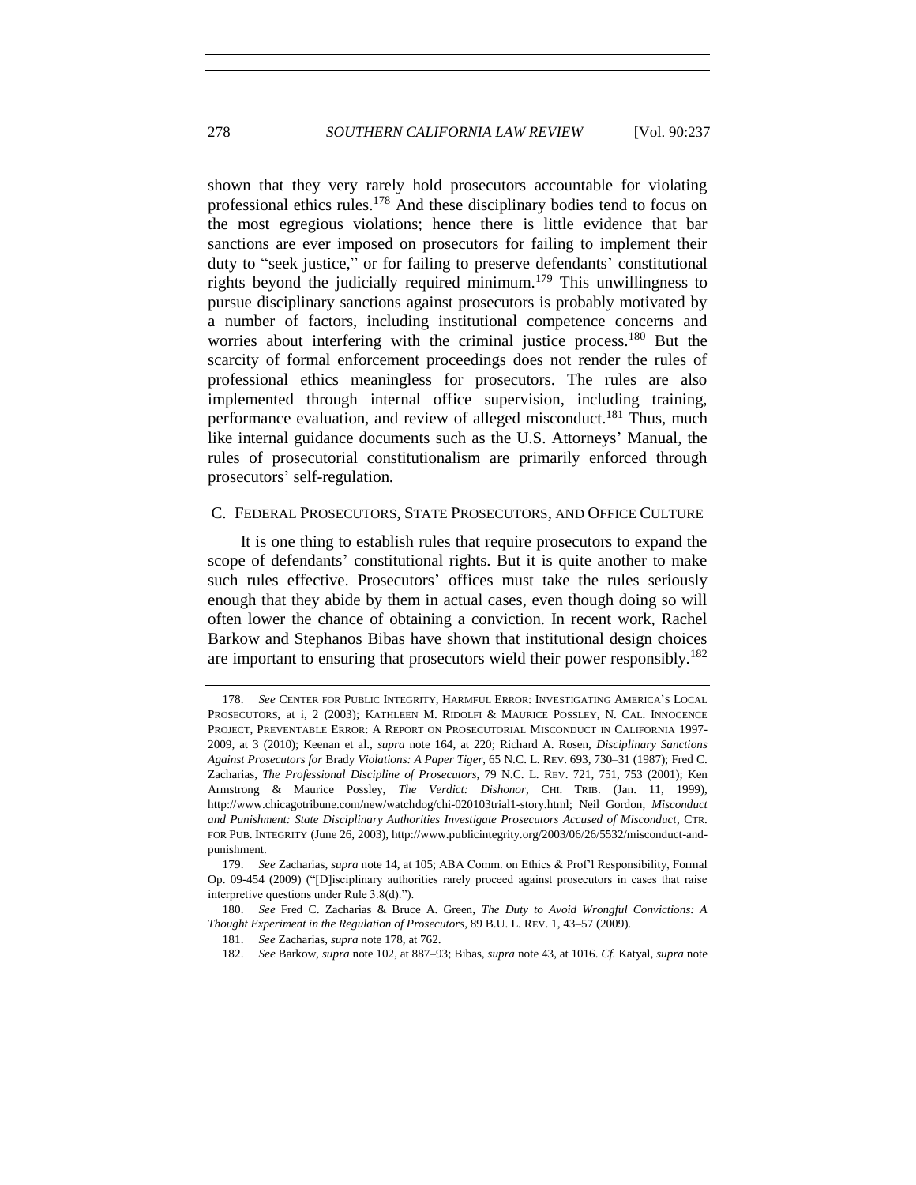shown that they very rarely hold prosecutors accountable for violating professional ethics rules.[178] And these disciplinary bodies tend to focus on the most egregious violations; hence there is little evidence that bar sanctions are ever imposed on prosecutors for failing to implement their duty to "seek justice," or for failing to preserve defendants' constitutional rights beyond the judicially required minimum.[179] This unwillingness to pursue disciplinary sanctions against prosecutors is probably motivated by a number of factors, including institutional competence concerns and worries about interfering with the criminal justice process.[180] But the scarcity of formal enforcement proceedings does not render the rules of professional ethics meaningless for prosecutors. The rules are also implemented through internal office supervision, including training, performance evaluation, and review of alleged misconduct.[181] Thus, much like internal guidance documents such as the U.S. Attorneys' Manual, the rules of prosecutorial constitutionalism are primarily enforced through prosecutors' self-regulation.

### C. FEDERAL PROSECUTORS, STATE PROSECUTORS, AND OFFICE CULTURE

It is one thing to establish rules that require prosecutors to expand the scope of defendants' constitutional rights. But it is quite another to make such rules effective. Prosecutors' offices must take the rules seriously enough that they abide by them in actual cases, even though doing so will often lower the chance of obtaining a conviction. In recent work, Rachel Barkow and Stephanos Bibas have shown that institutional design choices are important to ensuring that prosecutors wield their power responsibly.[182]

---

178. *See* CENTER FOR PUBLIC INTEGRITY, HARMFUL ERROR: INVESTIGATING AMERICA'S LOCAL PROSECUTORS, at i, 2 (2003); KATHLEEN M. RIDOLFI & MAURICE POSSLEY, N. CAL. INNOCENCE PROJECT, PREVENTABLE ERROR: A REPORT ON PROSECUTORIAL MISCONDUCT IN CALIFORNIA 1997-2009, at 3 (2010); Keenan et al., *supra* note 164, at 220; Richard A. Rosen, *Disciplinary Sanctions Against Prosecutors for* Brady *Violations: A Paper Tiger*, 65 N.C. L. REV. 693, 730–31 (1987); Fred C. Zacharias, *The Professional Discipline of Prosecutors*, 79 N.C. L. REV. 721, 751, 753 (2001); Ken Armstrong & Maurice Possley, *The Verdict: Dishonor*, CHI. TRIB. (Jan. 11, 1999), http://www.chicagotribune.com/new/watchdog/chi-020103trial1-story.html; Neil Gordon, *Misconduct and Punishment: State Disciplinary Authorities Investigate Prosecutors Accused of Misconduct*, CTR. FOR PUB. INTEGRITY (June 26, 2003), http://www.publicintegrity.org/2003/06/26/5532/misconduct-and-punishment.

179. *See* Zacharias, *supra* note 14, at 105; ABA Comm. on Ethics & Prof'l Responsibility, Formal Op. 09-454 (2009) ("[D]isciplinary authorities rarely proceed against prosecutors in cases that raise interpretive questions under Rule 3.8(d).").

180. *See* Fred C. Zacharias & Bruce A. Green, *The Duty to Avoid Wrongful Convictions: A Thought Experiment in the Regulation of Prosecutors*, 89 B.U. L. REV. 1, 43–57 (2009).

181. *See* Zacharias, *supra* note 178, at 762.

182. *See* Barkow, *supra* note 102, at 887–93; Bibas, *supra* note 43, at 1016. *Cf.* Katyal, *supra* note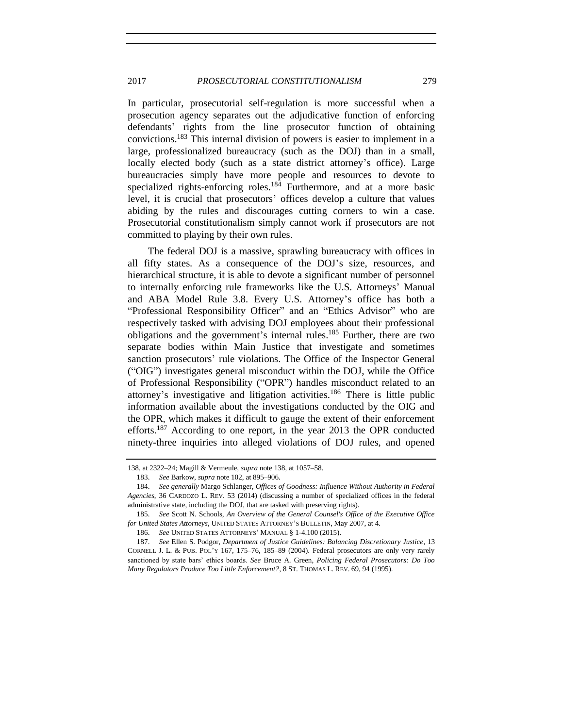In particular, prosecutorial self-regulation is more successful when a prosecution agency separates out the adjudicative function of enforcing defendants' rights from the line prosecutor function of obtaining convictions.[183] This internal division of powers is easier to implement in a large, professionalized bureaucracy (such as the DOJ) than in a small, locally elected body (such as a state district attorney's office). Large bureaucracies simply have more people and resources to devote to specialized rights-enforcing roles.[184] Furthermore, and at a more basic level, it is crucial that prosecutors' offices develop a culture that values abiding by the rules and discourages cutting corners to win a case. Prosecutorial constitutionalism simply cannot work if prosecutors are not committed to playing by their own rules.

The federal DOJ is a massive, sprawling bureaucracy with offices in all fifty states. As a consequence of the DOJ's size, resources, and hierarchical structure, it is able to devote a significant number of personnel to internally enforcing rule frameworks like the U.S. Attorneys' Manual and ABA Model Rule 3.8. Every U.S. Attorney's office has both a "Professional Responsibility Officer" and an "Ethics Advisor" who are respectively tasked with advising DOJ employees about their professional obligations and the government's internal rules.[185] Further, there are two separate bodies within Main Justice that investigate and sometimes sanction prosecutors' rule violations. The Office of the Inspector General ("OIG") investigates general misconduct within the DOJ, while the Office of Professional Responsibility ("OPR") handles misconduct related to an attorney's investigative and litigation activities.[186] There is little public information available about the investigations conducted by the OIG and the OPR, which makes it difficult to gauge the extent of their enforcement efforts.[187] According to one report, in the year 2013 the OPR conducted ninety-three inquiries into alleged violations of DOJ rules, and opened

---

138, at 2322–24; Magill & Vermeule, *supra* note 138, at 1057–58.

183. *See* Barkow, *supra* note 102, at 895–906.

184. *See generally* Margo Schlanger, *Offices of Goodness: Influence Without Authority in Federal Agencies*, 36 CARDOZO L. REV. 53 (2014) (discussing a number of specialized offices in the federal administrative state, including the DOJ, that are tasked with preserving rights).

185. *See* Scott N. Schools, *An Overview of the General Counsel's Office of the Executive Office for United States Attorneys*, UNITED STATES ATTORNEY'S BULLETIN, May 2007, at 4.

186. *See* UNITED STATES ATTORNEYS' MANUAL § 1-4.100 (2015).

187. *See* Ellen S. Podgor, *Department of Justice Guidelines: Balancing Discretionary Justice*, 13 CORNELL J. L. & PUB. POL'Y 167, 175–76, 185–89 (2004). Federal prosecutors are only very rarely sanctioned by state bars' ethics boards. *See* Bruce A. Green, *Policing Federal Prosecutors: Do Too Many Regulators Produce Too Little Enforcement?*, 8 ST. THOMAS L. REV. 69, 94 (1995).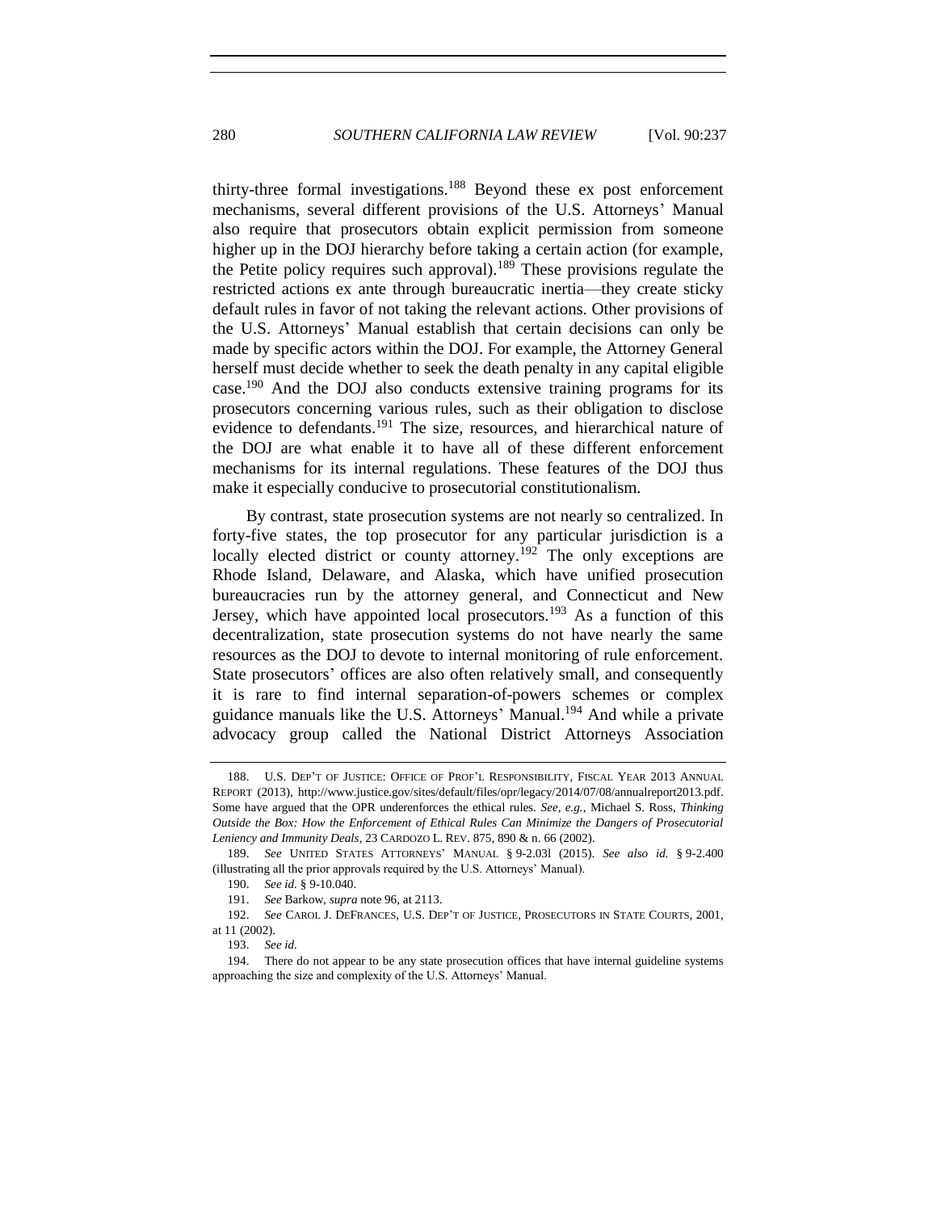thirty-three formal investigations.[188] Beyond these ex post enforcement mechanisms, several different provisions of the U.S. Attorneys' Manual also require that prosecutors obtain explicit permission from someone higher up in the DOJ hierarchy before taking a certain action (for example, the Petite policy requires such approval).[189] These provisions regulate the restricted actions ex ante through bureaucratic inertia—they create sticky default rules in favor of not taking the relevant actions. Other provisions of the U.S. Attorneys' Manual establish that certain decisions can only be made by specific actors within the DOJ. For example, the Attorney General herself must decide whether to seek the death penalty in any capital eligible case.[190] And the DOJ also conducts extensive training programs for its prosecutors concerning various rules, such as their obligation to disclose evidence to defendants.[191] The size, resources, and hierarchical nature of the DOJ are what enable it to have all of these different enforcement mechanisms for its internal regulations. These features of the DOJ thus make it especially conducive to prosecutorial constitutionalism.

By contrast, state prosecution systems are not nearly so centralized. In forty-five states, the top prosecutor for any particular jurisdiction is a locally elected district or county attorney.[192] The only exceptions are Rhode Island, Delaware, and Alaska, which have unified prosecution bureaucracies run by the attorney general, and Connecticut and New Jersey, which have appointed local prosecutors.[193] As a function of this decentralization, state prosecution systems do not have nearly the same resources as the DOJ to devote to internal monitoring of rule enforcement. State prosecutors' offices are also often relatively small, and consequently it is rare to find internal separation-of-powers schemes or complex guidance manuals like the U.S. Attorneys' Manual.[194] And while a private advocacy group called the National District Attorneys Association

---

188. U.S. DEP'T OF JUSTICE: OFFICE OF PROF'L RESPONSIBILITY, FISCAL YEAR 2013 ANNUAL REPORT (2013), http://www.justice.gov/sites/default/files/opr/legacy/2014/07/08/annualreport2013.pdf. Some have argued that the OPR underenforces the ethical rules. *See, e.g.*, Michael S. Ross, *Thinking Outside the Box: How the Enforcement of Ethical Rules Can Minimize the Dangers of Prosecutorial Leniency and Immunity Deals*, 23 CARDOZO L. REV. 875, 890 & n. 66 (2002).

189. *See* UNITED STATES ATTORNEYS' MANUAL § 9-2.031 (2015). *See also id.* § 9-2.400 (illustrating all the prior approvals required by the U.S. Attorneys' Manual).

190. *See id.* § 9-10.040.

191. *See* Barkow, *supra* note 96, at 2113.

192. *See* CAROL J. DEFRANCES, U.S. DEP'T OF JUSTICE, PROSECUTORS IN STATE COURTS, 2001, at 11 (2002).

193. *See id.*

194. There do not appear to be any state prosecution offices that have internal guideline systems approaching the size and complexity of the U.S. Attorneys' Manual.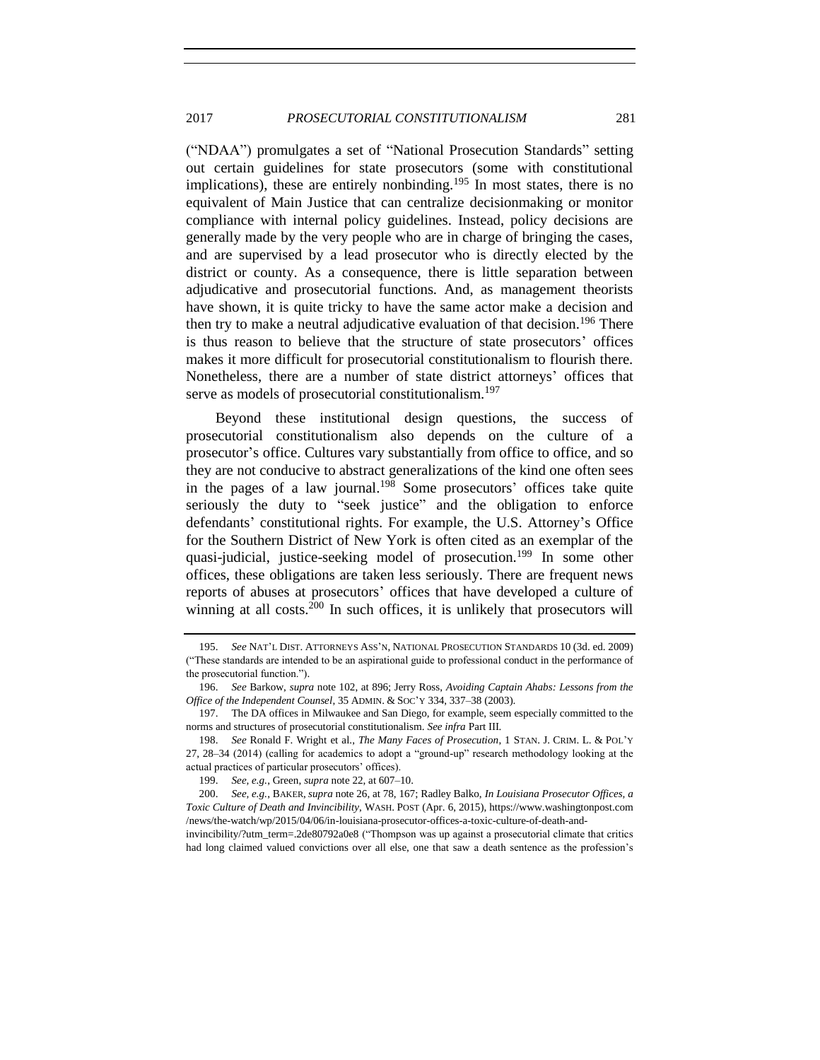("NDAA") promulgates a set of "National Prosecution Standards" setting out certain guidelines for state prosecutors (some with constitutional implications), these are entirely nonbinding.[195] In most states, there is no equivalent of Main Justice that can centralize decisionmaking or monitor compliance with internal policy guidelines. Instead, policy decisions are generally made by the very people who are in charge of bringing the cases, and are supervised by a lead prosecutor who is directly elected by the district or county. As a consequence, there is little separation between adjudicative and prosecutorial functions. And, as management theorists have shown, it is quite tricky to have the same actor make a decision and then try to make a neutral adjudicative evaluation of that decision.[196] There is thus reason to believe that the structure of state prosecutors' offices makes it more difficult for prosecutorial constitutionalism to flourish there. Nonetheless, there are a number of state district attorneys' offices that serve as models of prosecutorial constitutionalism.[197]

Beyond these institutional design questions, the success of prosecutorial constitutionalism also depends on the culture of a prosecutor's office. Cultures vary substantially from office to office, and so they are not conducive to abstract generalizations of the kind one often sees in the pages of a law journal.[198] Some prosecutors' offices take quite seriously the duty to "seek justice" and the obligation to enforce defendants' constitutional rights. For example, the U.S. Attorney's Office for the Southern District of New York is often cited as an exemplar of the quasi-judicial, justice-seeking model of prosecution.[199] In some other offices, these obligations are taken less seriously. There are frequent news reports of abuses at prosecutors' offices that have developed a culture of winning at all costs.[200] In such offices, it is unlikely that prosecutors will

---

195. *See* NAT'L DIST. ATTORNEYS ASS'N, NATIONAL PROSECUTION STANDARDS 10 (3d. ed. 2009) ("These standards are intended to be an aspirational guide to professional conduct in the performance of the prosecutorial function.").

196. *See* Barkow, *supra* note 102, at 896; Jerry Ross, *Avoiding Captain Ahabs: Lessons from the Office of the Independent Counsel*, 35 ADMIN. & SOC'Y 334, 337–38 (2003).

197. The DA offices in Milwaukee and San Diego, for example, seem especially committed to the norms and structures of prosecutorial constitutionalism. *See infra* Part III.

198. *See* Ronald F. Wright et al., *The Many Faces of Prosecution*, 1 STAN. J. CRIM. L. & POL'Y 27, 28–34 (2014) (calling for academics to adopt a "ground-up" research methodology looking at the actual practices of particular prosecutors' offices).

199. *See, e.g.*, Green, *supra* note 22, at 607–10.

200. *See, e.g.*, BAKER, *supra* note 26, at 78, 167; Radley Balko, *In Louisiana Prosecutor Offices, a Toxic Culture of Death and Invincibility*, WASH. POST (Apr. 6, 2015), https://www.washingtonpost.com/news/the-watch/wp/2015/04/06/in-louisiana-prosecutor-offices-a-toxic-culture-of-death-and-invincibility/?utm_term=.2de80792a0e8 ("Thompson was up against a prosecutorial climate that critics had long claimed valued convictions over all else, one that saw a death sentence as the profession's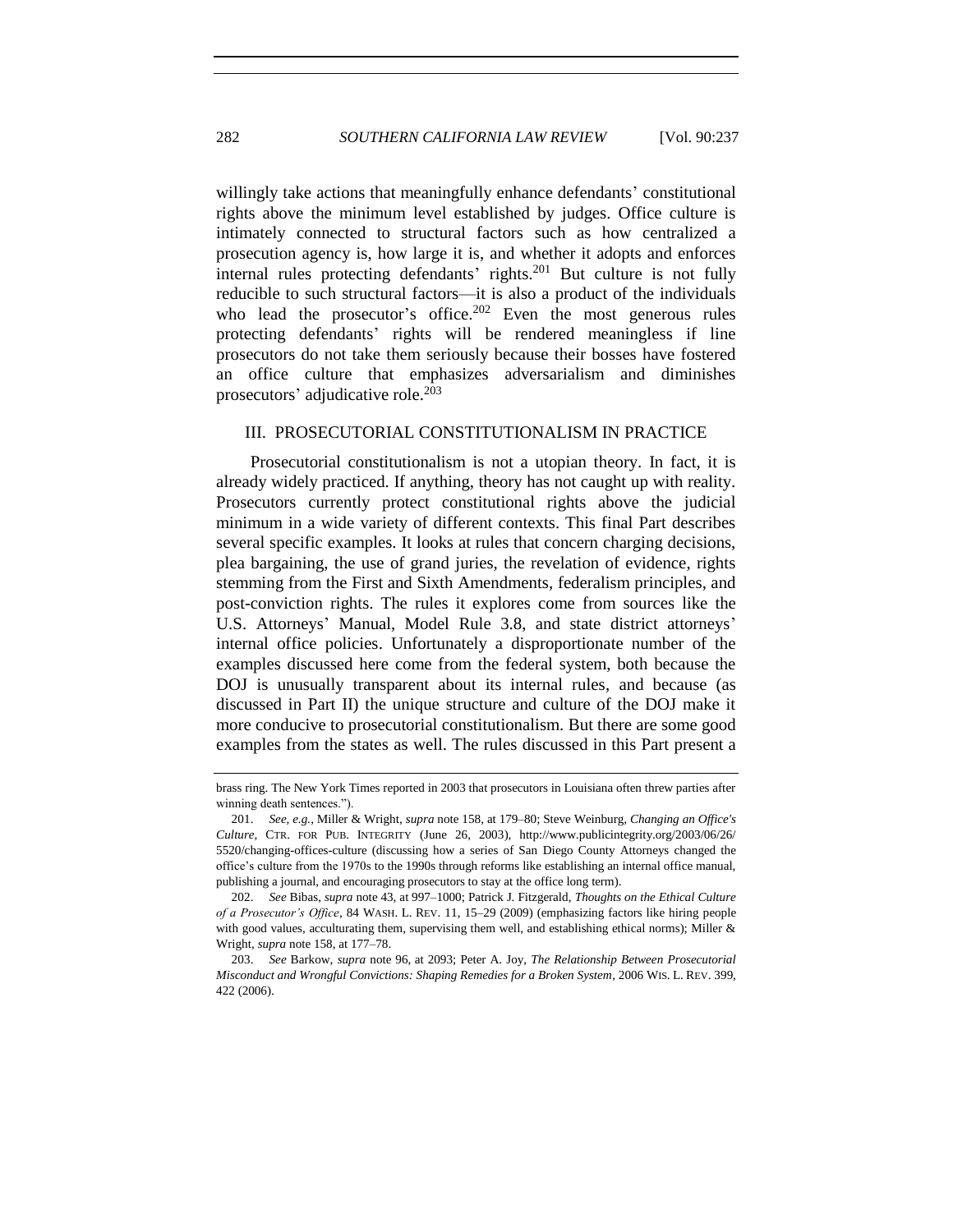willingly take actions that meaningfully enhance defendants' constitutional rights above the minimum level established by judges. Office culture is intimately connected to structural factors such as how centralized a prosecution agency is, how large it is, and whether it adopts and enforces internal rules protecting defendants' rights.[201] But culture is not fully reducible to such structural factors—it is also a product of the individuals who lead the prosecutor's office.[202] Even the most generous rules protecting defendants' rights will be rendered meaningless if line prosecutors do not take them seriously because their bosses have fostered an office culture that emphasizes adversarialism and diminishes prosecutors' adjudicative role.[203]

## III. PROSECUTORIAL CONSTITUTIONALISM IN PRACTICE

Prosecutorial constitutionalism is not a utopian theory. In fact, it is already widely practiced. If anything, theory has not caught up with reality. Prosecutors currently protect constitutional rights above the judicial minimum in a wide variety of different contexts. This final Part describes several specific examples. It looks at rules that concern charging decisions, plea bargaining, the use of grand juries, the revelation of evidence, rights stemming from the First and Sixth Amendments, federalism principles, and post-conviction rights. The rules it explores come from sources like the U.S. Attorneys' Manual, Model Rule 3.8, and state district attorneys' internal office policies. Unfortunately a disproportionate number of the examples discussed here come from the federal system, both because the DOJ is unusually transparent about its internal rules, and because (as discussed in Part II) the unique structure and culture of the DOJ make it more conducive to prosecutorial constitutionalism. But there are some good examples from the states as well. The rules discussed in this Part present a

---

brass ring. The New York Times reported in 2003 that prosecutors in Louisiana often threw parties after winning death sentences.").

201. *See, e.g.*, Miller & Wright, *supra* note 158, at 179–80; Steve Weinburg, *Changing an Office's Culture*, CTR. FOR PUB. INTEGRITY (June 26, 2003), http://www.publicintegrity.org/2003/06/26/5520/changing-offices-culture (discussing how a series of San Diego County Attorneys changed the office's culture from the 1970s to the 1990s through reforms like establishing an internal office manual, publishing a journal, and encouraging prosecutors to stay at the office long term).

202. *See* Bibas, *supra* note 43, at 997–1000; Patrick J. Fitzgerald, *Thoughts on the Ethical Culture of a Prosecutor's Office*, 84 WASH. L. REV. 11, 15–29 (2009) (emphasizing factors like hiring people with good values, acculturating them, supervising them well, and establishing ethical norms); Miller & Wright, *supra* note 158, at 177–78.

203. *See* Barkow, *supra* note 96, at 2093; Peter A. Joy, *The Relationship Between Prosecutorial Misconduct and Wrongful Convictions: Shaping Remedies for a Broken System*, 2006 WIS. L. REV. 399, 422 (2006).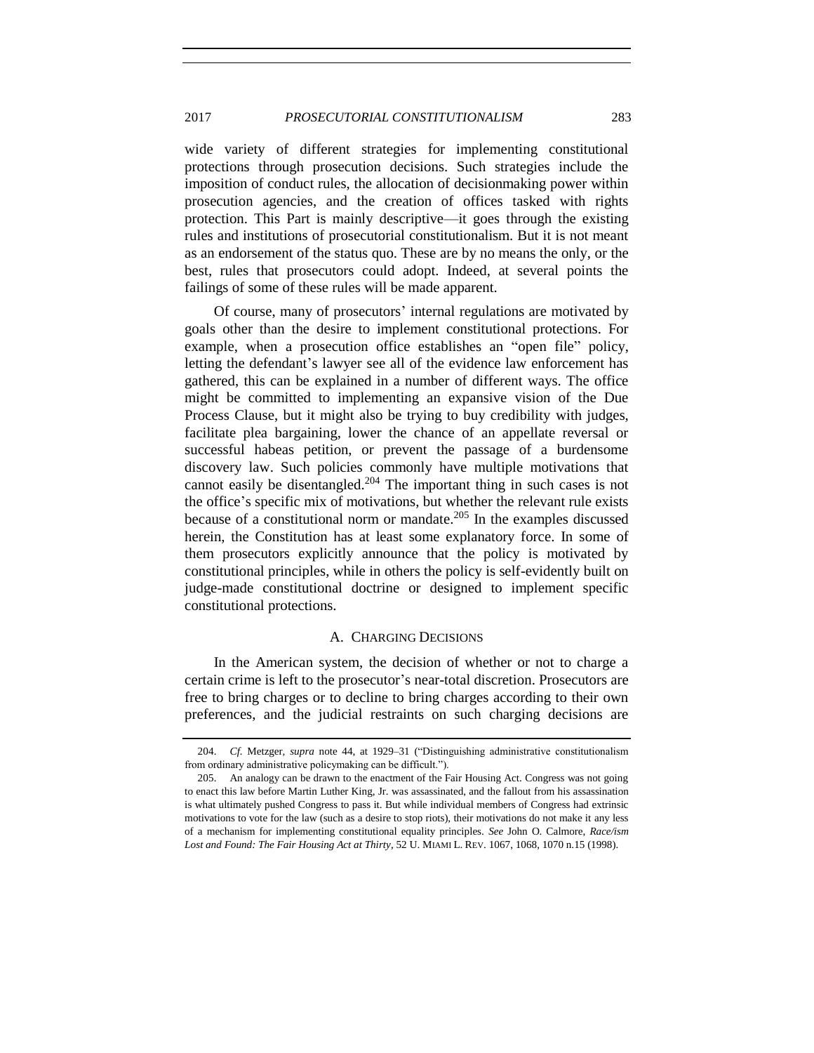wide variety of different strategies for implementing constitutional protections through prosecution decisions. Such strategies include the imposition of conduct rules, the allocation of decisionmaking power within prosecution agencies, and the creation of offices tasked with rights protection. This Part is mainly descriptive—it goes through the existing rules and institutions of prosecutorial constitutionalism. But it is not meant as an endorsement of the status quo. These are by no means the only, or the best, rules that prosecutors could adopt. Indeed, at several points the failings of some of these rules will be made apparent.

Of course, many of prosecutors' internal regulations are motivated by goals other than the desire to implement constitutional protections. For example, when a prosecution office establishes an "open file" policy, letting the defendant's lawyer see all of the evidence law enforcement has gathered, this can be explained in a number of different ways. The office might be committed to implementing an expansive vision of the Due Process Clause, but it might also be trying to buy credibility with judges, facilitate plea bargaining, lower the chance of an appellate reversal or successful habeas petition, or prevent the passage of a burdensome discovery law. Such policies commonly have multiple motivations that cannot easily be disentangled.[204] The important thing in such cases is not the office's specific mix of motivations, but whether the relevant rule exists because of a constitutional norm or mandate.[205] In the examples discussed herein, the Constitution has at least some explanatory force. In some of them prosecutors explicitly announce that the policy is motivated by constitutional principles, while in others the policy is self-evidently built on judge-made constitutional doctrine or designed to implement specific constitutional protections.

### A. Charging Decisions

In the American system, the decision of whether or not to charge a certain crime is left to the prosecutor's near-total discretion. Prosecutors are free to bring charges or to decline to bring charges according to their own preferences, and the judicial restraints on such charging decisions are

---

204. *Cf.* Metzger, *supra* note 44, at 1929–31 ("Distinguishing administrative constitutionalism from ordinary administrative policymaking can be difficult.").

205. An analogy can be drawn to the enactment of the Fair Housing Act. Congress was not going to enact this law before Martin Luther King, Jr. was assassinated, and the fallout from his assassination is what ultimately pushed Congress to pass it. But while individual members of Congress had extrinsic motivations to vote for the law (such as a desire to stop riots), their motivations do not make it any less of a mechanism for implementing constitutional equality principles. *See* John O. Calmore, *Race/ism Lost and Found: The Fair Housing Act at Thirty*, 52 U. MIAMI L. REV. 1067, 1068, 1070 n.15 (1998).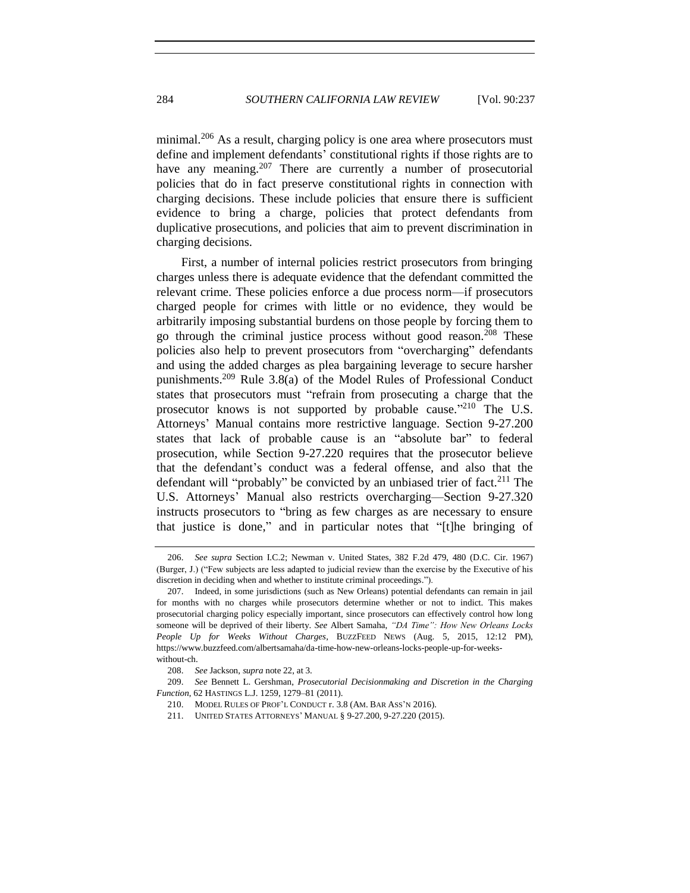minimal.[206] As a result, charging policy is one area where prosecutors must define and implement defendants' constitutional rights if those rights are to have any meaning.[207] There are currently a number of prosecutorial policies that do in fact preserve constitutional rights in connection with charging decisions. These include policies that ensure there is sufficient evidence to bring a charge, policies that protect defendants from duplicative prosecutions, and policies that aim to prevent discrimination in charging decisions.

First, a number of internal policies restrict prosecutors from bringing charges unless there is adequate evidence that the defendant committed the relevant crime. These policies enforce a due process norm—if prosecutors charged people for crimes with little or no evidence, they would be arbitrarily imposing substantial burdens on those people by forcing them to go through the criminal justice process without good reason.[208] These policies also help to prevent prosecutors from "overcharging" defendants and using the added charges as plea bargaining leverage to secure harsher punishments.[209] Rule 3.8(a) of the Model Rules of Professional Conduct states that prosecutors must "refrain from prosecuting a charge that the prosecutor knows is not supported by probable cause."[210] The U.S. Attorneys' Manual contains more restrictive language. Section 9-27.200 states that lack of probable cause is an "absolute bar" to federal prosecution, while Section 9-27.220 requires that the prosecutor believe that the defendant's conduct was a federal offense, and also that the defendant will "probably" be convicted by an unbiased trier of fact.[211] The U.S. Attorneys' Manual also restricts overcharging—Section 9-27.320 instructs prosecutors to "bring as few charges as are necessary to ensure that justice is done," and in particular notes that "[t]he bringing of

---

206. *See supra* Section I.C.2; Newman v. United States, 382 F.2d 479, 480 (D.C. Cir. 1967) (Burger, J.) ("Few subjects are less adapted to judicial review than the exercise by the Executive of his discretion in deciding when and whether to institute criminal proceedings.").

207. Indeed, in some jurisdictions (such as New Orleans) potential defendants can remain in jail for months with no charges while prosecutors determine whether or not to indict. This makes prosecutorial charging policy especially important, since prosecutors can effectively control how long someone will be deprived of their liberty. *See* Albert Samaha, *"DA Time": How New Orleans Locks People Up for Weeks Without Charges*, BUZZFEED NEWS (Aug. 5, 2015, 12:12 PM), https://www.buzzfeed.com/albertsamaha/da-time-how-new-orleans-locks-people-up-for-weeks-without-ch.

208. *See* Jackson, *supra* note 22, at 3.

209. *See* Bennett L. Gershman, *Prosecutorial Decisionmaking and Discretion in the Charging Function*, 62 HASTINGS L.J. 1259, 1279–81 (2011).

210. MODEL RULES OF PROF'L CONDUCT r. 3.8 (AM. BAR ASS'N 2016).

211. UNITED STATES ATTORNEYS' MANUAL § 9-27.200, 9-27.220 (2015).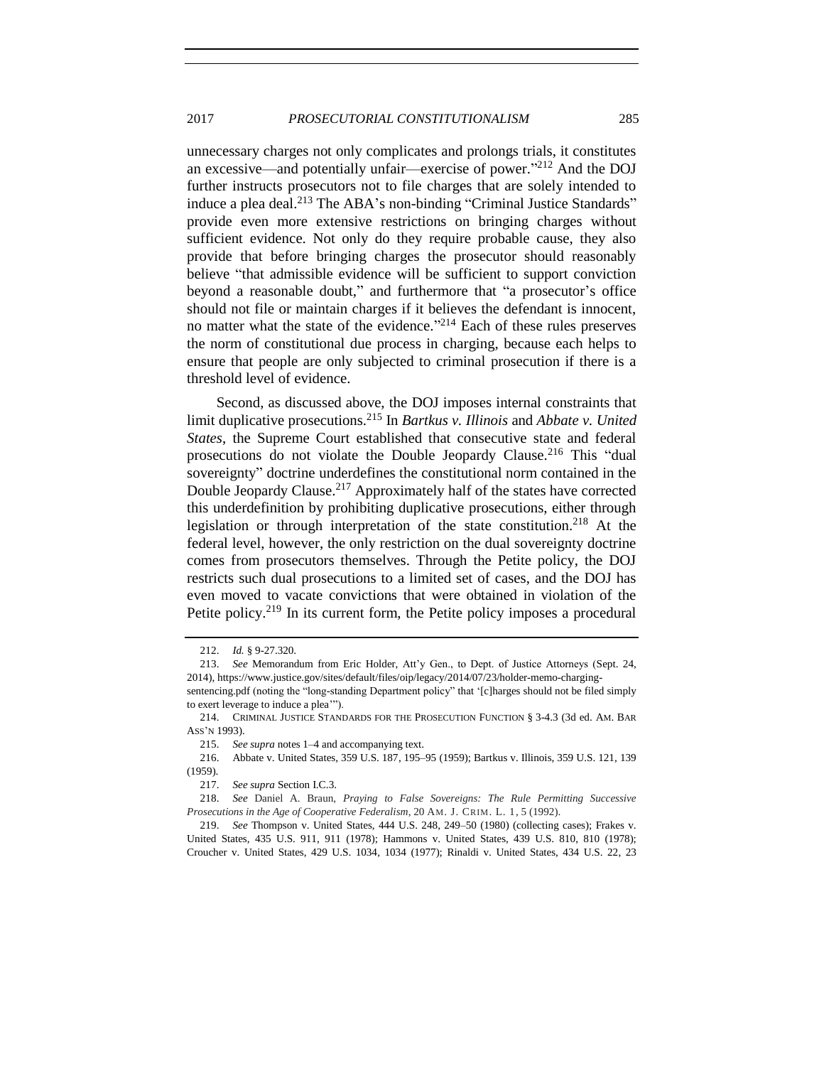unnecessary charges not only complicates and prolongs trials, it constitutes an excessive—and potentially unfair—exercise of power."[212] And the DOJ further instructs prosecutors not to file charges that are solely intended to induce a plea deal.[213] The ABA's non-binding "Criminal Justice Standards" provide even more extensive restrictions on bringing charges without sufficient evidence. Not only do they require probable cause, they also provide that before bringing charges the prosecutor should reasonably believe "that admissible evidence will be sufficient to support conviction beyond a reasonable doubt," and furthermore that "a prosecutor's office should not file or maintain charges if it believes the defendant is innocent, no matter what the state of the evidence."[214] Each of these rules preserves the norm of constitutional due process in charging, because each helps to ensure that people are only subjected to criminal prosecution if there is a threshold level of evidence.

Second, as discussed above, the DOJ imposes internal constraints that limit duplicative prosecutions.[215] In *Bartkus v. Illinois* and *Abbate v. United States*, the Supreme Court established that consecutive state and federal prosecutions do not violate the Double Jeopardy Clause.[216] This "dual sovereignty" doctrine underdefines the constitutional norm contained in the Double Jeopardy Clause.[217] Approximately half of the states have corrected this underdefinition by prohibiting duplicative prosecutions, either through legislation or through interpretation of the state constitution.[218] At the federal level, however, the only restriction on the dual sovereignty doctrine comes from prosecutors themselves. Through the Petite policy, the DOJ restricts such dual prosecutions to a limited set of cases, and the DOJ has even moved to vacate convictions that were obtained in violation of the Petite policy.[219] In its current form, the Petite policy imposes a procedural

---

212. *Id.* § 9-27.320.

213. *See* Memorandum from Eric Holder, Att'y Gen., to Dept. of Justice Attorneys (Sept. 24, 2014), https://www.justice.gov/sites/default/files/oip/legacy/2014/07/23/holder-memo-charging-sentencing.pdf (noting the "long-standing Department policy" that '[c]harges should not be filed simply to exert leverage to induce a plea'").

214. CRIMINAL JUSTICE STANDARDS FOR THE PROSECUTION FUNCTION § 3-4.3 (3d ed. AM. BAR ASS'N 1993).

215. *See supra* notes 1–4 and accompanying text.

216. Abbate v. United States, 359 U.S. 187, 195–95 (1959); Bartkus v. Illinois, 359 U.S. 121, 139 (1959).

217. *See supra* Section I.C.3.

218. *See* Daniel A. Braun, *Praying to False Sovereigns: The Rule Permitting Successive Prosecutions in the Age of Cooperative Federalism*, 20 AM. J. CRIM. L. 1, 5 (1992).

219. *See* Thompson v. United States, 444 U.S. 248, 249–50 (1980) (collecting cases); Frakes v. United States, 435 U.S. 911, 911 (1978); Hammons v. United States, 439 U.S. 810, 810 (1978); Croucher v. United States, 429 U.S. 1034, 1034 (1977); Rinaldi v. United States, 434 U.S. 22, 23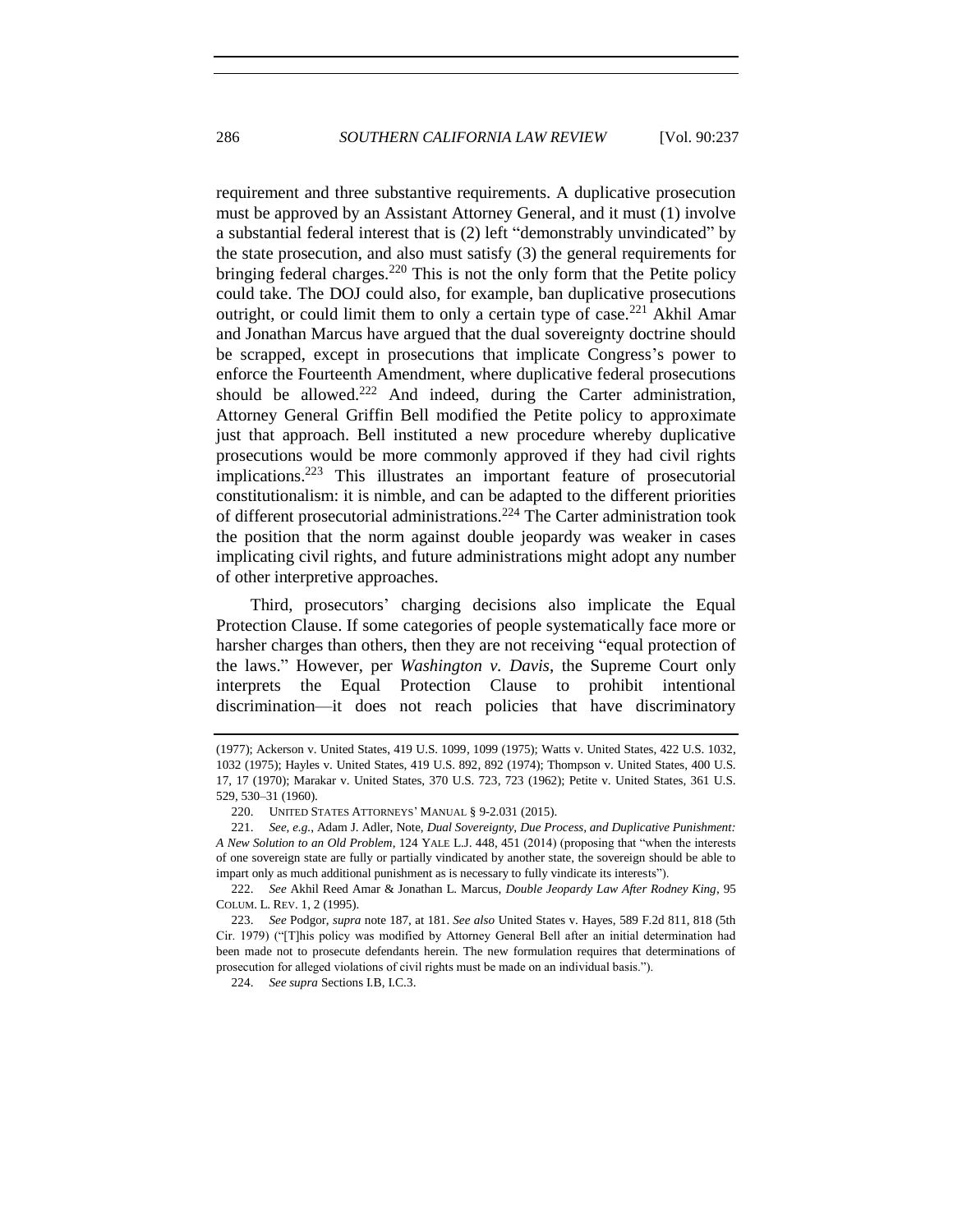requirement and three substantive requirements. A duplicative prosecution must be approved by an Assistant Attorney General, and it must (1) involve a substantial federal interest that is (2) left "demonstrably unvindicated" by the state prosecution, and also must satisfy (3) the general requirements for bringing federal charges.[220] This is not the only form that the Petite policy could take. The DOJ could also, for example, ban duplicative prosecutions outright, or could limit them to only a certain type of case.[221] Akhil Amar and Jonathan Marcus have argued that the dual sovereignty doctrine should be scrapped, except in prosecutions that implicate Congress's power to enforce the Fourteenth Amendment, where duplicative federal prosecutions should be allowed.[222] And indeed, during the Carter administration, Attorney General Griffin Bell modified the Petite policy to approximate just that approach. Bell instituted a new procedure whereby duplicative prosecutions would be more commonly approved if they had civil rights implications.[223] This illustrates an important feature of prosecutorial constitutionalism: it is nimble, and can be adapted to the different priorities of different prosecutorial administrations.[224] The Carter administration took the position that the norm against double jeopardy was weaker in cases implicating civil rights, and future administrations might adopt any number of other interpretive approaches.

Third, prosecutors' charging decisions also implicate the Equal Protection Clause. If some categories of people systematically face more or harsher charges than others, then they are not receiving "equal protection of the laws." However, per *Washington v. Davis*, the Supreme Court only interprets the Equal Protection Clause to prohibit intentional discrimination—it does not reach policies that have discriminatory

---

(1977); Ackerson v. United States, 419 U.S. 1099, 1099 (1975); Watts v. United States, 422 U.S. 1032, 1032 (1975); Hayles v. United States, 419 U.S. 892, 892 (1974); Thompson v. United States, 400 U.S. 17, 17 (1970); Marakar v. United States, 370 U.S. 723, 723 (1962); Petite v. United States, 361 U.S. 529, 530–31 (1960).

220. UNITED STATES ATTORNEYS' MANUAL § 9-2.031 (2015).

221. *See, e.g.*, Adam J. Adler, Note, *Dual Sovereignty, Due Process, and Duplicative Punishment: A New Solution to an Old Problem*, 124 YALE L.J. 448, 451 (2014) (proposing that "when the interests of one sovereign state are fully or partially vindicated by another state, the sovereign should be able to impart only as much additional punishment as is necessary to fully vindicate its interests").

222. *See* Akhil Reed Amar & Jonathan L. Marcus, *Double Jeopardy Law After Rodney King*, 95 COLUM. L. REV. 1, 2 (1995).

223. *See* Podgor, *supra* note 187, at 181. *See also* United States v. Hayes, 589 F.2d 811, 818 (5th Cir. 1979) ("[T]his policy was modified by Attorney General Bell after an initial determination had been made not to prosecute defendants herein. The new formulation requires that determinations of prosecution for alleged violations of civil rights must be made on an individual basis.").

224. *See supra* Sections I.B, I.C.3.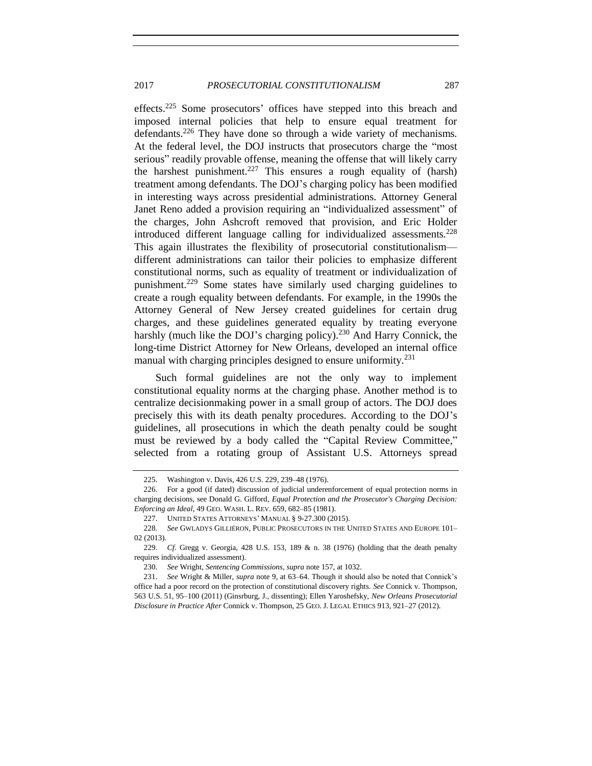effects.[225] Some prosecutors' offices have stepped into this breach and imposed internal policies that help to ensure equal treatment for defendants.[226] They have done so through a wide variety of mechanisms. At the federal level, the DOJ instructs that prosecutors charge the "most serious" readily provable offense, meaning the offense that will likely carry the harshest punishment.[227] This ensures a rough equality of (harsh) treatment among defendants. The DOJ's charging policy has been modified in interesting ways across presidential administrations. Attorney General Janet Reno added a provision requiring an "individualized assessment" of the charges, John Ashcroft removed that provision, and Eric Holder introduced different language calling for individualized assessments.[228] This again illustrates the flexibility of prosecutorial constitutionalism—different administrations can tailor their policies to emphasize different constitutional norms, such as equality of treatment or individualization of punishment.[229] Some states have similarly used charging guidelines to create a rough equality between defendants. For example, in the 1990s the Attorney General of New Jersey created guidelines for certain drug charges, and these guidelines generated equality by treating everyone harshly (much like the DOJ's charging policy).[230] And Harry Connick, the long-time District Attorney for New Orleans, developed an internal office manual with charging principles designed to ensure uniformity.[231]

Such formal guidelines are not the only way to implement constitutional equality norms at the charging phase. Another method is to centralize decisionmaking power in a small group of actors. The DOJ does precisely this with its death penalty procedures. According to the DOJ's guidelines, all prosecutions in which the death penalty could be sought must be reviewed by a body called the "Capital Review Committee," selected from a rotating group of Assistant U.S. Attorneys spread

---

225. Washington v. Davis, 426 U.S. 229, 239–48 (1976).

226. For a good (if dated) discussion of judicial underenforcement of equal protection norms in charging decisions, see Donald G. Gifford, *Equal Protection and the Prosecutor's Charging Decision: Enforcing an Ideal*, 49 GEO. WASH. L. REV. 659, 682–85 (1981).

227. UNITED STATES ATTORNEYS' MANUAL § 9-27.300 (2015).

228. *See* GWLADYS GILLIÉRON, PUBLIC PROSECUTORS IN THE UNITED STATES AND EUROPE 101–02 (2013).

229. *Cf.* Gregg v. Georgia, 428 U.S. 153, 189 & n. 38 (1976) (holding that the death penalty requires individualized assessment).

230. *See* Wright, *Sentencing Commissions*, *supra* note 157, at 1032.

231. *See* Wright & Miller, *supra* note 9, at 63–64. Though it should also be noted that Connick's office had a poor record on the protection of constitutional discovery rights. *See* Connick v. Thompson, 563 U.S. 51, 95–100 (2011) (Ginsrburg, J., dissenting); Ellen Yaroshefsky, *New Orleans Prosecutorial Disclosure in Practice After* Connick v. Thompson, 25 GEO. J. LEGAL ETHICS 913, 921–27 (2012).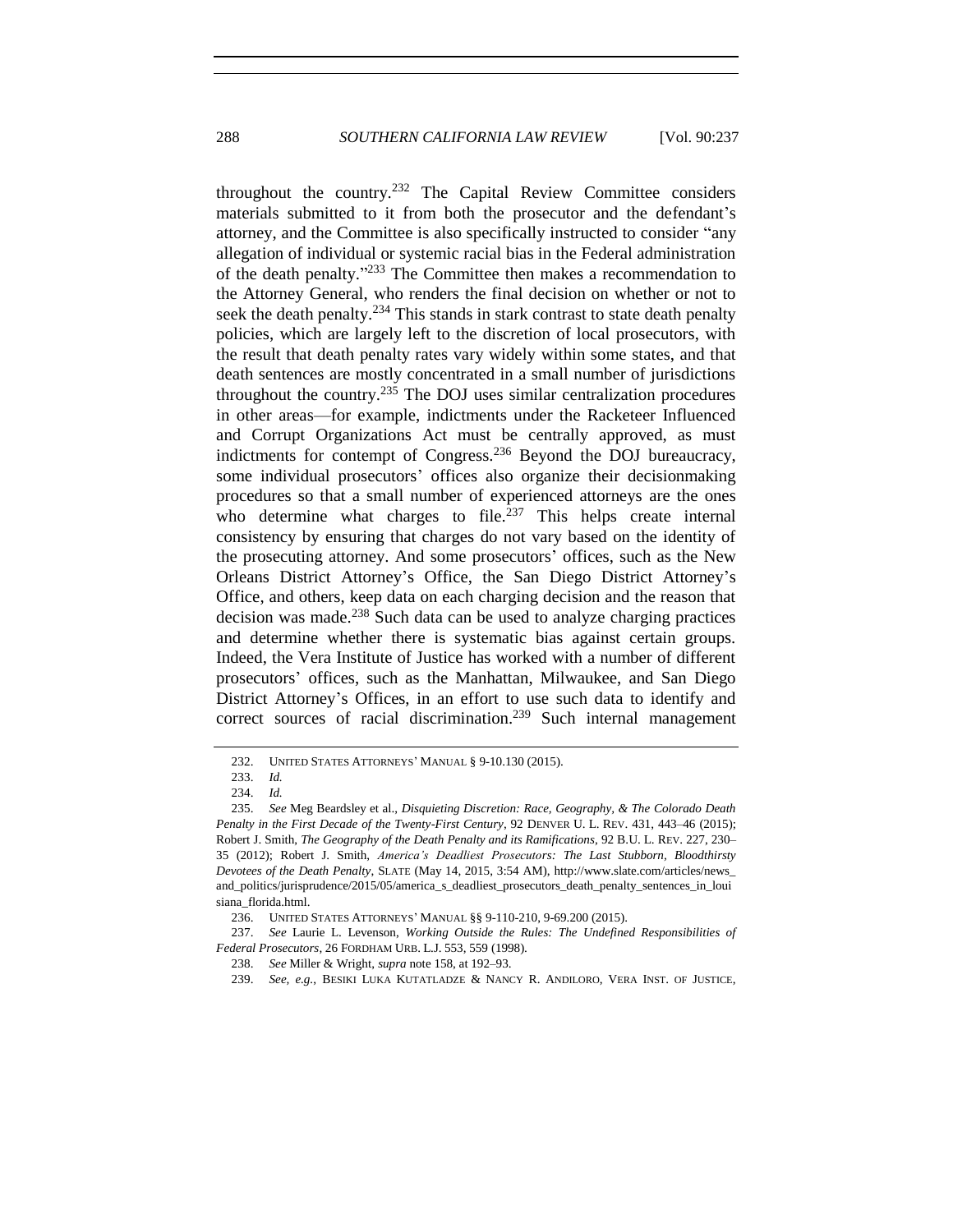throughout the country.[232] The Capital Review Committee considers materials submitted to it from both the prosecutor and the defendant's attorney, and the Committee is also specifically instructed to consider "any allegation of individual or systemic racial bias in the Federal administration of the death penalty."[233] The Committee then makes a recommendation to the Attorney General, who renders the final decision on whether or not to seek the death penalty.[234] This stands in stark contrast to state death penalty policies, which are largely left to the discretion of local prosecutors, with the result that death penalty rates vary widely within some states, and that death sentences are mostly concentrated in a small number of jurisdictions throughout the country.[235] The DOJ uses similar centralization procedures in other areas—for example, indictments under the Racketeer Influenced and Corrupt Organizations Act must be centrally approved, as must indictments for contempt of Congress.[236] Beyond the DOJ bureaucracy, some individual prosecutors' offices also organize their decisionmaking procedures so that a small number of experienced attorneys are the ones who determine what charges to file.[237] This helps create internal consistency by ensuring that charges do not vary based on the identity of the prosecuting attorney. And some prosecutors' offices, such as the New Orleans District Attorney's Office, the San Diego District Attorney's Office, and others, keep data on each charging decision and the reason that decision was made.[238] Such data can be used to analyze charging practices and determine whether there is systematic bias against certain groups. Indeed, the Vera Institute of Justice has worked with a number of different prosecutors' offices, such as the Manhattan, Milwaukee, and San Diego District Attorney's Offices, in an effort to use such data to identify and correct sources of racial discrimination.[239] Such internal management

232. UNITED STATES ATTORNEYS' MANUAL § 9-10.130 (2015).

233. *Id.*

234. *Id.*

235. *See* Meg Beardsley et al., *Disquieting Discretion: Race, Geography, & The Colorado Death Penalty in the First Decade of the Twenty-First Century*, 92 DENVER U. L. REV. 431, 443–46 (2015); Robert J. Smith, *The Geography of the Death Penalty and its Ramifications*, 92 B.U. L. REV. 227, 230–35 (2012); Robert J. Smith, *America's Deadliest Prosecutors: The Last Stubborn, Bloodthirsty Devotees of the Death Penalty*, SLATE (May 14, 2015, 3:54 AM), http://www.slate.com/articles/news_and_politics/jurisprudence/2015/05/america_s_deadliest_prosecutors_death_penalty_sentences_in_louisiana_florida.html.

236. UNITED STATES ATTORNEYS' MANUAL §§ 9-110-210, 9-69.200 (2015).

237. *See* Laurie L. Levenson, *Working Outside the Rules: The Undefined Responsibilities of Federal Prosecutors*, 26 FORDHAM URB. L.J. 553, 559 (1998).

238. *See* Miller & Wright, *supra* note 158, at 192–93.

239. *See, e.g.*, BESIKI LUKA KUTATLADZE & NANCY R. ANDILORO, VERA INST. OF JUSTICE,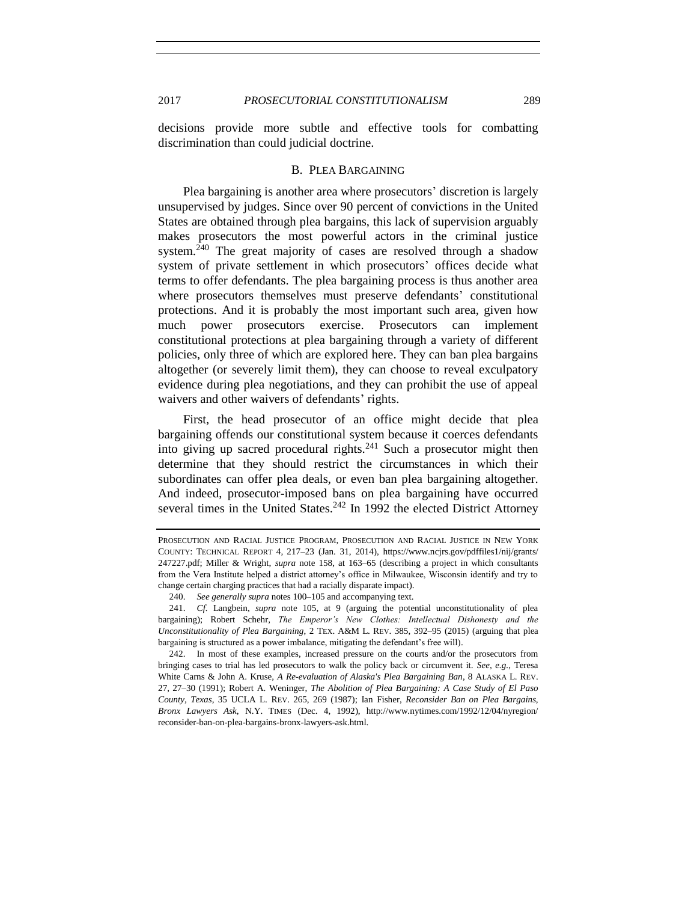decisions provide more subtle and effective tools for combatting discrimination than could judicial doctrine.

### B. PLEA BARGAINING

Plea bargaining is another area where prosecutors' discretion is largely unsupervised by judges. Since over 90 percent of convictions in the United States are obtained through plea bargains, this lack of supervision arguably makes prosecutors the most powerful actors in the criminal justice system.[240] The great majority of cases are resolved through a shadow system of private settlement in which prosecutors' offices decide what terms to offer defendants. The plea bargaining process is thus another area where prosecutors themselves must preserve defendants' constitutional protections. And it is probably the most important such area, given how much power prosecutors exercise. Prosecutors can implement constitutional protections at plea bargaining through a variety of different policies, only three of which are explored here. They can ban plea bargains altogether (or severely limit them), they can choose to reveal exculpatory evidence during plea negotiations, and they can prohibit the use of appeal waivers and other waivers of defendants' rights.

First, the head prosecutor of an office might decide that plea bargaining offends our constitutional system because it coerces defendants into giving up sacred procedural rights.[241] Such a prosecutor might then determine that they should restrict the circumstances in which their subordinates can offer plea deals, or even ban plea bargaining altogether. And indeed, prosecutor-imposed bans on plea bargaining have occurred several times in the United States.[242] In 1992 the elected District Attorney

---

PROSECUTION AND RACIAL JUSTICE PROGRAM, PROSECUTION AND RACIAL JUSTICE IN NEW YORK COUNTY: TECHNICAL REPORT 4, 217–23 (Jan. 31, 2014), https://www.ncjrs.gov/pdffiles1/nij/grants/247227.pdf; Miller & Wright, *supra* note 158, at 163–65 (describing a project in which consultants from the Vera Institute helped a district attorney's office in Milwaukee, Wisconsin identify and try to change certain charging practices that had a racially disparate impact).

240. *See generally supra* notes 100–105 and accompanying text.

241. *Cf.* Langbein, *supra* note 105, at 9 (arguing the potential unconstitutionality of plea bargaining); Robert Schehr, *The Emperor's New Clothes: Intellectual Dishonesty and the Unconstitutionality of Plea Bargaining*, 2 TEX. A&M L. REV. 385, 392–95 (2015) (arguing that plea bargaining is structured as a power imbalance, mitigating the defendant's free will).

242. In most of these examples, increased pressure on the courts and/or the prosecutors from bringing cases to trial has led prosecutors to walk the policy back or circumvent it. *See, e.g.*, Teresa White Carns & John A. Kruse, *A Re-evaluation of Alaska's Plea Bargaining Ban*, 8 ALASKA L. REV. 27, 27–30 (1991); Robert A. Weninger, *The Abolition of Plea Bargaining: A Case Study of El Paso County, Texas*, 35 UCLA L. REV. 265, 269 (1987); Ian Fisher, *Reconsider Ban on Plea Bargains, Bronx Lawyers Ask*, N.Y. TIMES (Dec. 4, 1992), http://www.nytimes.com/1992/12/04/nyregion/reconsider-ban-on-plea-bargains-bronx-lawyers-ask.html.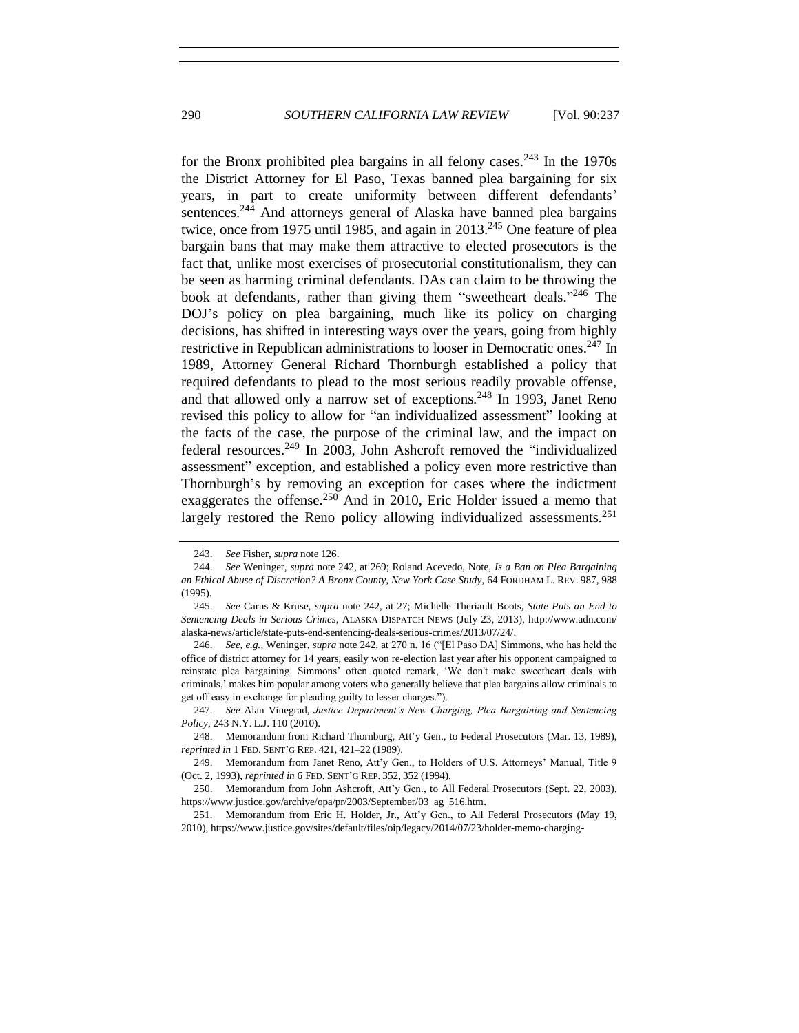for the Bronx prohibited plea bargains in all felony cases.[243] In the 1970s the District Attorney for El Paso, Texas banned plea bargaining for six years, in part to create uniformity between different defendants' sentences.[244] And attorneys general of Alaska have banned plea bargains twice, once from 1975 until 1985, and again in 2013.[245] One feature of plea bargain bans that may make them attractive to elected prosecutors is the fact that, unlike most exercises of prosecutorial constitutionalism, they can be seen as harming criminal defendants. DAs can claim to be throwing the book at defendants, rather than giving them "sweetheart deals."[246] The DOJ's policy on plea bargaining, much like its policy on charging decisions, has shifted in interesting ways over the years, going from highly restrictive in Republican administrations to looser in Democratic ones.[247] In 1989, Attorney General Richard Thornburgh established a policy that required defendants to plead to the most serious readily provable offense, and that allowed only a narrow set of exceptions.[248] In 1993, Janet Reno revised this policy to allow for "an individualized assessment" looking at the facts of the case, the purpose of the criminal law, and the impact on federal resources.[249] In 2003, John Ashcroft removed the "individualized assessment" exception, and established a policy even more restrictive than Thornburgh's by removing an exception for cases where the indictment exaggerates the offense.[250] And in 2010, Eric Holder issued a memo that largely restored the Reno policy allowing individualized assessments.[251]

---

243. *See* Fisher, *supra* note 126.

244. *See* Weninger, *supra* note 242, at 269; Roland Acevedo, Note, *Is a Ban on Plea Bargaining an Ethical Abuse of Discretion? A Bronx County, New York Case Study*, 64 FORDHAM L. REV. 987, 988 (1995).

245. *See* Carns & Kruse, *supra* note 242, at 27; Michelle Theriault Boots, *State Puts an End to Sentencing Deals in Serious Crimes*, ALASKA DISPATCH NEWS (July 23, 2013), http://www.adn.com/alaska-news/article/state-puts-end-sentencing-deals-serious-crimes/2013/07/24/.

246. *See, e.g.*, Weninger, *supra* note 242, at 270 n. 16 ("[El Paso DA] Simmons, who has held the office of district attorney for 14 years, easily won re-election last year after his opponent campaigned to reinstate plea bargaining. Simmons' often quoted remark, 'We don't make sweetheart deals with criminals,' makes him popular among voters who generally believe that plea bargains allow criminals to get off easy in exchange for pleading guilty to lesser charges.").

247. *See* Alan Vinegrad, *Justice Department's New Charging, Plea Bargaining and Sentencing Policy*, 243 N.Y. L.J. 110 (2010).

248. Memorandum from Richard Thornburg, Att'y Gen., to Federal Prosecutors (Mar. 13, 1989), *reprinted in* 1 FED. SENT'G REP. 421, 421–22 (1989).

249. Memorandum from Janet Reno, Att'y Gen., to Holders of U.S. Attorneys' Manual, Title 9 (Oct. 2, 1993), *reprinted in* 6 FED. SENT'G REP. 352, 352 (1994).

250. Memorandum from John Ashcroft, Att'y Gen., to All Federal Prosecutors (Sept. 22, 2003), https://www.justice.gov/archive/opa/pr/2003/September/03_ag_516.htm.

251. Memorandum from Eric H. Holder, Jr., Att'y Gen., to All Federal Prosecutors (May 19, 2010), https://www.justice.gov/sites/default/files/oip/legacy/2014/07/23/holder-memo-charging-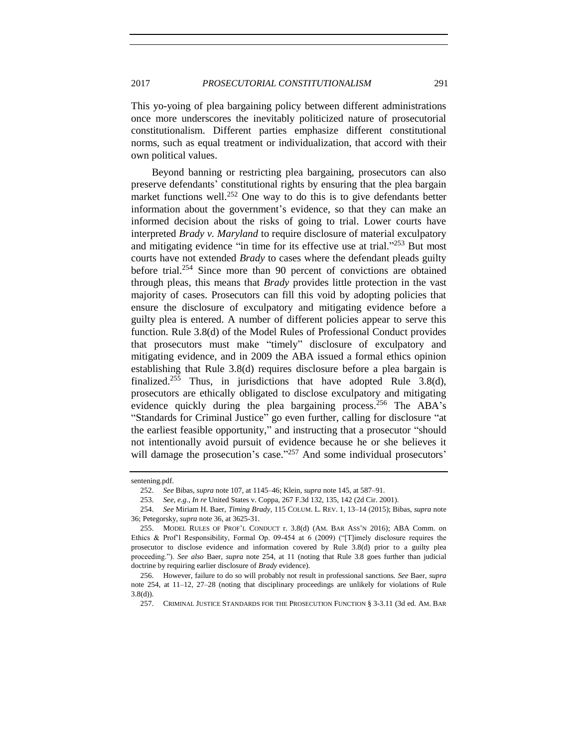This yo-yoing of plea bargaining policy between different administrations once more underscores the inevitably politicized nature of prosecutorial constitutionalism. Different parties emphasize different constitutional norms, such as equal treatment or individualization, that accord with their own political values.

Beyond banning or restricting plea bargaining, prosecutors can also preserve defendants' constitutional rights by ensuring that the plea bargain market functions well.[252] One way to do this is to give defendants better information about the government's evidence, so that they can make an informed decision about the risks of going to trial. Lower courts have interpreted *Brady v. Maryland* to require disclosure of material exculpatory and mitigating evidence "in time for its effective use at trial."[253] But most courts have not extended *Brady* to cases where the defendant pleads guilty before trial.[254] Since more than 90 percent of convictions are obtained through pleas, this means that *Brady* provides little protection in the vast majority of cases. Prosecutors can fill this void by adopting policies that ensure the disclosure of exculpatory and mitigating evidence before a guilty plea is entered. A number of different policies appear to serve this function. Rule 3.8(d) of the Model Rules of Professional Conduct provides that prosecutors must make "timely" disclosure of exculpatory and mitigating evidence, and in 2009 the ABA issued a formal ethics opinion establishing that Rule 3.8(d) requires disclosure before a plea bargain is finalized.[255] Thus, in jurisdictions that have adopted Rule 3.8(d), prosecutors are ethically obligated to disclose exculpatory and mitigating evidence quickly during the plea bargaining process.[256] The ABA's "Standards for Criminal Justice" go even further, calling for disclosure "at the earliest feasible opportunity," and instructing that a prosecutor "should not intentionally avoid pursuit of evidence because he or she believes it will damage the prosecution's case."[257] And some individual prosecutors'

---

sentening.pdf.

252. *See* Bibas, *supra* note 107, at 1145–46; Klein, *supra* note 145, at 587–91.

253. *See, e.g.*, *In re* United States v. Coppa, 267 F.3d 132, 135, 142 (2d Cir. 2001).

254. *See* Miriam H. Baer, *Timing Brady*, 115 COLUM. L. REV. 1, 13–14 (2015); Bibas, *supra* note 36; Petegorsky, *supra* note 36, at 3625-31.

255. MODEL RULES OF PROF'L CONDUCT r. 3.8(d) (AM. BAR ASS'N 2016); ABA Comm. on Ethics & Prof'l Responsibility, Formal Op. 09-454 at 6 (2009) ("[T]imely disclosure requires the prosecutor to disclose evidence and information covered by Rule 3.8(d) prior to a guilty plea proceeding."). *See also* Baer, *supra* note 254, at 11 (noting that Rule 3.8 goes further than judicial doctrine by requiring earlier disclosure of *Brady* evidence).

256. However, failure to do so will probably not result in professional sanctions. *See* Baer, *supra* note 254, at 11–12, 27–28 (noting that disciplinary proceedings are unlikely for violations of Rule 3.8(d)).

257. CRIMINAL JUSTICE STANDARDS FOR THE PROSECUTION FUNCTION § 3-3.11 (3d ed. AM. BAR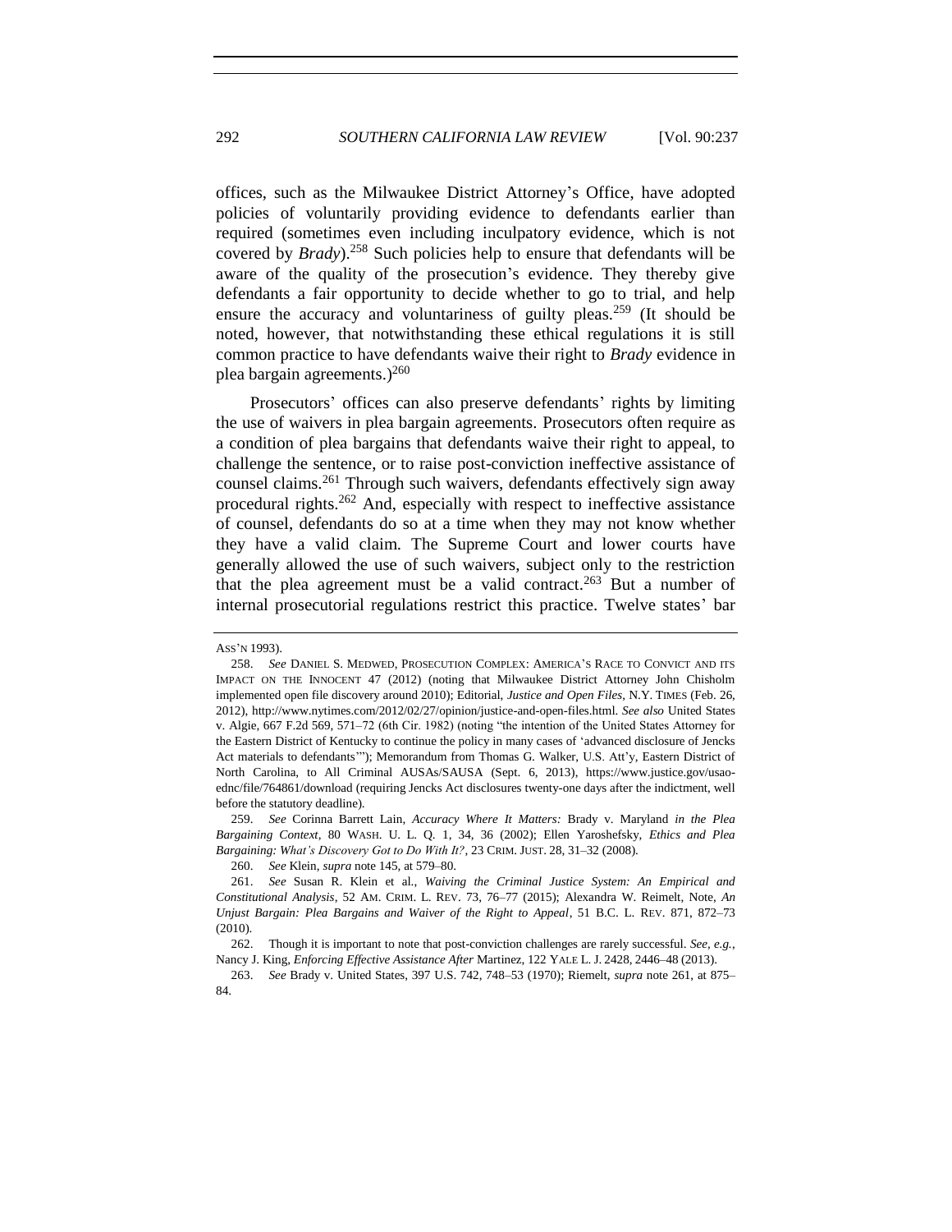offices, such as the Milwaukee District Attorney's Office, have adopted policies of voluntarily providing evidence to defendants earlier than required (sometimes even including inculpatory evidence, which is not covered by *Brady*).[258] Such policies help to ensure that defendants will be aware of the quality of the prosecution's evidence. They thereby give defendants a fair opportunity to decide whether to go to trial, and help ensure the accuracy and voluntariness of guilty pleas.[259] (It should be noted, however, that notwithstanding these ethical regulations it is still common practice to have defendants waive their right to *Brady* evidence in plea bargain agreements.)[260]

Prosecutors' offices can also preserve defendants' rights by limiting the use of waivers in plea bargain agreements. Prosecutors often require as a condition of plea bargains that defendants waive their right to appeal, to challenge the sentence, or to raise post-conviction ineffective assistance of counsel claims.[261] Through such waivers, defendants effectively sign away procedural rights.[262] And, especially with respect to ineffective assistance of counsel, defendants do so at a time when they may not know whether they have a valid claim. The Supreme Court and lower courts have generally allowed the use of such waivers, subject only to the restriction that the plea agreement must be a valid contract.[263] But a number of internal prosecutorial regulations restrict this practice. Twelve states' bar

---

ASS'N 1993).

258. *See* DANIEL S. MEDWED, PROSECUTION COMPLEX: AMERICA'S RACE TO CONVICT AND ITS IMPACT ON THE INNOCENT 47 (2012) (noting that Milwaukee District Attorney John Chisholm implemented open file discovery around 2010); Editorial, *Justice and Open Files*, N.Y. TIMES (Feb. 26, 2012), http://www.nytimes.com/2012/02/27/opinion/justice-and-open-files.html. *See also* United States v. Algie, 667 F.2d 569, 571–72 (6th Cir. 1982) (noting "the intention of the United States Attorney for the Eastern District of Kentucky to continue the policy in many cases of 'advanced disclosure of Jencks Act materials to defendants'"); Memorandum from Thomas G. Walker, U.S. Att'y, Eastern District of North Carolina, to All Criminal AUSAs/SAUSA (Sept. 6, 2013), https://www.justice.gov/usao-ednc/file/764861/download (requiring Jencks Act disclosures twenty-one days after the indictment, well before the statutory deadline).

259. *See* Corinna Barrett Lain, *Accuracy Where It Matters:* Brady v. Maryland *in the Plea Bargaining Context*, 80 WASH. U. L. Q. 1, 34, 36 (2002); Ellen Yaroshefsky, *Ethics and Plea Bargaining: What's Discovery Got to Do With It?*, 23 CRIM. JUST. 28, 31–32 (2008).

260. *See* Klein, *supra* note 145, at 579–80.

261. *See* Susan R. Klein et al., *Waiving the Criminal Justice System: An Empirical and Constitutional Analysis*, 52 AM. CRIM. L. REV. 73, 76–77 (2015); Alexandra W. Reimelt, Note, *An Unjust Bargain: Plea Bargains and Waiver of the Right to Appeal*, 51 B.C. L. REV. 871, 872–73 (2010).

262. Though it is important to note that post-conviction challenges are rarely successful. *See, e.g.*, Nancy J. King, *Enforcing Effective Assistance After* Martinez, 122 YALE L. J. 2428, 2446–48 (2013).

263. *See* Brady v. United States, 397 U.S. 742, 748–53 (1970); Riemelt, *supra* note 261, at 875–84.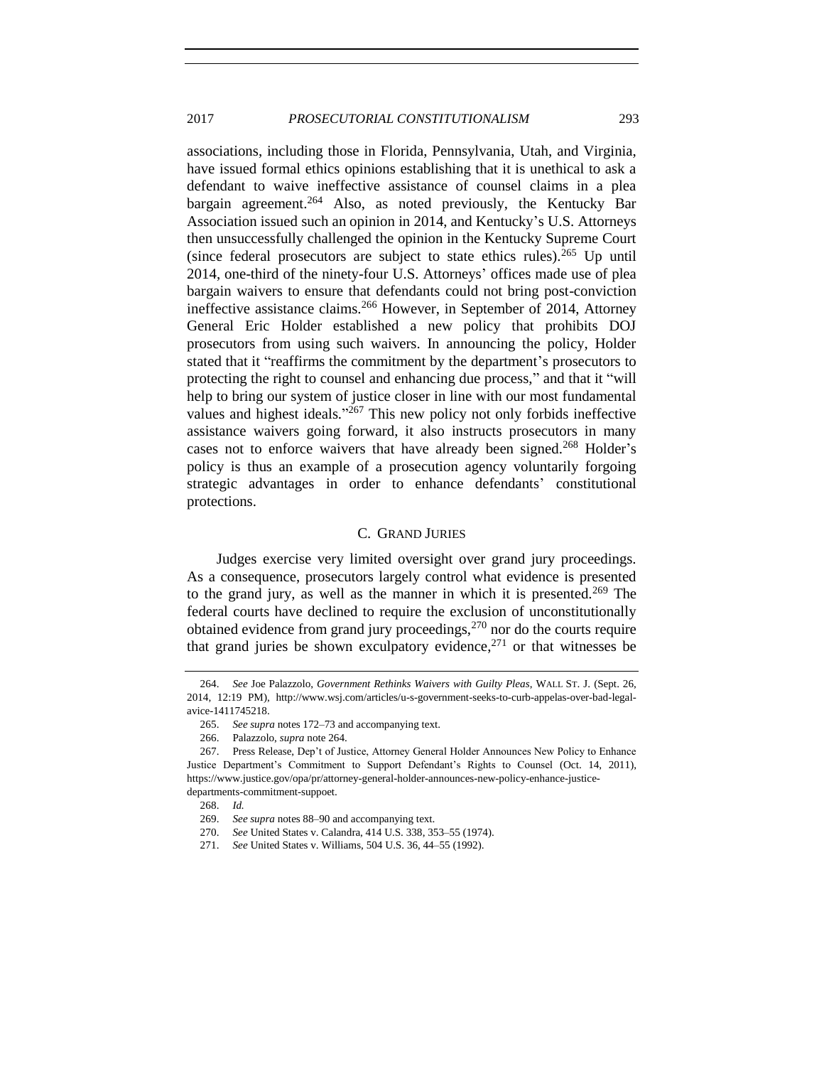associations, including those in Florida, Pennsylvania, Utah, and Virginia, have issued formal ethics opinions establishing that it is unethical to ask a defendant to waive ineffective assistance of counsel claims in a plea bargain agreement.[264] Also, as noted previously, the Kentucky Bar Association issued such an opinion in 2014, and Kentucky's U.S. Attorneys then unsuccessfully challenged the opinion in the Kentucky Supreme Court (since federal prosecutors are subject to state ethics rules).[265] Up until 2014, one-third of the ninety-four U.S. Attorneys' offices made use of plea bargain waivers to ensure that defendants could not bring post-conviction ineffective assistance claims.[266] However, in September of 2014, Attorney General Eric Holder established a new policy that prohibits DOJ prosecutors from using such waivers. In announcing the policy, Holder stated that it "reaffirms the commitment by the department's prosecutors to protecting the right to counsel and enhancing due process," and that it "will help to bring our system of justice closer in line with our most fundamental values and highest ideals."[267] This new policy not only forbids ineffective assistance waivers going forward, it also instructs prosecutors in many cases not to enforce waivers that have already been signed.[268] Holder's policy is thus an example of a prosecution agency voluntarily forgoing strategic advantages in order to enhance defendants' constitutional protections.

### C. GRAND JURIES

Judges exercise very limited oversight over grand jury proceedings. As a consequence, prosecutors largely control what evidence is presented to the grand jury, as well as the manner in which it is presented.[269] The federal courts have declined to require the exclusion of unconstitutionally obtained evidence from grand jury proceedings,[270] nor do the courts require that grand juries be shown exculpatory evidence,[271] or that witnesses be

---

264. *See* Joe Palazzolo, *Government Rethinks Waivers with Guilty Pleas*, WALL ST. J. (Sept. 26, 2014, 12:19 PM), http://www.wsj.com/articles/u-s-government-seeks-to-curb-appelas-over-bad-legal-avice-1411745218.

265. *See supra* notes 172–73 and accompanying text.

266. Palazzolo, *supra* note 264.

267. Press Release, Dep't of Justice, Attorney General Holder Announces New Policy to Enhance Justice Department's Commitment to Support Defendant's Rights to Counsel (Oct. 14, 2011), https://www.justice.gov/opa/pr/attorney-general-holder-announces-new-policy-enhance-justice-departments-commitment-suppoet.

268. *Id.*

269. *See supra* notes 88–90 and accompanying text.

270. *See* United States v. Calandra, 414 U.S. 338, 353–55 (1974).

271. *See* United States v. Williams, 504 U.S. 36, 44–55 (1992).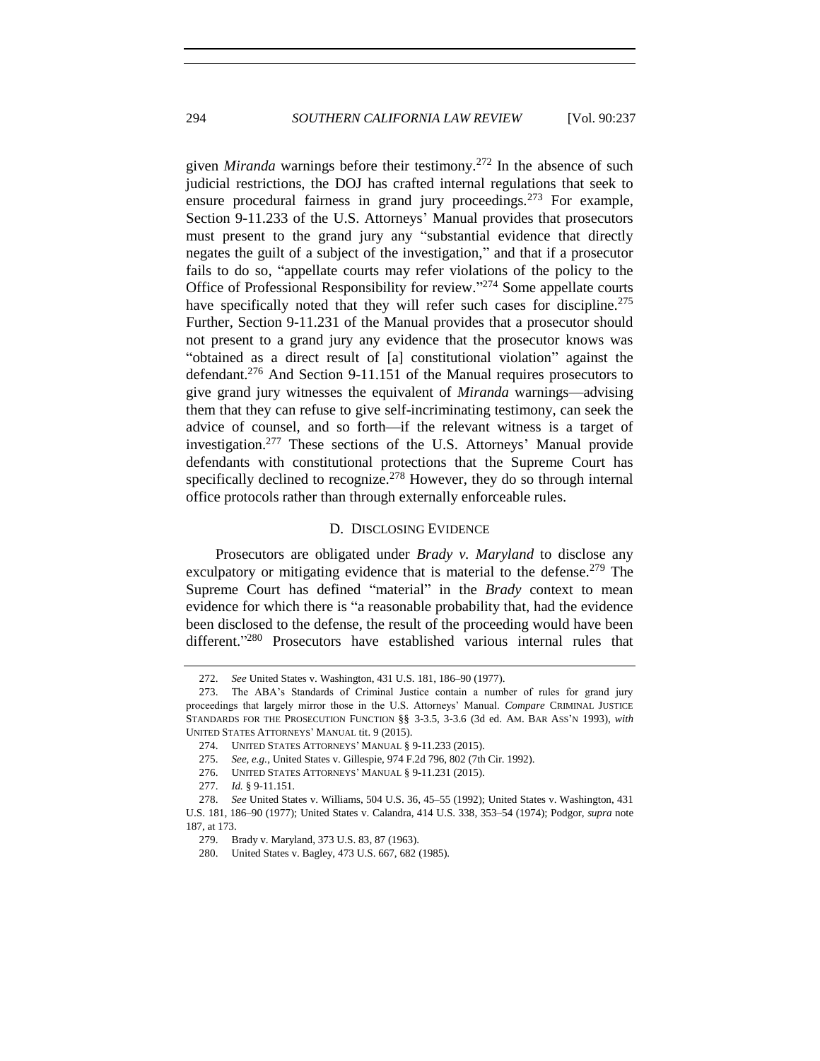given *Miranda* warnings before their testimony.[272] In the absence of such judicial restrictions, the DOJ has crafted internal regulations that seek to ensure procedural fairness in grand jury proceedings.[273] For example, Section 9-11.233 of the U.S. Attorneys' Manual provides that prosecutors must present to the grand jury any "substantial evidence that directly negates the guilt of a subject of the investigation," and that if a prosecutor fails to do so, "appellate courts may refer violations of the policy to the Office of Professional Responsibility for review."[274] Some appellate courts have specifically noted that they will refer such cases for discipline.[275] Further, Section 9-11.231 of the Manual provides that a prosecutor should not present to a grand jury any evidence that the prosecutor knows was "obtained as a direct result of [a] constitutional violation" against the defendant.[276] And Section 9-11.151 of the Manual requires prosecutors to give grand jury witnesses the equivalent of *Miranda* warnings—advising them that they can refuse to give self-incriminating testimony, can seek the advice of counsel, and so forth—if the relevant witness is a target of investigation.[277] These sections of the U.S. Attorneys' Manual provide defendants with constitutional protections that the Supreme Court has specifically declined to recognize.[278] However, they do so through internal office protocols rather than through externally enforceable rules.

### D. Disclosing Evidence

Prosecutors are obligated under *Brady v. Maryland* to disclose any exculpatory or mitigating evidence that is material to the defense.[279] The Supreme Court has defined "material" in the *Brady* context to mean evidence for which there is "a reasonable probability that, had the evidence been disclosed to the defense, the result of the proceeding would have been different."[280] Prosecutors have established various internal rules that

---

272. *See* United States v. Washington, 431 U.S. 181, 186–90 (1977).

273. The ABA's Standards of Criminal Justice contain a number of rules for grand jury proceedings that largely mirror those in the U.S. Attorneys' Manual. *Compare* Criminal Justice Standards for the Prosecution Function §§ 3-3.5, 3-3.6 (3d ed. Am. Bar Ass'n 1993), *with* United States Attorneys' Manual tit. 9 (2015).

274. United States Attorneys' Manual § 9-11.233 (2015).

275. *See, e.g.*, United States v. Gillespie, 974 F.2d 796, 802 (7th Cir. 1992).

276. United States Attorneys' Manual § 9-11.231 (2015).

277. *Id.* § 9-11.151.

278. *See* United States v. Williams, 504 U.S. 36, 45–55 (1992); United States v. Washington, 431 U.S. 181, 186–90 (1977); United States v. Calandra, 414 U.S. 338, 353–54 (1974); Podgor, *supra* note 187, at 173.

279. Brady v. Maryland, 373 U.S. 83, 87 (1963).

280. United States v. Bagley, 473 U.S. 667, 682 (1985).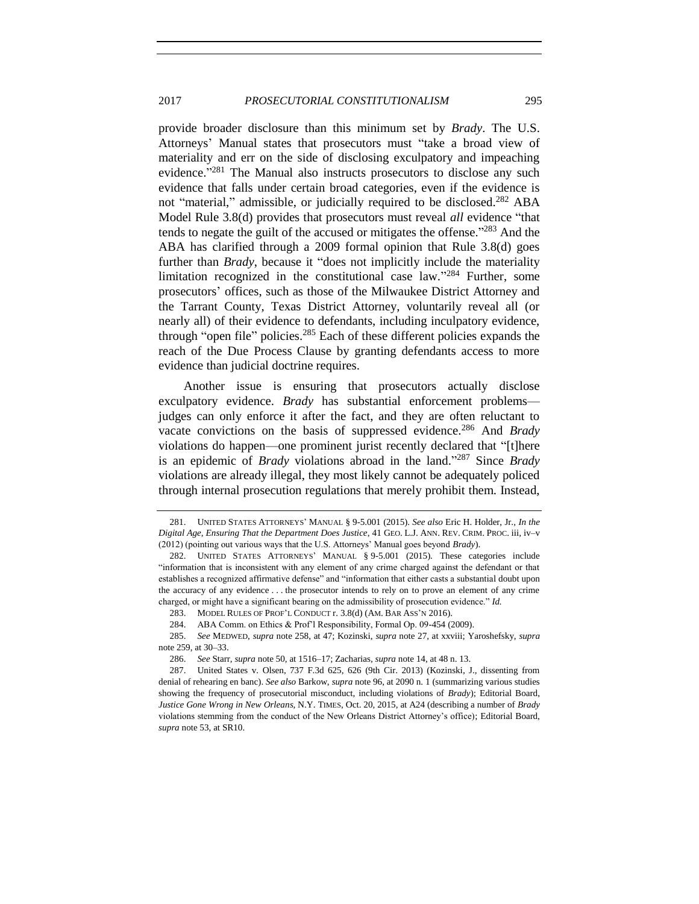provide broader disclosure than this minimum set by *Brady*. The U.S. Attorneys' Manual states that prosecutors must "take a broad view of materiality and err on the side of disclosing exculpatory and impeaching evidence."[281] The Manual also instructs prosecutors to disclose any such evidence that falls under certain broad categories, even if the evidence is not "material," admissible, or judicially required to be disclosed.[282] ABA Model Rule 3.8(d) provides that prosecutors must reveal *all* evidence "that tends to negate the guilt of the accused or mitigates the offense."[283] And the ABA has clarified through a 2009 formal opinion that Rule 3.8(d) goes further than *Brady*, because it "does not implicitly include the materiality limitation recognized in the constitutional case law."[284] Further, some prosecutors' offices, such as those of the Milwaukee District Attorney and the Tarrant County, Texas District Attorney, voluntarily reveal all (or nearly all) of their evidence to defendants, including inculpatory evidence, through "open file" policies.[285] Each of these different policies expands the reach of the Due Process Clause by granting defendants access to more evidence than judicial doctrine requires.

Another issue is ensuring that prosecutors actually disclose exculpatory evidence. *Brady* has substantial enforcement problems—judges can only enforce it after the fact, and they are often reluctant to vacate convictions on the basis of suppressed evidence.[286] And *Brady* violations do happen—one prominent jurist recently declared that "[t]here is an epidemic of *Brady* violations abroad in the land."[287] Since *Brady* violations are already illegal, they most likely cannot be adequately policed through internal prosecution regulations that merely prohibit them. Instead,

---

281. UNITED STATES ATTORNEYS' MANUAL § 9-5.001 (2015). *See also* Eric H. Holder, Jr., *In the Digital Age, Ensuring That the Department Does Justice*, 41 GEO. L.J. ANN. REV. CRIM. PROC. iii, iv–v (2012) (pointing out various ways that the U.S. Attorneys' Manual goes beyond *Brady*).

282. UNITED STATES ATTORNEYS' MANUAL § 9-5.001 (2015). These categories include "information that is inconsistent with any element of any crime charged against the defendant or that establishes a recognized affirmative defense" and "information that either casts a substantial doubt upon the accuracy of any evidence . . . the prosecutor intends to rely on to prove an element of any crime charged, or might have a significant bearing on the admissibility of prosecution evidence." *Id.*

283. MODEL RULES OF PROF'L CONDUCT r. 3.8(d) (AM. BAR ASS'N 2016).

284. ABA Comm. on Ethics & Prof'l Responsibility, Formal Op. 09-454 (2009).

285. *See* MEDWED, *supra* note 258, at 47; Kozinski, *supra* note 27, at xxviii; Yaroshefsky, *supra* note 259, at 30–33.

286. *See* Starr, *supra* note 50, at 1516–17; Zacharias, *supra* note 14, at 48 n. 13.

287. United States v. Olsen, 737 F.3d 625, 626 (9th Cir. 2013) (Kozinski, J., dissenting from denial of rehearing en banc). *See also* Barkow, *supra* note 96, at 2090 n. 1 (summarizing various studies showing the frequency of prosecutorial misconduct, including violations of *Brady*); Editorial Board, *Justice Gone Wrong in New Orleans*, N.Y. TIMES, Oct. 20, 2015, at A24 (describing a number of *Brady* violations stemming from the conduct of the New Orleans District Attorney's office); Editorial Board, *supra* note 53, at SR10.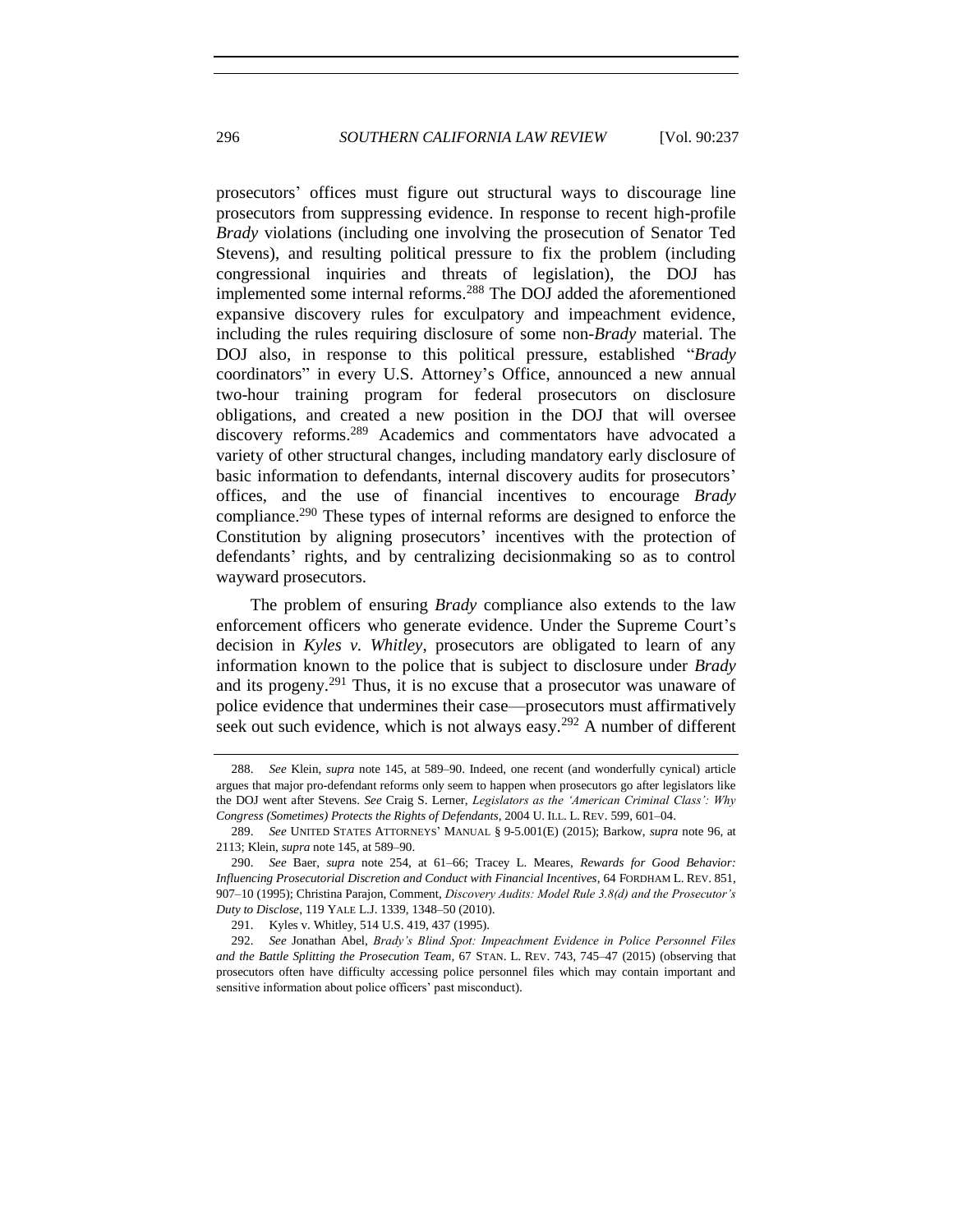prosecutors' offices must figure out structural ways to discourage line prosecutors from suppressing evidence. In response to recent high-profile *Brady* violations (including one involving the prosecution of Senator Ted Stevens), and resulting political pressure to fix the problem (including congressional inquiries and threats of legislation), the DOJ has implemented some internal reforms.[288] The DOJ added the aforementioned expansive discovery rules for exculpatory and impeachment evidence, including the rules requiring disclosure of some non-*Brady* material. The DOJ also, in response to this political pressure, established "*Brady* coordinators" in every U.S. Attorney's Office, announced a new annual two-hour training program for federal prosecutors on disclosure obligations, and created a new position in the DOJ that will oversee discovery reforms.[289] Academics and commentators have advocated a variety of other structural changes, including mandatory early disclosure of basic information to defendants, internal discovery audits for prosecutors' offices, and the use of financial incentives to encourage *Brady* compliance.[290] These types of internal reforms are designed to enforce the Constitution by aligning prosecutors' incentives with the protection of defendants' rights, and by centralizing decisionmaking so as to control wayward prosecutors.

The problem of ensuring *Brady* compliance also extends to the law enforcement officers who generate evidence. Under the Supreme Court's decision in *Kyles v. Whitley*, prosecutors are obligated to learn of any information known to the police that is subject to disclosure under *Brady* and its progeny.[291] Thus, it is no excuse that a prosecutor was unaware of police evidence that undermines their case—prosecutors must affirmatively seek out such evidence, which is not always easy.[292] A number of different

---

288. *See* Klein, *supra* note 145, at 589–90. Indeed, one recent (and wonderfully cynical) article argues that major pro-defendant reforms only seem to happen when prosecutors go after legislators like the DOJ went after Stevens. *See* Craig S. Lerner, *Legislators as the 'American Criminal Class': Why Congress (Sometimes) Protects the Rights of Defendants*, 2004 U. ILL. L. REV. 599, 601–04.

289. *See* UNITED STATES ATTORNEYS' MANUAL § 9-5.001(E) (2015); Barkow, *supra* note 96, at 2113; Klein, *supra* note 145, at 589–90.

290. *See* Baer, *supra* note 254, at 61–66; Tracey L. Meares, *Rewards for Good Behavior: Influencing Prosecutorial Discretion and Conduct with Financial Incentives*, 64 FORDHAM L. REV. 851, 907–10 (1995); Christina Parajon, Comment, *Discovery Audits: Model Rule 3.8(d) and the Prosecutor's Duty to Disclose*, 119 YALE L.J. 1339, 1348–50 (2010).

291. Kyles v. Whitley, 514 U.S. 419, 437 (1995).

292. *See* Jonathan Abel, *Brady's Blind Spot: Impeachment Evidence in Police Personnel Files and the Battle Splitting the Prosecution Team*, 67 STAN. L. REV. 743, 745–47 (2015) (observing that prosecutors often have difficulty accessing police personnel files which may contain important and sensitive information about police officers' past misconduct).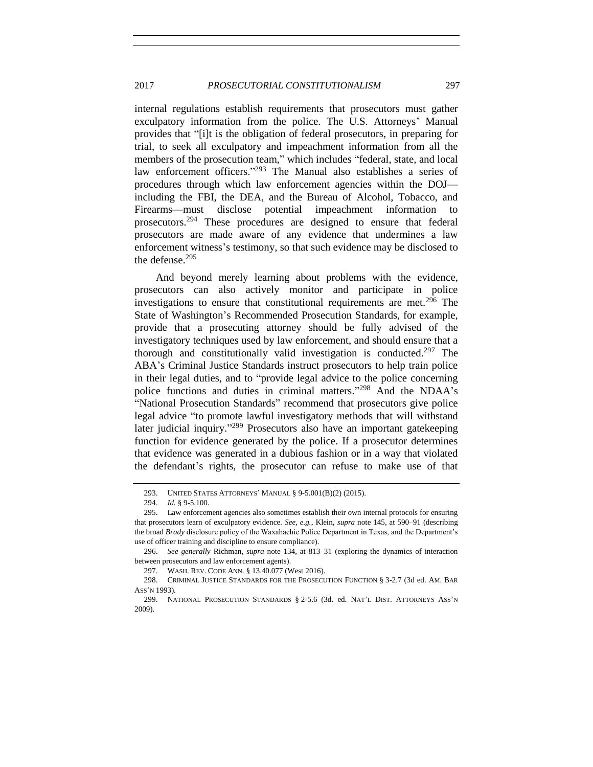internal regulations establish requirements that prosecutors must gather exculpatory information from the police. The U.S. Attorneys' Manual provides that "[i]t is the obligation of federal prosecutors, in preparing for trial, to seek all exculpatory and impeachment information from all the members of the prosecution team," which includes "federal, state, and local law enforcement officers."[293] The Manual also establishes a series of procedures through which law enforcement agencies within the DOJ—including the FBI, the DEA, and the Bureau of Alcohol, Tobacco, and Firearms—must disclose potential impeachment information to prosecutors.[294] These procedures are designed to ensure that federal prosecutors are made aware of any evidence that undermines a law enforcement witness's testimony, so that such evidence may be disclosed to the defense.[295]

And beyond merely learning about problems with the evidence, prosecutors can also actively monitor and participate in police investigations to ensure that constitutional requirements are met.[296] The State of Washington's Recommended Prosecution Standards, for example, provide that a prosecuting attorney should be fully advised of the investigatory techniques used by law enforcement, and should ensure that a thorough and constitutionally valid investigation is conducted.[297] The ABA's Criminal Justice Standards instruct prosecutors to help train police in their legal duties, and to "provide legal advice to the police concerning police functions and duties in criminal matters."[298] And the NDAA's "National Prosecution Standards" recommend that prosecutors give police legal advice "to promote lawful investigatory methods that will withstand later judicial inquiry."[299] Prosecutors also have an important gatekeeping function for evidence generated by the police. If a prosecutor determines that evidence was generated in a dubious fashion or in a way that violated the defendant's rights, the prosecutor can refuse to make use of that

---

293. UNITED STATES ATTORNEYS' MANUAL § 9-5.001(B)(2) (2015).

294. *Id.* § 9-5.100.

295. Law enforcement agencies also sometimes establish their own internal protocols for ensuring that prosecutors learn of exculpatory evidence. *See, e.g.*, Klein, *supra* note 145, at 590–91 (describing the broad *Brady* disclosure policy of the Waxahachie Police Department in Texas, and the Department's use of officer training and discipline to ensure compliance).

296. *See generally* Richman, *supra* note 134, at 813–31 (exploring the dynamics of interaction between prosecutors and law enforcement agents).

297. WASH. REV. CODE ANN. § 13.40.077 (West 2016).

298. CRIMINAL JUSTICE STANDARDS FOR THE PROSECUTION FUNCTION § 3-2.7 (3d ed. AM. BAR ASS'N 1993).

299. NATIONAL PROSECUTION STANDARDS § 2-5.6 (3d. ed. NAT'L DIST. ATTORNEYS ASS'N 2009).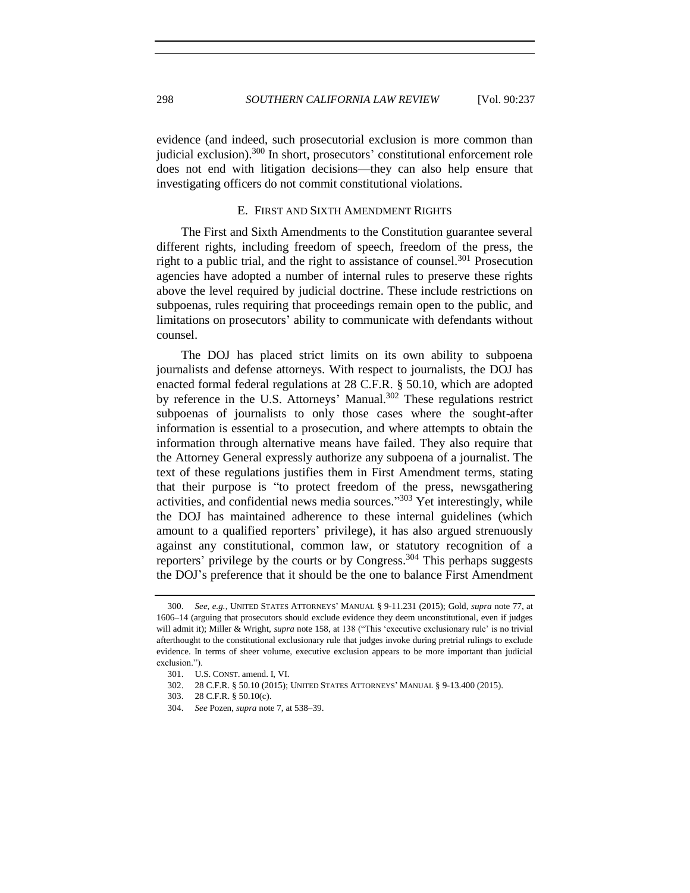evidence (and indeed, such prosecutorial exclusion is more common than judicial exclusion).[300] In short, prosecutors' constitutional enforcement role does not end with litigation decisions—they can also help ensure that investigating officers do not commit constitutional violations.

### E. FIRST AND SIXTH AMENDMENT RIGHTS

The First and Sixth Amendments to the Constitution guarantee several different rights, including freedom of speech, freedom of the press, the right to a public trial, and the right to assistance of counsel.[301] Prosecution agencies have adopted a number of internal rules to preserve these rights above the level required by judicial doctrine. These include restrictions on subpoenas, rules requiring that proceedings remain open to the public, and limitations on prosecutors' ability to communicate with defendants without counsel.

The DOJ has placed strict limits on its own ability to subpoena journalists and defense attorneys. With respect to journalists, the DOJ has enacted formal federal regulations at 28 C.F.R. § 50.10, which are adopted by reference in the U.S. Attorneys' Manual.[302] These regulations restrict subpoenas of journalists to only those cases where the sought-after information is essential to a prosecution, and where attempts to obtain the information through alternative means have failed. They also require that the Attorney General expressly authorize any subpoena of a journalist. The text of these regulations justifies them in First Amendment terms, stating that their purpose is "to protect freedom of the press, newsgathering activities, and confidential news media sources."[303] Yet interestingly, while the DOJ has maintained adherence to these internal guidelines (which amount to a qualified reporters' privilege), it has also argued strenuously against any constitutional, common law, or statutory recognition of a reporters' privilege by the courts or by Congress.[304] This perhaps suggests the DOJ's preference that it should be the one to balance First Amendment

---

300. *See, e.g.*, UNITED STATES ATTORNEYS' MANUAL § 9-11.231 (2015); Gold, *supra* note 77, at 1606–14 (arguing that prosecutors should exclude evidence they deem unconstitutional, even if judges will admit it); Miller & Wright, *supra* note 158, at 138 ("This 'executive exclusionary rule' is no trivial afterthought to the constitutional exclusionary rule that judges invoke during pretrial rulings to exclude evidence. In terms of sheer volume, executive exclusion appears to be more important than judicial exclusion.").

301. U.S. CONST. amend. I, VI.

302. 28 C.F.R. § 50.10 (2015); UNITED STATES ATTORNEYS' MANUAL § 9-13.400 (2015).

303. 28 C.F.R. § 50.10(c).

304. *See* Pozen, *supra* note 7, at 538–39.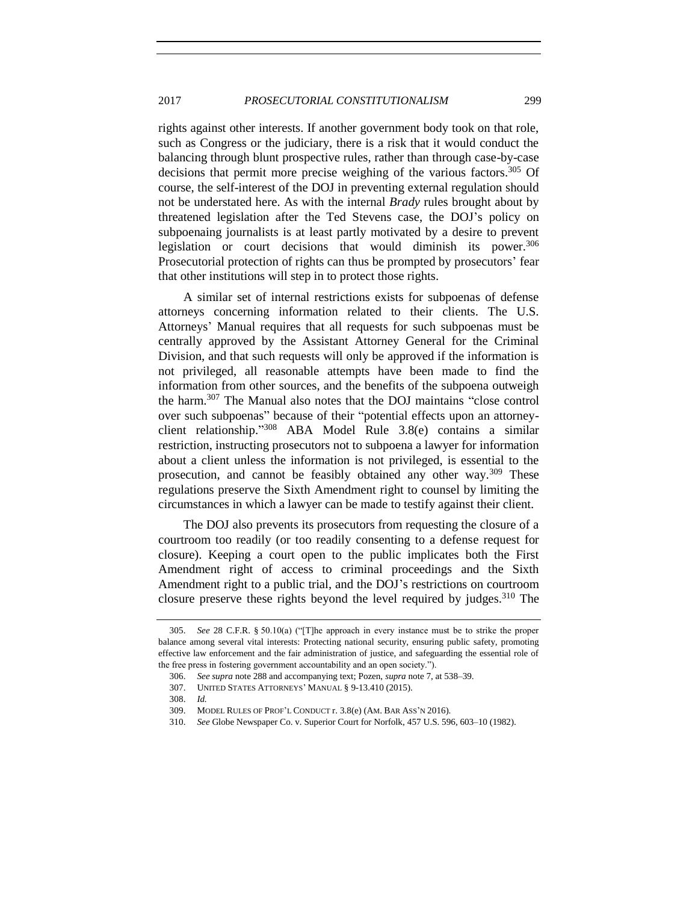rights against other interests. If another government body took on that role, such as Congress or the judiciary, there is a risk that it would conduct the balancing through blunt prospective rules, rather than through case-by-case decisions that permit more precise weighing of the various factors.[305] Of course, the self-interest of the DOJ in preventing external regulation should not be understated here. As with the internal *Brady* rules brought about by threatened legislation after the Ted Stevens case, the DOJ's policy on subpoenaing journalists is at least partly motivated by a desire to prevent legislation or court decisions that would diminish its power.[306] Prosecutorial protection of rights can thus be prompted by prosecutors' fear that other institutions will step in to protect those rights.

A similar set of internal restrictions exists for subpoenas of defense attorneys concerning information related to their clients. The U.S. Attorneys' Manual requires that all requests for such subpoenas must be centrally approved by the Assistant Attorney General for the Criminal Division, and that such requests will only be approved if the information is not privileged, all reasonable attempts have been made to find the information from other sources, and the benefits of the subpoena outweigh the harm.[307] The Manual also notes that the DOJ maintains "close control over such subpoenas" because of their "potential effects upon an attorney-client relationship."[308] ABA Model Rule 3.8(e) contains a similar restriction, instructing prosecutors not to subpoena a lawyer for information about a client unless the information is not privileged, is essential to the prosecution, and cannot be feasibly obtained any other way.[309] These regulations preserve the Sixth Amendment right to counsel by limiting the circumstances in which a lawyer can be made to testify against their client.

The DOJ also prevents its prosecutors from requesting the closure of a courtroom too readily (or too readily consenting to a defense request for closure). Keeping a court open to the public implicates both the First Amendment right of access to criminal proceedings and the Sixth Amendment right to a public trial, and the DOJ's restrictions on courtroom closure preserve these rights beyond the level required by judges.[310] The

---

305. *See* 28 C.F.R. § 50.10(a) ("[T]he approach in every instance must be to strike the proper balance among several vital interests: Protecting national security, ensuring public safety, promoting effective law enforcement and the fair administration of justice, and safeguarding the essential role of the free press in fostering government accountability and an open society.").

306. *See supra* note 288 and accompanying text; Pozen, *supra* note 7, at 538–39.

307. UNITED STATES ATTORNEYS' MANUAL § 9-13.410 (2015).

308. *Id.*

309. MODEL RULES OF PROF'L CONDUCT r. 3.8(e) (AM. BAR ASS'N 2016).

310. *See* Globe Newspaper Co. v. Superior Court for Norfolk, 457 U.S. 596, 603–10 (1982).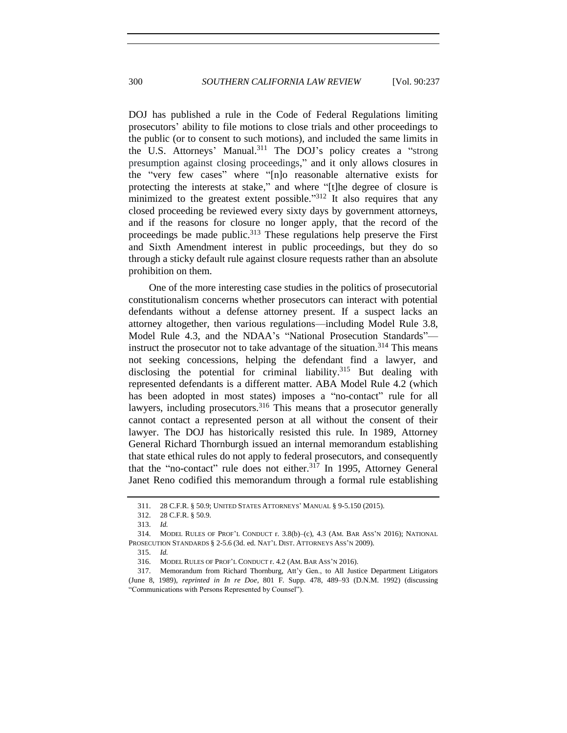DOJ has published a rule in the Code of Federal Regulations limiting prosecutors' ability to file motions to close trials and other proceedings to the public (or to consent to such motions), and included the same limits in the U.S. Attorneys' Manual.[311] The DOJ's policy creates a "strong presumption against closing proceedings," and it only allows closures in the "very few cases" where "[n]o reasonable alternative exists for protecting the interests at stake," and where "[t]he degree of closure is minimized to the greatest extent possible."[312] It also requires that any closed proceeding be reviewed every sixty days by government attorneys, and if the reasons for closure no longer apply, that the record of the proceedings be made public.[313] These regulations help preserve the First and Sixth Amendment interest in public proceedings, but they do so through a sticky default rule against closure requests rather than an absolute prohibition on them.

One of the more interesting case studies in the politics of prosecutorial constitutionalism concerns whether prosecutors can interact with potential defendants without a defense attorney present. If a suspect lacks an attorney altogether, then various regulations—including Model Rule 3.8, Model Rule 4.3, and the NDAA's "National Prosecution Standards"—instruct the prosecutor not to take advantage of the situation.[314] This means not seeking concessions, helping the defendant find a lawyer, and disclosing the potential for criminal liability.[315] But dealing with represented defendants is a different matter. ABA Model Rule 4.2 (which has been adopted in most states) imposes a "no-contact" rule for all lawyers, including prosecutors.[316] This means that a prosecutor generally cannot contact a represented person at all without the consent of their lawyer. The DOJ has historically resisted this rule. In 1989, Attorney General Richard Thornburgh issued an internal memorandum establishing that state ethical rules do not apply to federal prosecutors, and consequently that the "no-contact" rule does not either.[317] In 1995, Attorney General Janet Reno codified this memorandum through a formal rule establishing

---

311. 28 C.F.R. § 50.9; UNITED STATES ATTORNEYS' MANUAL § 9-5.150 (2015).

312. 28 C.F.R. § 50.9.

313. *Id.*

314. MODEL RULES OF PROF'L CONDUCT r. 3.8(b)–(c), 4.3 (AM. BAR ASS'N 2016); NATIONAL PROSECUTION STANDARDS § 2-5.6 (3d. ed. NAT'L DIST. ATTORNEYS ASS'N 2009).

315. *Id.*

316. MODEL RULES OF PROF'L CONDUCT r. 4.2 (AM. BAR ASS'N 2016).

317. Memorandum from Richard Thornburg, Att'y Gen., to All Justice Department Litigators (June 8, 1989), *reprinted in In re Doe*, 801 F. Supp. 478, 489–93 (D.N.M. 1992) (discussing "Communications with Persons Represented by Counsel").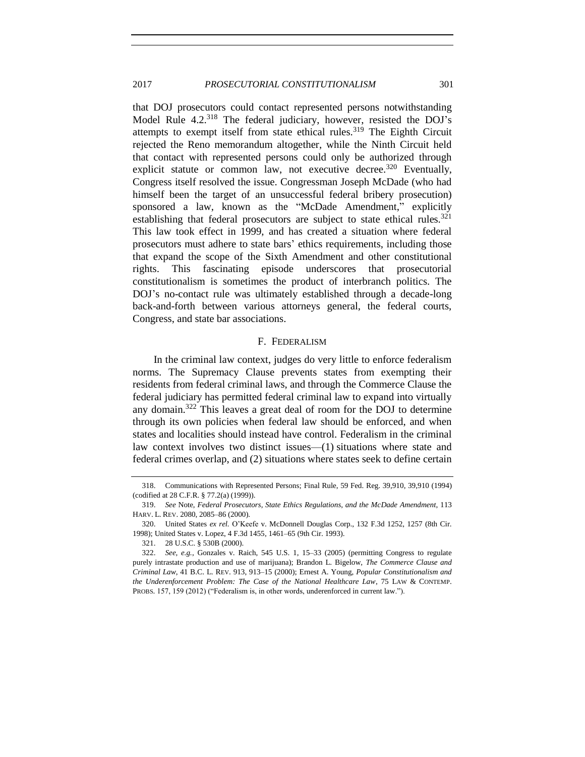that DOJ prosecutors could contact represented persons notwithstanding Model Rule 4.2.[318] The federal judiciary, however, resisted the DOJ's attempts to exempt itself from state ethical rules.[319] The Eighth Circuit rejected the Reno memorandum altogether, while the Ninth Circuit held that contact with represented persons could only be authorized through explicit statute or common law, not executive decree.[320] Eventually, Congress itself resolved the issue. Congressman Joseph McDade (who had himself been the target of an unsuccessful federal bribery prosecution) sponsored a law, known as the "McDade Amendment," explicitly establishing that federal prosecutors are subject to state ethical rules.[321] This law took effect in 1999, and has created a situation where federal prosecutors must adhere to state bars' ethics requirements, including those that expand the scope of the Sixth Amendment and other constitutional rights. This fascinating episode underscores that prosecutorial constitutionalism is sometimes the product of interbranch politics. The DOJ's no-contact rule was ultimately established through a decade-long back-and-forth between various attorneys general, the federal courts, Congress, and state bar associations.

### F. FEDERALISM

In the criminal law context, judges do very little to enforce federalism norms. The Supremacy Clause prevents states from exempting their residents from federal criminal laws, and through the Commerce Clause the federal judiciary has permitted federal criminal law to expand into virtually any domain.[322] This leaves a great deal of room for the DOJ to determine through its own policies when federal law should be enforced, and when states and localities should instead have control. Federalism in the criminal law context involves two distinct issues—(1) situations where state and federal crimes overlap, and (2) situations where states seek to define certain

---

318. Communications with Represented Persons; Final Rule, 59 Fed. Reg. 39,910, 39,910 (1994) (codified at 28 C.F.R. § 77.2(a) (1999)).

319. *See* Note, *Federal Prosecutors, State Ethics Regulations, and the McDade Amendment*, 113 HARV. L. REV. 2080, 2085–86 (2000).

320. United States *ex rel.* O'Keefe v. McDonnell Douglas Corp., 132 F.3d 1252, 1257 (8th Cir. 1998); United States v. Lopez, 4 F.3d 1455, 1461–65 (9th Cir. 1993).

321. 28 U.S.C. § 530B (2000).

322. *See, e.g.*, Gonzales v. Raich, 545 U.S. 1, 15–33 (2005) (permitting Congress to regulate purely intrastate production and use of marijuana); Brandon L. Bigelow, *The Commerce Clause and Criminal Law*, 41 B.C. L. REV. 913, 913–15 (2000); Ernest A. Young, *Popular Constitutionalism and the Underenforcement Problem: The Case of the National Healthcare Law*, 75 LAW & CONTEMP. PROBS. 157, 159 (2012) ("Federalism is, in other words, underenforced in current law.").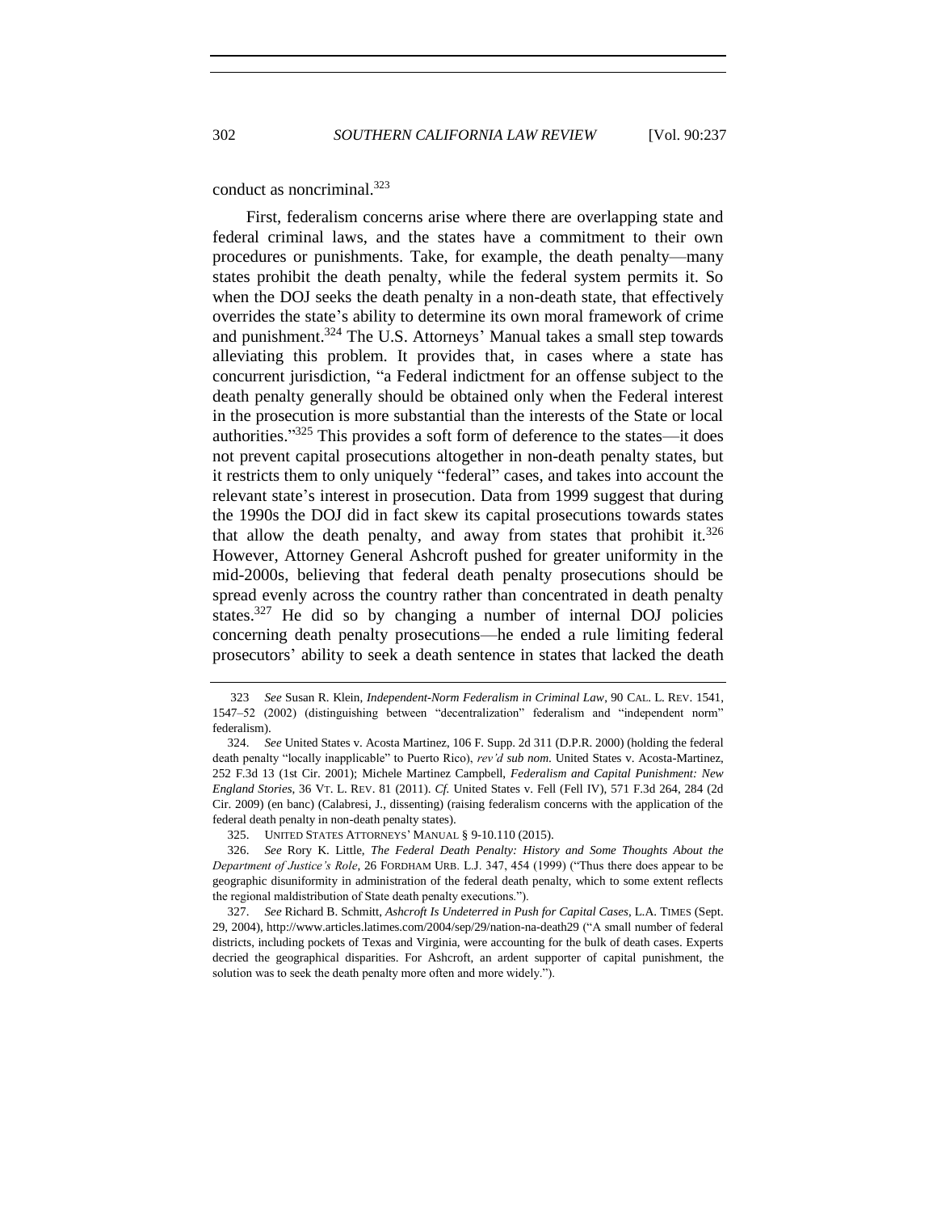conduct as noncriminal.[323]

First, federalism concerns arise where there are overlapping state and federal criminal laws, and the states have a commitment to their own procedures or punishments. Take, for example, the death penalty—many states prohibit the death penalty, while the federal system permits it. So when the DOJ seeks the death penalty in a non-death state, that effectively overrides the state's ability to determine its own moral framework of crime and punishment.[324] The U.S. Attorneys' Manual takes a small step towards alleviating this problem. It provides that, in cases where a state has concurrent jurisdiction, "a Federal indictment for an offense subject to the death penalty generally should be obtained only when the Federal interest in the prosecution is more substantial than the interests of the State or local authorities."[325] This provides a soft form of deference to the states—it does not prevent capital prosecutions altogether in non-death penalty states, but it restricts them to only uniquely "federal" cases, and takes into account the relevant state's interest in prosecution. Data from 1999 suggest that during the 1990s the DOJ did in fact skew its capital prosecutions towards states that allow the death penalty, and away from states that prohibit it.[326] However, Attorney General Ashcroft pushed for greater uniformity in the mid-2000s, believing that federal death penalty prosecutions should be spread evenly across the country rather than concentrated in death penalty states.[327] He did so by changing a number of internal DOJ policies concerning death penalty prosecutions—he ended a rule limiting federal prosecutors' ability to seek a death sentence in states that lacked the death

---

323 *See* Susan R. Klein, *Independent-Norm Federalism in Criminal Law*, 90 CAL. L. REV. 1541, 1547–52 (2002) (distinguishing between "decentralization" federalism and "independent norm" federalism).

324. *See* United States v. Acosta Martinez, 106 F. Supp. 2d 311 (D.P.R. 2000) (holding the federal death penalty "locally inapplicable" to Puerto Rico), *rev'd sub nom.* United States v. Acosta-Martinez, 252 F.3d 13 (1st Cir. 2001); Michele Martinez Campbell, *Federalism and Capital Punishment: New England Stories*, 36 VT. L. REV. 81 (2011). *Cf.* United States v. Fell (Fell IV), 571 F.3d 264, 284 (2d Cir. 2009) (en banc) (Calabresi, J., dissenting) (raising federalism concerns with the application of the federal death penalty in non-death penalty states).

325. UNITED STATES ATTORNEYS' MANUAL § 9-10.110 (2015).

326. *See* Rory K. Little, *The Federal Death Penalty: History and Some Thoughts About the Department of Justice's Role*, 26 FORDHAM URB. L.J. 347, 454 (1999) ("Thus there does appear to be geographic disuniformity in administration of the federal death penalty, which to some extent reflects the regional maldistribution of State death penalty executions.").

327. *See* Richard B. Schmitt, *Ashcroft Is Undeterred in Push for Capital Cases*, L.A. TIMES (Sept. 29, 2004), http://www.articles.latimes.com/2004/sep/29/nation-na-death29 ("A small number of federal districts, including pockets of Texas and Virginia, were accounting for the bulk of death cases. Experts decried the geographical disparities. For Ashcroft, an ardent supporter of capital punishment, the solution was to seek the death penalty more often and more widely.").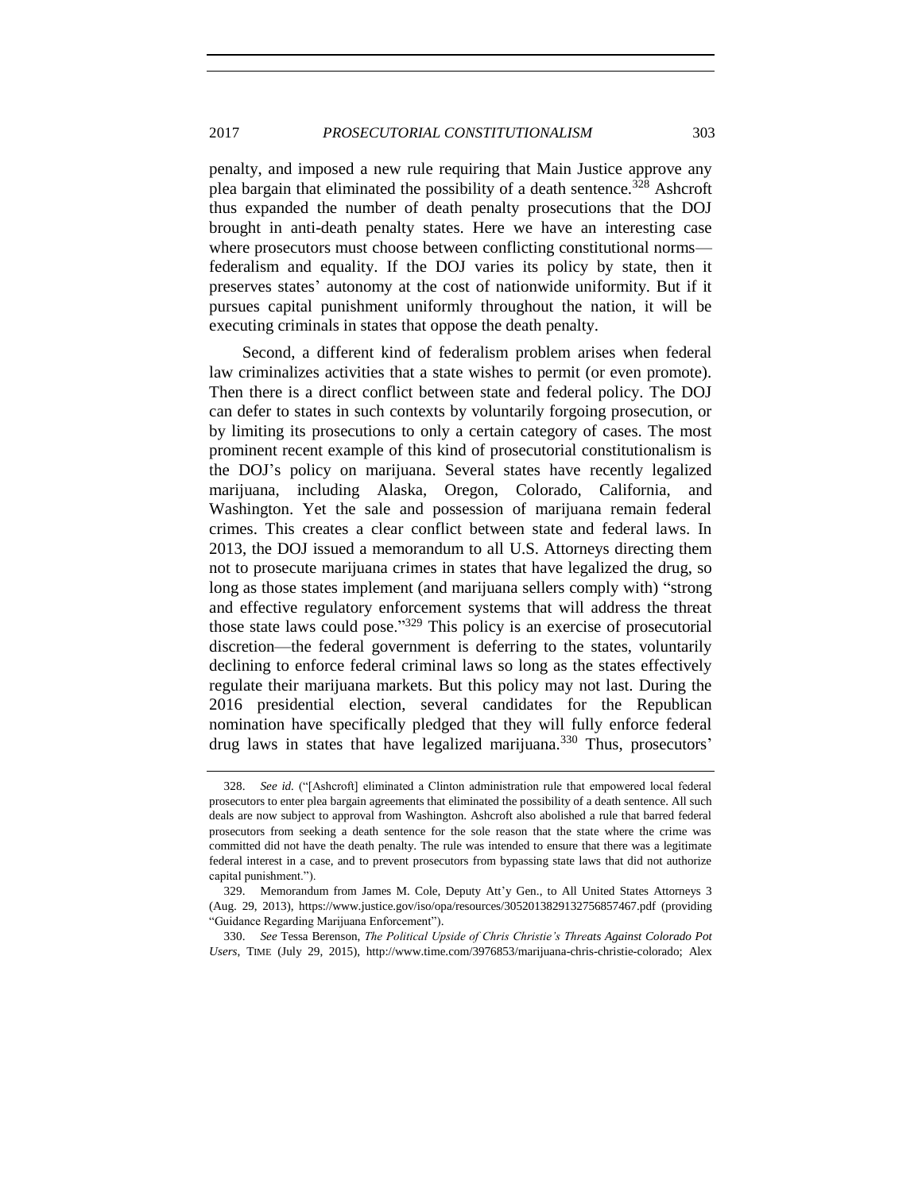penalty, and imposed a new rule requiring that Main Justice approve any plea bargain that eliminated the possibility of a death sentence.[328] Ashcroft thus expanded the number of death penalty prosecutions that the DOJ brought in anti-death penalty states. Here we have an interesting case where prosecutors must choose between conflicting constitutional norms—federalism and equality. If the DOJ varies its policy by state, then it preserves states' autonomy at the cost of nationwide uniformity. But if it pursues capital punishment uniformly throughout the nation, it will be executing criminals in states that oppose the death penalty.

Second, a different kind of federalism problem arises when federal law criminalizes activities that a state wishes to permit (or even promote). Then there is a direct conflict between state and federal policy. The DOJ can defer to states in such contexts by voluntarily forgoing prosecution, or by limiting its prosecutions to only a certain category of cases. The most prominent recent example of this kind of prosecutorial constitutionalism is the DOJ's policy on marijuana. Several states have recently legalized marijuana, including Alaska, Oregon, Colorado, California, and Washington. Yet the sale and possession of marijuana remain federal crimes. This creates a clear conflict between state and federal laws. In 2013, the DOJ issued a memorandum to all U.S. Attorneys directing them not to prosecute marijuana crimes in states that have legalized the drug, so long as those states implement (and marijuana sellers comply with) "strong and effective regulatory enforcement systems that will address the threat those state laws could pose."[329] This policy is an exercise of prosecutorial discretion—the federal government is deferring to the states, voluntarily declining to enforce federal criminal laws so long as the states effectively regulate their marijuana markets. But this policy may not last. During the 2016 presidential election, several candidates for the Republican nomination have specifically pledged that they will fully enforce federal drug laws in states that have legalized marijuana.[330] Thus, prosecutors'

---

328. *See id.* ("[Ashcroft] eliminated a Clinton administration rule that empowered local federal prosecutors to enter plea bargain agreements that eliminated the possibility of a death sentence. All such deals are now subject to approval from Washington. Ashcroft also abolished a rule that barred federal prosecutors from seeking a death sentence for the sole reason that the state where the crime was committed did not have the death penalty. The rule was intended to ensure that there was a legitimate federal interest in a case, and to prevent prosecutors from bypassing state laws that did not authorize capital punishment.").

329. Memorandum from James M. Cole, Deputy Att'y Gen., to All United States Attorneys 3 (Aug. 29, 2013), https://www.justice.gov/iso/opa/resources/3052013829132756857467.pdf (providing "Guidance Regarding Marijuana Enforcement").

330. *See* Tessa Berenson, *The Political Upside of Chris Christie's Threats Against Colorado Pot Users*, TIME (July 29, 2015), http://www.time.com/3976853/marijuana-chris-christie-colorado; Alex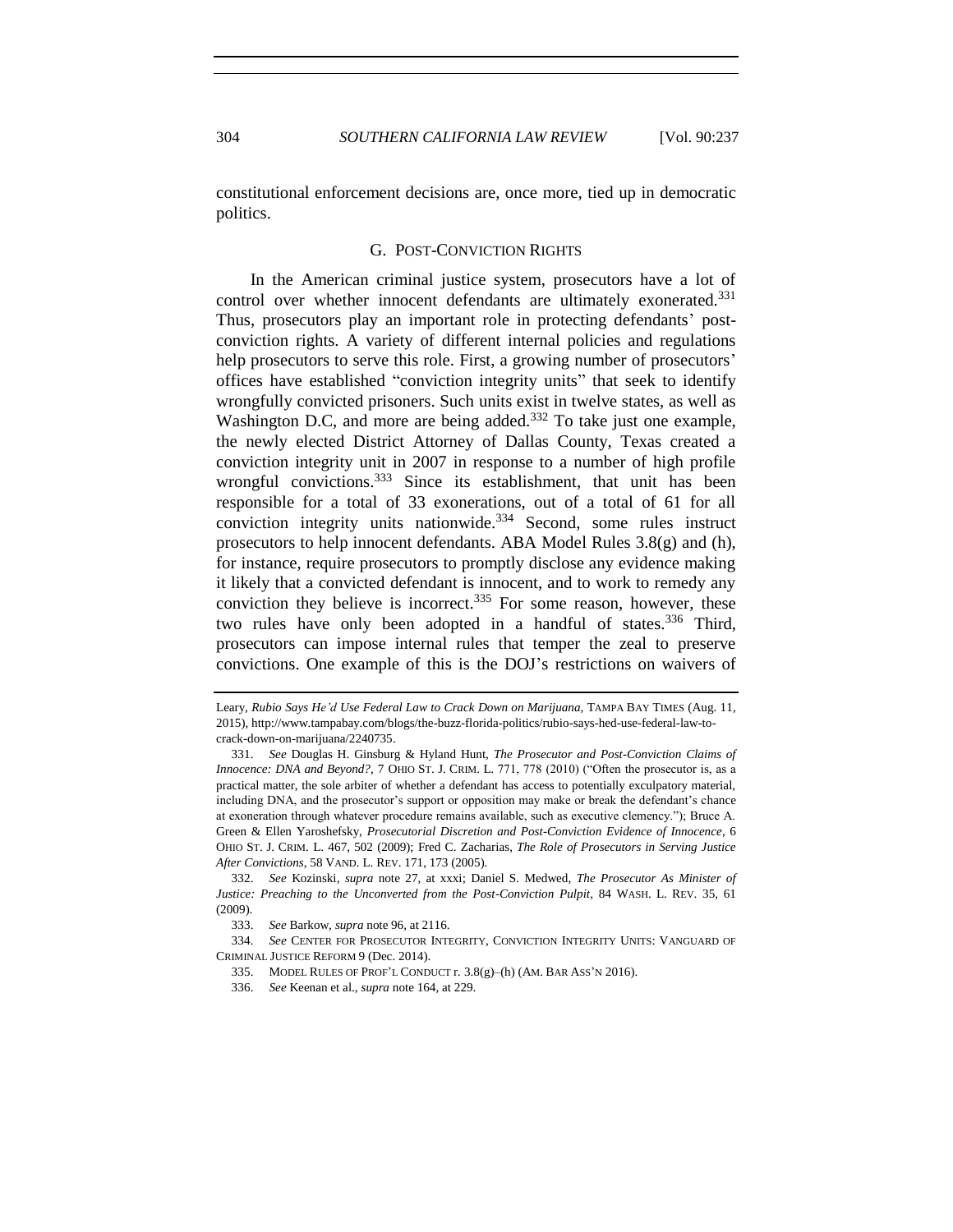constitutional enforcement decisions are, once more, tied up in democratic politics.

### G. POST-CONVICTION RIGHTS

In the American criminal justice system, prosecutors have a lot of control over whether innocent defendants are ultimately exonerated.[331] Thus, prosecutors play an important role in protecting defendants' post-conviction rights. A variety of different internal policies and regulations help prosecutors to serve this role. First, a growing number of prosecutors' offices have established "conviction integrity units" that seek to identify wrongfully convicted prisoners. Such units exist in twelve states, as well as Washington D.C, and more are being added.[332] To take just one example, the newly elected District Attorney of Dallas County, Texas created a conviction integrity unit in 2007 in response to a number of high profile wrongful convictions.[333] Since its establishment, that unit has been responsible for a total of 33 exonerations, out of a total of 61 for all conviction integrity units nationwide.[334] Second, some rules instruct prosecutors to help innocent defendants. ABA Model Rules 3.8(g) and (h), for instance, require prosecutors to promptly disclose any evidence making it likely that a convicted defendant is innocent, and to work to remedy any conviction they believe is incorrect.[335] For some reason, however, these two rules have only been adopted in a handful of states.[336] Third, prosecutors can impose internal rules that temper the zeal to preserve convictions. One example of this is the DOJ's restrictions on waivers of

---

Leary, *Rubio Says He'd Use Federal Law to Crack Down on Marijuana*, TAMPA BAY TIMES (Aug. 11, 2015), http://www.tampabay.com/blogs/the-buzz-florida-politics/rubio-says-hed-use-federal-law-to-crack-down-on-marijuana/2240735.

331. *See* Douglas H. Ginsburg & Hyland Hunt, *The Prosecutor and Post-Conviction Claims of Innocence: DNA and Beyond?*, 7 OHIO ST. J. CRIM. L. 771, 778 (2010) ("Often the prosecutor is, as a practical matter, the sole arbiter of whether a defendant has access to potentially exculpatory material, including DNA, and the prosecutor's support or opposition may make or break the defendant's chance at exoneration through whatever procedure remains available, such as executive clemency."); Bruce A. Green & Ellen Yaroshefsky, *Prosecutorial Discretion and Post-Conviction Evidence of Innocence*, 6 OHIO ST. J. CRIM. L. 467, 502 (2009); Fred C. Zacharias, *The Role of Prosecutors in Serving Justice After Convictions*, 58 VAND. L. REV. 171, 173 (2005).

332. *See* Kozinski, *supra* note 27, at xxxi; Daniel S. Medwed, *The Prosecutor As Minister of Justice: Preaching to the Unconverted from the Post-Conviction Pulpit*, 84 WASH. L. REV. 35, 61 (2009).

333. *See* Barkow, *supra* note 96, at 2116.

334. *See* CENTER FOR PROSECUTOR INTEGRITY, CONVICTION INTEGRITY UNITS: VANGUARD OF CRIMINAL JUSTICE REFORM 9 (Dec. 2014).

335. MODEL RULES OF PROF'L CONDUCT r. 3.8(g)–(h) (AM. BAR ASS'N 2016).

336. *See* Keenan et al., *supra* note 164, at 229.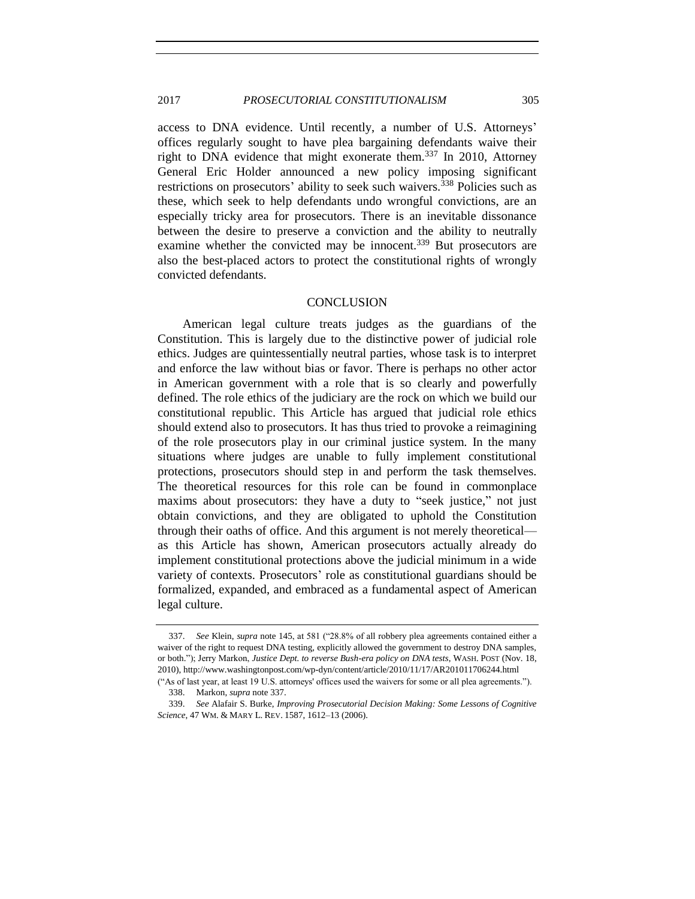access to DNA evidence. Until recently, a number of U.S. Attorneys' offices regularly sought to have plea bargaining defendants waive their right to DNA evidence that might exonerate them.[337] In 2010, Attorney General Eric Holder announced a new policy imposing significant restrictions on prosecutors' ability to seek such waivers.[338] Policies such as these, which seek to help defendants undo wrongful convictions, are an especially tricky area for prosecutors. There is an inevitable dissonance between the desire to preserve a conviction and the ability to neutrally examine whether the convicted may be innocent.[339] But prosecutors are also the best-placed actors to protect the constitutional rights of wrongly convicted defendants.

## CONCLUSION

American legal culture treats judges as the guardians of the Constitution. This is largely due to the distinctive power of judicial role ethics. Judges are quintessentially neutral parties, whose task is to interpret and enforce the law without bias or favor. There is perhaps no other actor in American government with a role that is so clearly and powerfully defined. The role ethics of the judiciary are the rock on which we build our constitutional republic. This Article has argued that judicial role ethics should extend also to prosecutors. It has thus tried to provoke a reimagining of the role prosecutors play in our criminal justice system. In the many situations where judges are unable to fully implement constitutional protections, prosecutors should step in and perform the task themselves. The theoretical resources for this role can be found in commonplace maxims about prosecutors: they have a duty to "seek justice," not just obtain convictions, and they are obligated to uphold the Constitution through their oaths of office. And this argument is not merely theoretical—as this Article has shown, American prosecutors actually already do implement constitutional protections above the judicial minimum in a wide variety of contexts. Prosecutors' role as constitutional guardians should be formalized, expanded, and embraced as a fundamental aspect of American legal culture.

---

337. *See* Klein, *supra* note 145, at 581 ("28.8% of all robbery plea agreements contained either a waiver of the right to request DNA testing, explicitly allowed the government to destroy DNA samples, or both."); Jerry Markon, *Justice Dept. to reverse Bush-era policy on DNA tests*, WASH. POST (Nov. 18, 2010), http://www.washingtonpost.com/wp-dyn/content/article/2010/11/17/AR201011706244.html ("As of last year, at least 19 U.S. attorneys' offices used the waivers for some or all plea agreements.").

338. Markon, *supra* note 337.

339. *See* Alafair S. Burke, *Improving Prosecutorial Decision Making: Some Lessons of Cognitive Science*, 47 WM. & MARY L. REV. 1587, 1612–13 (2006).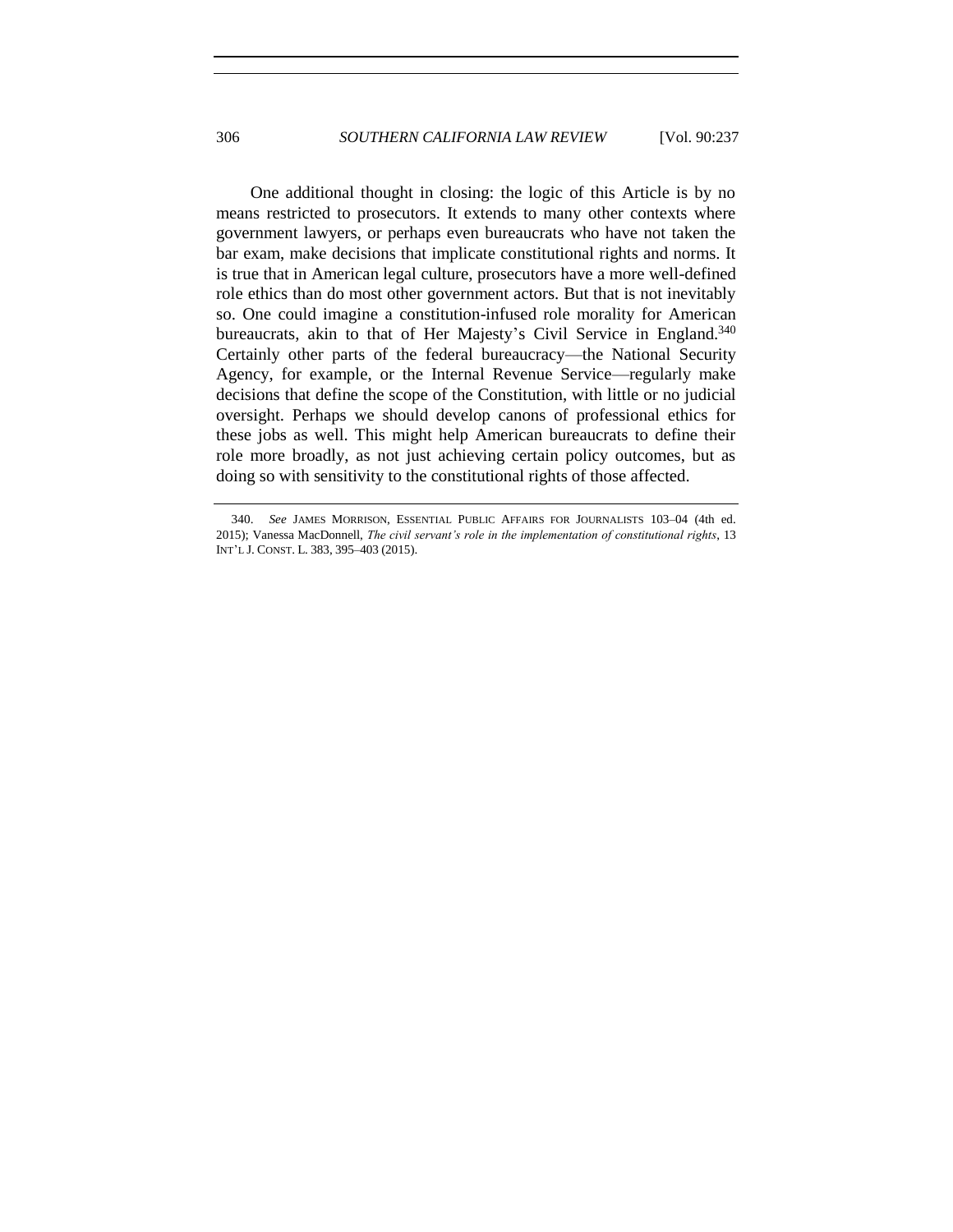One additional thought in closing: the logic of this Article is by no means restricted to prosecutors. It extends to many other contexts where government lawyers, or perhaps even bureaucrats who have not taken the bar exam, make decisions that implicate constitutional rights and norms. It is true that in American legal culture, prosecutors have a more well-defined role ethics than do most other government actors. But that is not inevitably so. One could imagine a constitution-infused role morality for American bureaucrats, akin to that of Her Majesty's Civil Service in England.[340] Certainly other parts of the federal bureaucracy—the National Security Agency, for example, or the Internal Revenue Service—regularly make decisions that define the scope of the Constitution, with little or no judicial oversight. Perhaps we should develop canons of professional ethics for these jobs as well. This might help American bureaucrats to define their role more broadly, as not just achieving certain policy outcomes, but as doing so with sensitivity to the constitutional rights of those affected.

---

340. *See* JAMES MORRISON, ESSENTIAL PUBLIC AFFAIRS FOR JOURNALISTS 103–04 (4th ed. 2015); Vanessa MacDonnell, *The civil servant's role in the implementation of constitutional rights*, 13 INT'L J. CONST. L. 383, 395–403 (2015).